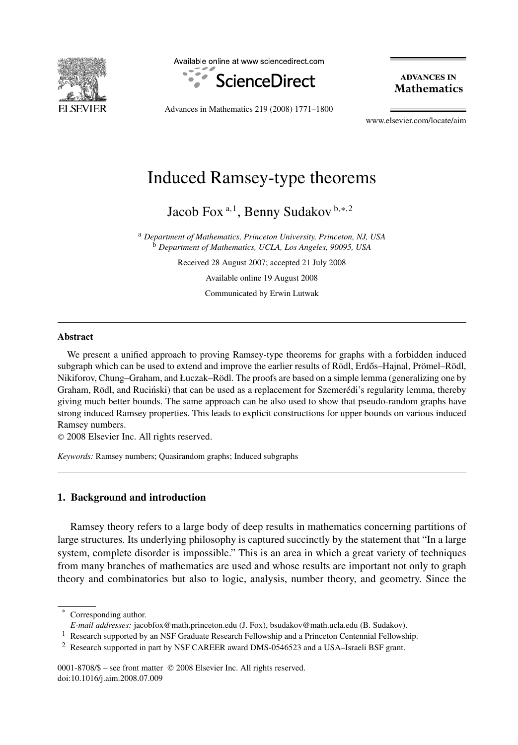# Induced Ramsey-type theorems

Jacob Fox [a,1], Benny Sudakov [b,*,2]

[a] *Department of Mathematics, Princeton University, Princeton, NJ, USA*
[b] *Department of Mathematics, UCLA, Los Angeles, 90095, USA*

Received 28 August 2007; accepted 21 July 2008

Available online 19 August 2008

Communicated by Erwin Lutwak

---

### Abstract

We present a unified approach to proving Ramsey-type theorems for graphs with a forbidden induced subgraph which can be used to extend and improve the earlier results of Rödl, Erdős–Hajnal, Prömel–Rödl, Nikiforov, Chung–Graham, and Łuczak–Rödl. The proofs are based on a simple lemma (generalizing one by Graham, Rödl, and Ruciński) that can be used as a replacement for Szemerédi's regularity lemma, thereby giving much better bounds. The same approach can be also used to show that pseudo-random graphs have strong induced Ramsey properties. This leads to explicit constructions for upper bounds on various induced Ramsey numbers.

© 2008 Elsevier Inc. All rights reserved.

*Keywords:* Ramsey numbers; Quasirandom graphs; Induced subgraphs

---

## 1. Background and introduction

Ramsey theory refers to a large body of deep results in mathematics concerning partitions of large structures. Its underlying philosophy is captured succinctly by the statement that "In a large system, complete disorder is impossible." This is an area in which a great variety of techniques from many branches of mathematics are used and whose results are important not only to graph theory and combinatorics but also to logic, analysis, number theory, and geometry. Since the

---

\* Corresponding author.
*E-mail addresses:* jacobfox@math.princeton.edu (J. Fox), bsudakov@math.ucla.edu (B. Sudakov).

[1] Research supported by an NSF Graduate Research Fellowship and a Princeton Centennial Fellowship.

[2] Research supported in part by NSF CAREER award DMS-0546523 and a USA–Israeli BSF grant.

0001-8708/$ – see front matter © 2008 Elsevier Inc. All rights reserved.
doi:10.1016/j.aim.2008.07.009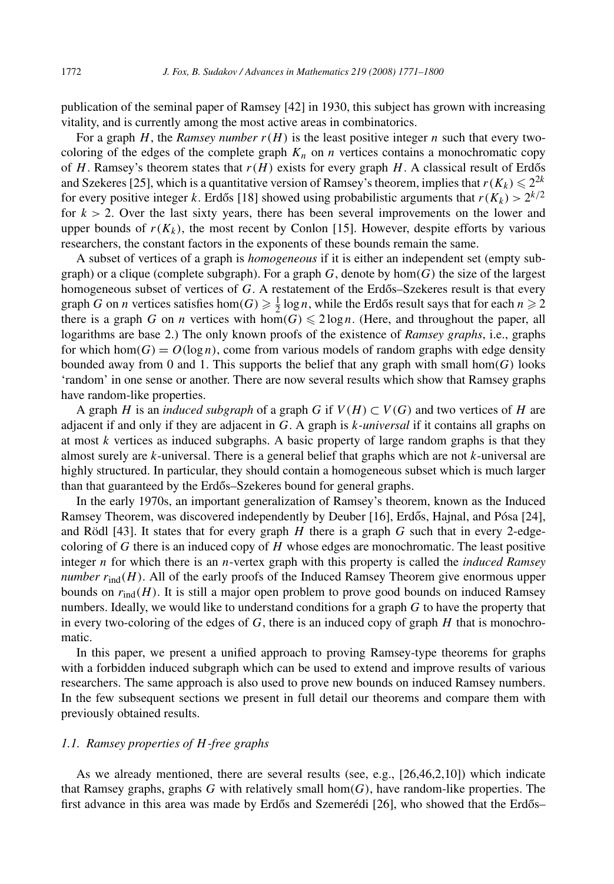publication of the seminal paper of Ramsey [42] in 1930, this subject has grown with increasing vitality, and is currently among the most active areas in combinatorics.

For a graph $H$, the *Ramsey number* $r(H)$ is the least positive integer $n$ such that every two-coloring of the edges of the complete graph $K_n$ on $n$ vertices contains a monochromatic copy of $H$. Ramsey's theorem states that $r(H)$ exists for every graph $H$. A classical result of Erdős and Szekeres [25], which is a quantitative version of Ramsey's theorem, implies that $r(K_k) \leqslant 2^{2k}$ for every positive integer $k$. Erdős [18] showed using probabilistic arguments that $r(K_k) > 2^{k/2}$ for $k > 2$. Over the last sixty years, there has been several improvements on the lower and upper bounds of $r(K_k)$, the most recent by Conlon [15]. However, despite efforts by various researchers, the constant factors in the exponents of these bounds remain the same.

A subset of vertices of a graph is *homogeneous* if it is either an independent set (empty subgraph) or a clique (complete subgraph). For a graph $G$, denote by $\hom(G)$ the size of the largest homogeneous subset of vertices of $G$. A restatement of the Erdős–Szekeres result is that every graph $G$ on $n$ vertices satisfies $\hom(G) \geqslant \frac{1}{2}\log n$, while the Erdős result says that for each $n \geqslant 2$ there is a graph $G$ on $n$ vertices with $\hom(G) \leqslant 2\log n$. (Here, and throughout the paper, all logarithms are base 2.) The only known proofs of the existence of *Ramsey graphs*, i.e., graphs for which $\hom(G) = O(\log n)$, come from various models of random graphs with edge density bounded away from 0 and 1. This supports the belief that any graph with small $\hom(G)$ looks 'random' in one sense or another. There are now several results which show that Ramsey graphs have random-like properties.

A graph $H$ is an *induced subgraph* of a graph $G$ if $V(H) \subset V(G)$ and two vertices of $H$ are adjacent if and only if they are adjacent in $G$. A graph is *$k$-universal* if it contains all graphs on at most $k$ vertices as induced subgraphs. A basic property of large random graphs is that they almost surely are $k$-universal. There is a general belief that graphs which are not $k$-universal are highly structured. In particular, they should contain a homogeneous subset which is much larger than that guaranteed by the Erdős–Szekeres bound for general graphs.

In the early 1970s, an important generalization of Ramsey's theorem, known as the Induced Ramsey Theorem, was discovered independently by Deuber [16], Erdős, Hajnal, and Pósa [24], and Rödl [43]. It states that for every graph $H$ there is a graph $G$ such that in every 2-edge-coloring of $G$ there is an induced copy of $H$ whose edges are monochromatic. The least positive integer $n$ for which there is an $n$-vertex graph with this property is called the *induced Ramsey number* $r_{\text{ind}}(H)$. All of the early proofs of the Induced Ramsey Theorem give enormous upper bounds on $r_{\text{ind}}(H)$. It is still a major open problem to prove good bounds on induced Ramsey numbers. Ideally, we would like to understand conditions for a graph $G$ to have the property that in every two-coloring of the edges of $G$, there is an induced copy of graph $H$ that is monochromatic.

In this paper, we present a unified approach to proving Ramsey-type theorems for graphs with a forbidden induced subgraph which can be used to extend and improve results of various researchers. The same approach is also used to prove new bounds on induced Ramsey numbers. In the few subsequent sections we present in full detail our theorems and compare them with previously obtained results.

### *1.1. Ramsey properties of H-free graphs*

As we already mentioned, there are several results (see, e.g., [26,46,2,10]) which indicate that Ramsey graphs, graphs $G$ with relatively small $\hom(G)$, have random-like properties. The first advance in this area was made by Erdős and Szemerédi [26], who showed that the Erdős–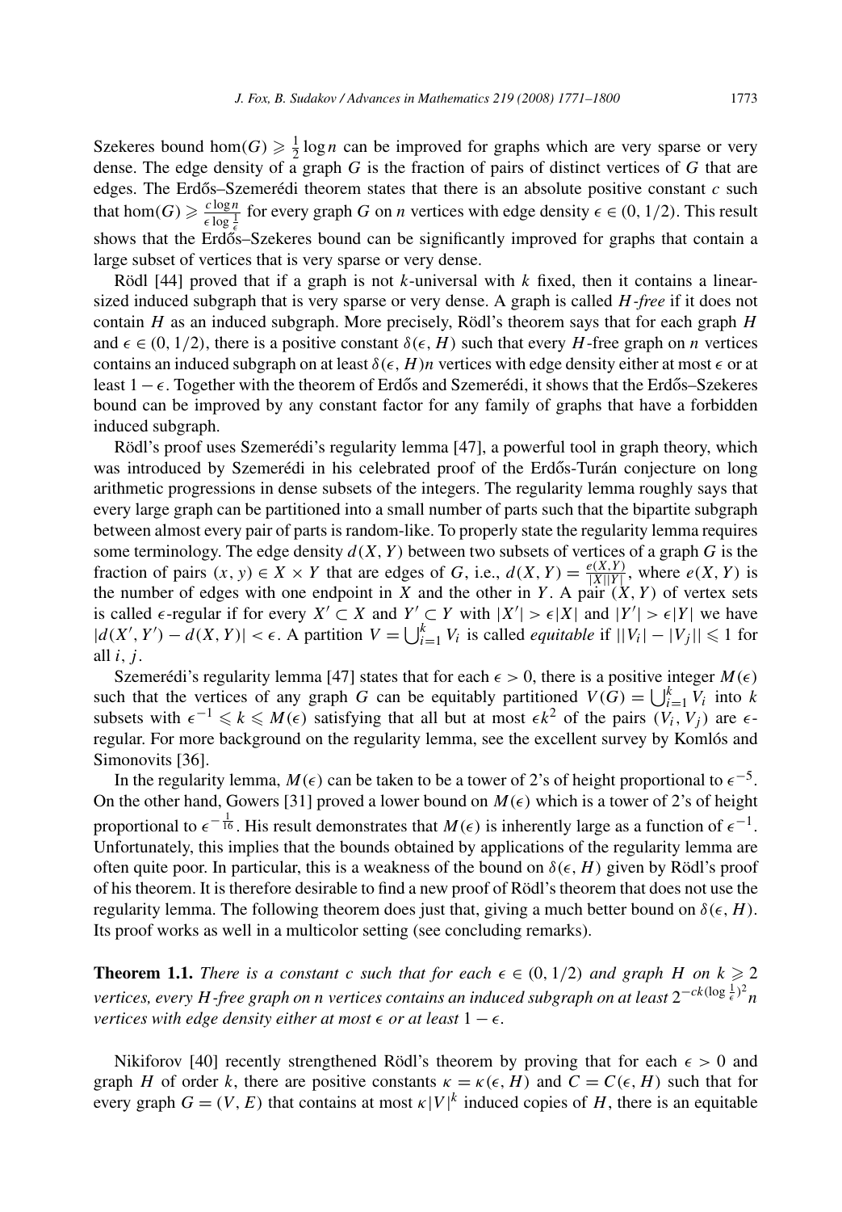Szekeres bound $\hom(G) \geqslant \frac{1}{2}\log n$ can be improved for graphs which are very sparse or very dense. The edge density of a graph $G$ is the fraction of pairs of distinct vertices of $G$ that are edges. The Erdős–Szemerédi theorem states that there is an absolute positive constant $c$ such that $\hom(G) \geqslant \frac{c \log n}{\epsilon \log \frac{1}{\epsilon}}$ for every graph $G$ on $n$ vertices with edge density $\epsilon \in (0, 1/2)$. This result shows that the Erdős–Szekeres bound can be significantly improved for graphs that contain a large subset of vertices that is very sparse or very dense.

Rödl [44] proved that if a graph is not $k$-universal with $k$ fixed, then it contains a linear-sized induced subgraph that is very sparse or very dense. A graph is called *$H$-free* if it does not contain $H$ as an induced subgraph. More precisely, Rödl's theorem says that for each graph $H$ and $\epsilon \in (0, 1/2)$, there is a positive constant $\delta(\epsilon, H)$ such that every $H$-free graph on $n$ vertices contains an induced subgraph on at least $\delta(\epsilon, H)n$ vertices with edge density either at most $\epsilon$ or at least $1 - \epsilon$. Together with the theorem of Erdős and Szemerédi, it shows that the Erdős–Szekeres bound can be improved by any constant factor for any family of graphs that have a forbidden induced subgraph.

Rödl's proof uses Szemerédi's regularity lemma [47], a powerful tool in graph theory, which was introduced by Szemerédi in his celebrated proof of the Erdős-Turán conjecture on long arithmetic progressions in dense subsets of the integers. The regularity lemma roughly says that every large graph can be partitioned into a small number of parts such that the bipartite subgraph between almost every pair of parts is random-like. To properly state the regularity lemma requires some terminology. The edge density $d(X, Y)$ between two subsets of vertices of a graph $G$ is the fraction of pairs $(x, y) \in X \times Y$ that are edges of $G$, i.e., $d(X, Y) = \frac{e(X,Y)}{|X||Y|}$, where $e(X, Y)$ is the number of edges with one endpoint in $X$ and the other in $Y$. A pair $(X, Y)$ of vertex sets is called $\epsilon$-regular if for every $X' \subset X$ and $Y' \subset Y$ with $|X'| > \epsilon|X|$ and $|Y'| > \epsilon|Y|$ we have $|d(X', Y') - d(X, Y)| < \epsilon$. A partition $V = \bigcup_{i=1}^{k} V_i$ is called *equitable* if $||V_i| - |V_j|| \leqslant 1$ for all $i, j$.

Szemerédi's regularity lemma [47] states that for each $\epsilon > 0$, there is a positive integer $M(\epsilon)$ such that the vertices of any graph $G$ can be equitably partitioned $V(G) = \bigcup_{i=1}^{k} V_i$ into $k$ subsets with $\epsilon^{-1} \leqslant k \leqslant M(\epsilon)$ satisfying that all but at most $\epsilon k^2$ of the pairs $(V_i, V_j)$ are $\epsilon$-regular. For more background on the regularity lemma, see the excellent survey by Komlós and Simonovits [36].

In the regularity lemma, $M(\epsilon)$ can be taken to be a tower of 2's of height proportional to $\epsilon^{-5}$. On the other hand, Gowers [31] proved a lower bound on $M(\epsilon)$ which is a tower of 2's of height proportional to $\epsilon^{-\frac{1}{16}}$. His result demonstrates that $M(\epsilon)$ is inherently large as a function of $\epsilon^{-1}$. Unfortunately, this implies that the bounds obtained by applications of the regularity lemma are often quite poor. In particular, this is a weakness of the bound on $\delta(\epsilon, H)$ given by Rödl's proof of his theorem. It is therefore desirable to find a new proof of Rödl's theorem that does not use the regularity lemma. The following theorem does just that, giving a much better bound on $\delta(\epsilon, H)$. Its proof works as well in a multicolor setting (see concluding remarks).

**Theorem 1.1.** *There is a constant $c$ such that for each $\epsilon \in (0, 1/2)$ and graph $H$ on $k \geqslant 2$ vertices, every $H$-free graph on $n$ vertices contains an induced subgraph on at least $2^{-ck(\log \frac{1}{\epsilon})^2} n$ vertices with edge density either at most $\epsilon$ or at least $1 - \epsilon$.*

Nikiforov [40] recently strengthened Rödl's theorem by proving that for each $\epsilon > 0$ and graph $H$ of order $k$, there are positive constants $\kappa = \kappa(\epsilon, H)$ and $C = C(\epsilon, H)$ such that for every graph $G = (V, E)$ that contains at most $\kappa|V|^k$ induced copies of $H$, there is an equitable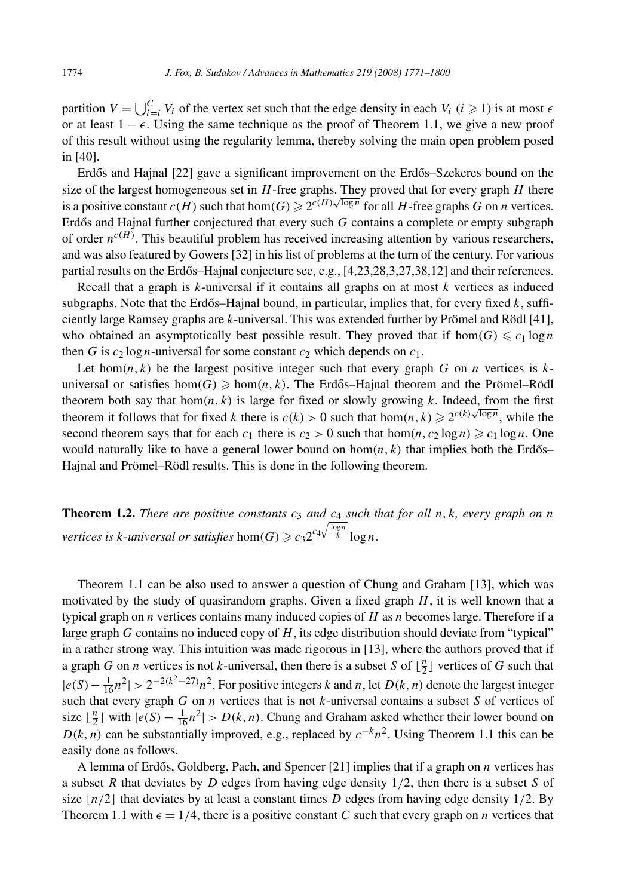partition $V = \bigcup_{i=i}^{C} V_i$ of the vertex set such that the edge density in each $V_i$ ($i \geqslant 1$) is at most $\epsilon$ or at least $1 - \epsilon$. Using the same technique as the proof of Theorem 1.1, we give a new proof of this result without using the regularity lemma, thereby solving the main open problem posed in [40].

Erdős and Hajnal [22] gave a significant improvement on the Erdős–Szekeres bound on the size of the largest homogeneous set in $H$-free graphs. They proved that for every graph $H$ there is a positive constant $c(H)$ such that $\hom(G) \geqslant 2^{c(H)\sqrt{\log n}}$ for all $H$-free graphs $G$ on $n$ vertices. Erdős and Hajnal further conjectured that every such $G$ contains a complete or empty subgraph of order $n^{c(H)}$. This beautiful problem has received increasing attention by various researchers, and was also featured by Gowers [32] in his list of problems at the turn of the century. For various partial results on the Erdős–Hajnal conjecture see, e.g., [4,23,28,3,27,38,12] and their references.

Recall that a graph is $k$-universal if it contains all graphs on at most $k$ vertices as induced subgraphs. Note that the Erdős–Hajnal bound, in particular, implies that, for every fixed $k$, sufficiently large Ramsey graphs are $k$-universal. This was extended further by Prömel and Rödl [41], who obtained an asymptotically best possible result. They proved that if $\hom(G) \leqslant c_1 \log n$ then $G$ is $c_2 \log n$-universal for some constant $c_2$ which depends on $c_1$.

Let $\hom(n,k)$ be the largest positive integer such that every graph $G$ on $n$ vertices is $k$-universal or satisfies $\hom(G) \geqslant \hom(n,k)$. The Erdős–Hajnal theorem and the Prömel–Rödl theorem both say that $\hom(n,k)$ is large for fixed or slowly growing $k$. Indeed, from the first theorem it follows that for fixed $k$ there is $c(k) > 0$ such that $\hom(n,k) \geqslant 2^{c(k)\sqrt{\log n}}$, while the second theorem says that for each $c_1$ there is $c_2 > 0$ such that $\hom(n, c_2 \log n) \geqslant c_1 \log n$. One would naturally like to have a general lower bound on $\hom(n,k)$ that implies both the Erdős–Hajnal and Prömel–Rödl results. This is done in the following theorem.

**Theorem 1.2.** *There are positive constants $c_3$ and $c_4$ such that for all $n, k$, every graph on $n$ vertices is $k$-universal or satisfies* $\hom(G) \geqslant c_3 2^{c_4\sqrt{\frac{\log n}{k}}} \log n$.

Theorem 1.1 can be also used to answer a question of Chung and Graham [13], which was motivated by the study of quasirandom graphs. Given a fixed graph $H$, it is well known that a typical graph on $n$ vertices contains many induced copies of $H$ as $n$ becomes large. Therefore if a large graph $G$ contains no induced copy of $H$, its edge distribution should deviate from "typical" in a rather strong way. This intuition was made rigorous in [13], where the authors proved that if a graph $G$ on $n$ vertices is not $k$-universal, then there is a subset $S$ of $\lfloor \frac{n}{2} \rfloor$ vertices of $G$ such that $|e(S) - \frac{1}{16}n^2| > 2^{-2(k^2+27)}n^2$. For positive integers $k$ and $n$, let $D(k,n)$ denote the largest integer such that every graph $G$ on $n$ vertices that is not $k$-universal contains a subset $S$ of vertices of size $\lfloor \frac{n}{2} \rfloor$ with $|e(S) - \frac{1}{16}n^2| > D(k,n)$. Chung and Graham asked whether their lower bound on $D(k,n)$ can be substantially improved, e.g., replaced by $c^{-k}n^2$. Using Theorem 1.1 this can be easily done as follows.

A lemma of Erdős, Goldberg, Pach, and Spencer [21] implies that if a graph on $n$ vertices has a subset $R$ that deviates by $D$ edges from having edge density 1/2, then there is a subset $S$ of size $\lfloor n/2 \rfloor$ that deviates by at least a constant times $D$ edges from having edge density 1/2. By Theorem 1.1 with $\epsilon = 1/4$, there is a positive constant $C$ such that every graph on $n$ vertices that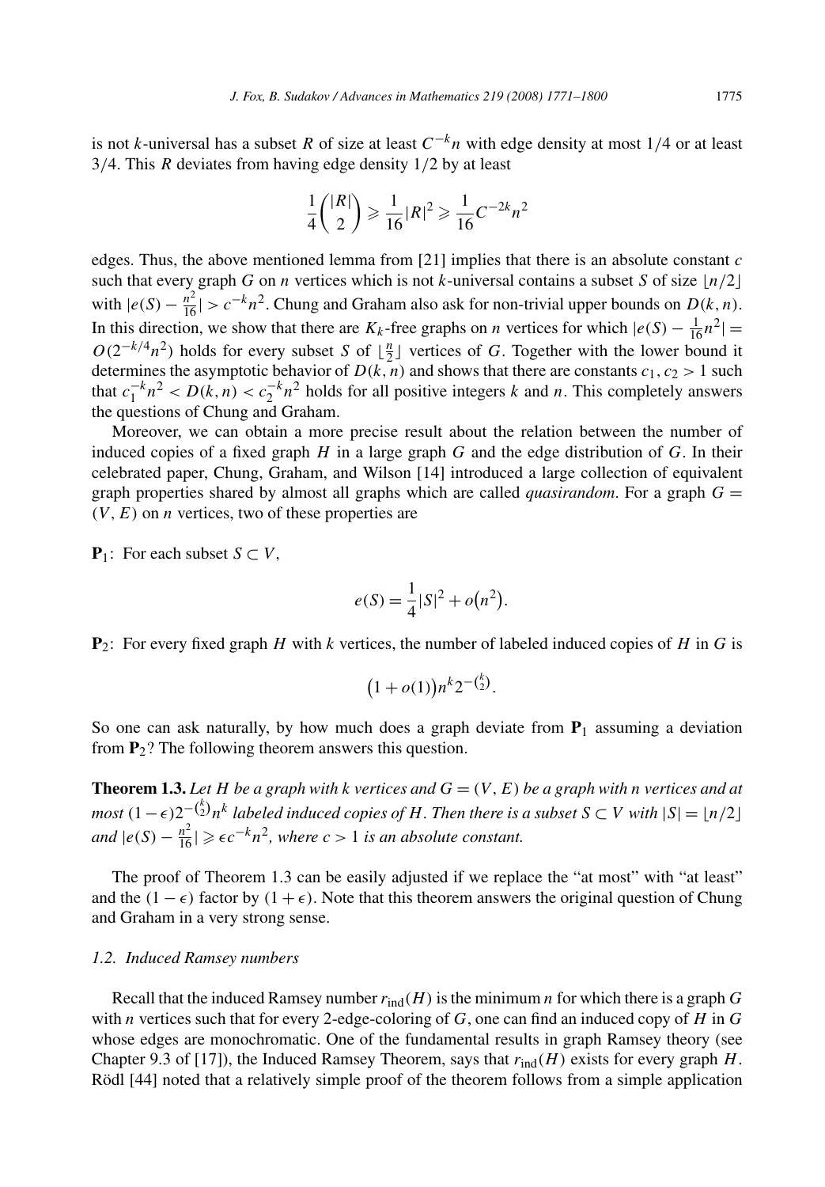is not $k$-universal has a subset $R$ of size at least $C^{-k}n$ with edge density at most $1/4$ or at least $3/4$. This $R$ deviates from having edge density $1/2$ by at least

$$\frac{1}{4}\binom{|R|}{2} \geqslant \frac{1}{16}|R|^2 \geqslant \frac{1}{16}C^{-2k}n^2$$

edges. Thus, the above mentioned lemma from [21] implies that there is an absolute constant $c$ such that every graph $G$ on $n$ vertices which is not $k$-universal contains a subset $S$ of size $\lfloor n/2 \rfloor$ with $|e(S) - \frac{n^2}{16}| > c^{-k}n^2$. Chung and Graham also ask for non-trivial upper bounds on $D(k,n)$. In this direction, we show that there are $K_k$-free graphs on $n$ vertices for which $|e(S) - \frac{1}{16}n^2| = O(2^{-k/4}n^2)$ holds for every subset $S$ of $\lfloor \frac{n}{2} \rfloor$ vertices of $G$. Together with the lower bound it determines the asymptotic behavior of $D(k,n)$ and shows that there are constants $c_1, c_2 > 1$ such that $c_1^{-k}n^2 < D(k,n) < c_2^{-k}n^2$ holds for all positive integers $k$ and $n$. This completely answers the questions of Chung and Graham.

Moreover, we can obtain a more precise result about the relation between the number of induced copies of a fixed graph $H$ in a large graph $G$ and the edge distribution of $G$. In their celebrated paper, Chung, Graham, and Wilson [14] introduced a large collection of equivalent graph properties shared by almost all graphs which are called *quasirandom*. For a graph $G = (V, E)$ on $n$ vertices, two of these properties are

**$\mathbf{P}_1$**: For each subset $S \subset V$,

$$e(S) = \frac{1}{4}|S|^2 + o(n^2).$$

**$\mathbf{P}_2$**: For every fixed graph $H$ with $k$ vertices, the number of labeled induced copies of $H$ in $G$ is

$$(1 + o(1))n^k 2^{-\binom{k}{2}}.$$

So one can ask naturally, by how much does a graph deviate from $\mathbf{P}_1$ assuming a deviation from $\mathbf{P}_2$? The following theorem answers this question.

**Theorem 1.3.** *Let $H$ be a graph with $k$ vertices and $G = (V, E)$ be a graph with $n$ vertices and at most $(1-\epsilon)2^{-\binom{k}{2}}n^k$ labeled induced copies of $H$. Then there is a subset $S \subset V$ with $|S| = \lfloor n/2 \rfloor$ and $|e(S) - \frac{n^2}{16}| \geqslant \epsilon c^{-k}n^2$, where $c > 1$ is an absolute constant.*

The proof of Theorem 1.3 can be easily adjusted if we replace the "at most" with "at least" and the $(1-\epsilon)$ factor by $(1+\epsilon)$. Note that this theorem answers the original question of Chung and Graham in a very strong sense.

### *1.2. Induced Ramsey numbers*

Recall that the induced Ramsey number $r_{\text{ind}}(H)$ is the minimum $n$ for which there is a graph $G$ with $n$ vertices such that for every 2-edge-coloring of $G$, one can find an induced copy of $H$ in $G$ whose edges are monochromatic. One of the fundamental results in graph Ramsey theory (see Chapter 9.3 of [17]), the Induced Ramsey Theorem, says that $r_{\text{ind}}(H)$ exists for every graph $H$. Rödl [44] noted that a relatively simple proof of the theorem follows from a simple application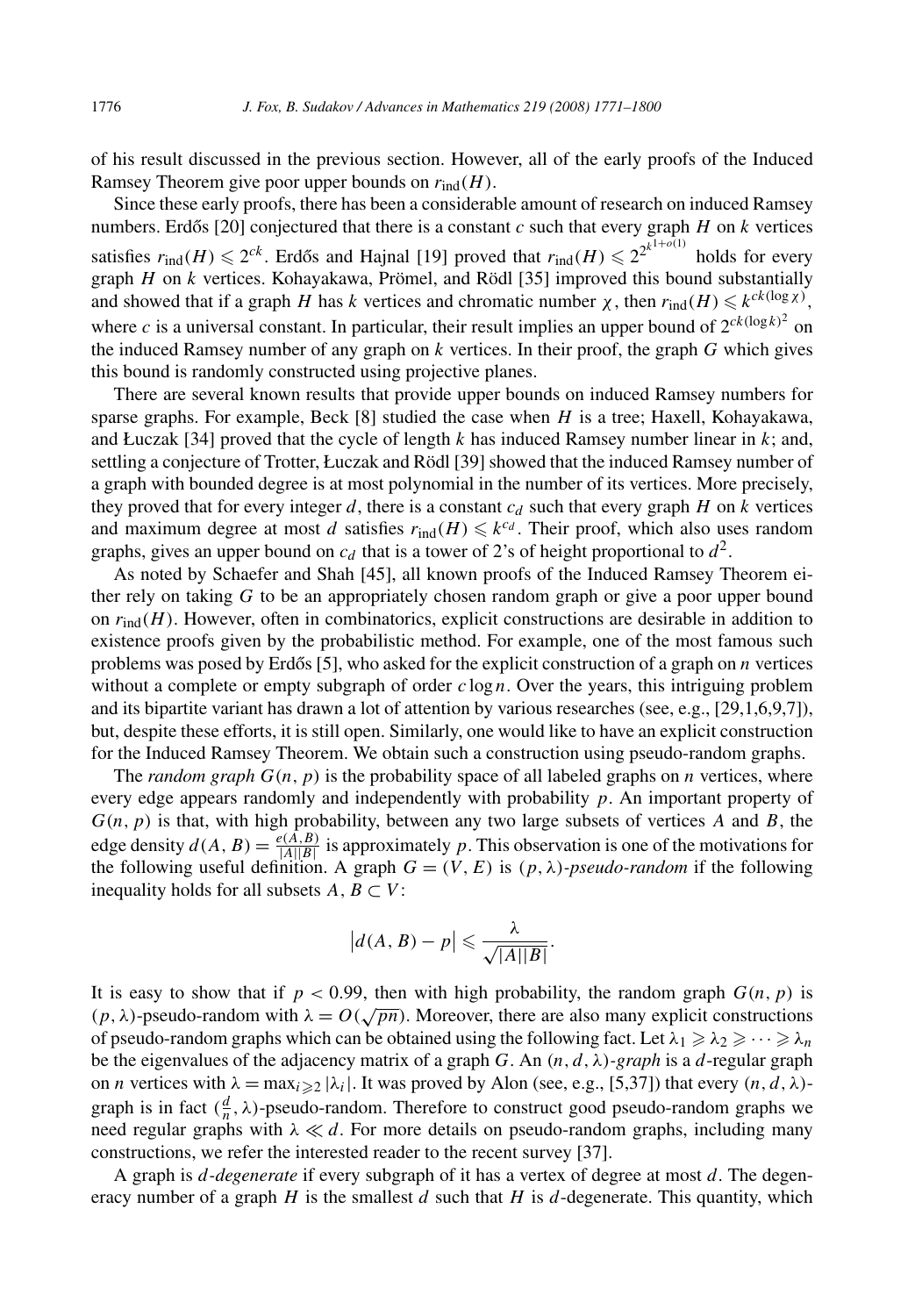of his result discussed in the previous section. However, all of the early proofs of the Induced Ramsey Theorem give poor upper bounds on $r_{\text{ind}}(H)$.

Since these early proofs, there has been a considerable amount of research on induced Ramsey numbers. Erdős [20] conjectured that there is a constant $c$ such that every graph $H$ on $k$ vertices satisfies $r_{\text{ind}}(H) \leqslant 2^{ck}$. Erdős and Hajnal [19] proved that $r_{\text{ind}}(H) \leqslant 2^{2^{k^{1+o(1)}}}$ holds for every graph $H$ on $k$ vertices. Kohayakawa, Prömel, and Rödl [35] improved this bound substantially and showed that if a graph $H$ has $k$ vertices and chromatic number $\chi$, then $r_{\text{ind}}(H) \leqslant k^{ck(\log \chi)}$, where $c$ is a universal constant. In particular, their result implies an upper bound of $2^{ck(\log k)^2}$ on the induced Ramsey number of any graph on $k$ vertices. In their proof, the graph $G$ which gives this bound is randomly constructed using projective planes.

There are several known results that provide upper bounds on induced Ramsey numbers for sparse graphs. For example, Beck [8] studied the case when $H$ is a tree; Haxell, Kohayakawa, and Łuczak [34] proved that the cycle of length $k$ has induced Ramsey number linear in $k$; and, settling a conjecture of Trotter, Łuczak and Rödl [39] showed that the induced Ramsey number of a graph with bounded degree is at most polynomial in the number of its vertices. More precisely, they proved that for every integer $d$, there is a constant $c_d$ such that every graph $H$ on $k$ vertices and maximum degree at most $d$ satisfies $r_{\text{ind}}(H) \leqslant k^{c_d}$. Their proof, which also uses random graphs, gives an upper bound on $c_d$ that is a tower of 2's of height proportional to $d^2$.

As noted by Schaefer and Shah [45], all known proofs of the Induced Ramsey Theorem either rely on taking $G$ to be an appropriately chosen random graph or give a poor upper bound on $r_{\text{ind}}(H)$. However, often in combinatorics, explicit constructions are desirable in addition to existence proofs given by the probabilistic method. For example, one of the most famous such problems was posed by Erdős [5], who asked for the explicit construction of a graph on $n$ vertices without a complete or empty subgraph of order $c \log n$. Over the years, this intriguing problem and its bipartite variant has drawn a lot of attention by various researches (see, e.g., [29,1,6,9,7]), but, despite these efforts, it is still open. Similarly, one would like to have an explicit construction for the Induced Ramsey Theorem. We obtain such a construction using pseudo-random graphs.

The *random graph* $G(n, p)$ is the probability space of all labeled graphs on $n$ vertices, where every edge appears randomly and independently with probability $p$. An important property of $G(n, p)$ is that, with high probability, between any two large subsets of vertices $A$ and $B$, the edge density $d(A, B) = \frac{e(A,B)}{|A||B|}$ is approximately $p$. This observation is one of the motivations for the following useful definition. A graph $G = (V, E)$ is $(p, \lambda)$-*pseudo-random* if the following inequality holds for all subsets $A, B \subset V$:

$$\left|d(A, B) - p\right| \leqslant \frac{\lambda}{\sqrt{|A||B|}}.$$

It is easy to show that if $p < 0.99$, then with high probability, the random graph $G(n, p)$ is $(p, \lambda)$-pseudo-random with $\lambda = O(\sqrt{pn})$. Moreover, there are also many explicit constructions of pseudo-random graphs which can be obtained using the following fact. Let $\lambda_1 \geqslant \lambda_2 \geqslant \cdots \geqslant \lambda_n$ be the eigenvalues of the adjacency matrix of a graph $G$. An $(n, d, \lambda)$-*graph* is a $d$-regular graph on $n$ vertices with $\lambda = \max_{i \geqslant 2} |\lambda_i|$. It was proved by Alon (see, e.g., [5,37]) that every $(n, d, \lambda)$-graph is in fact $(\frac{d}{n}, \lambda)$-pseudo-random. Therefore to construct good pseudo-random graphs we need regular graphs with $\lambda \ll d$. For more details on pseudo-random graphs, including many constructions, we refer the interested reader to the recent survey [37].

A graph is $d$-*degenerate* if every subgraph of it has a vertex of degree at most $d$. The degeneracy number of a graph $H$ is the smallest $d$ such that $H$ is $d$-degenerate. This quantity, which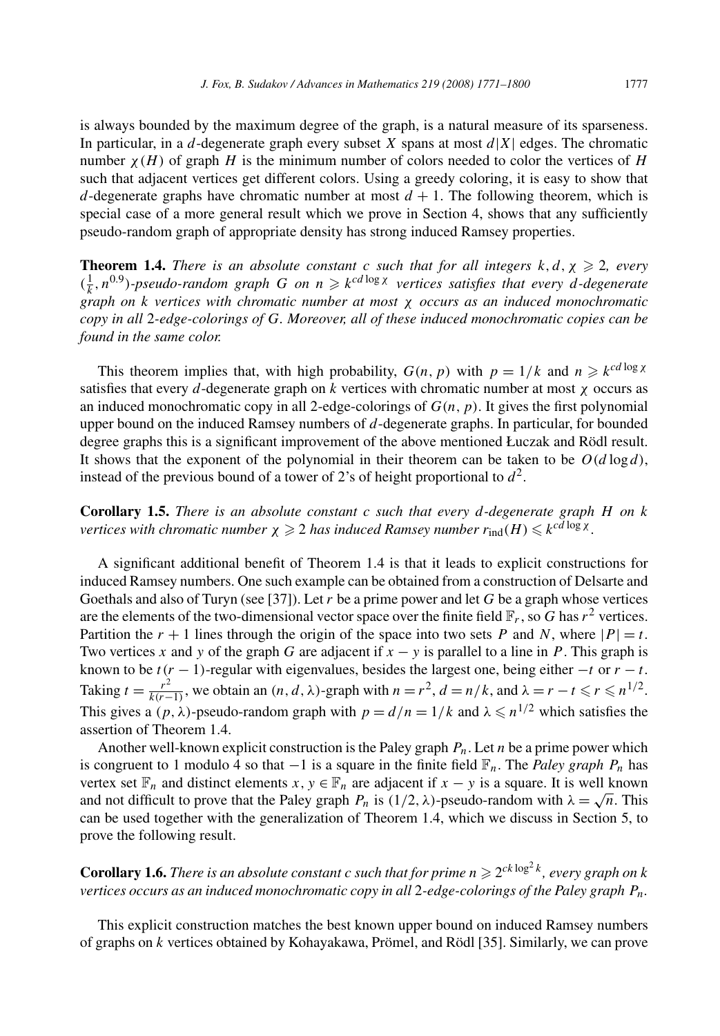is always bounded by the maximum degree of the graph, is a natural measure of its sparseness. In particular, in a $d$-degenerate graph every subset $X$ spans at most $d|X|$ edges. The chromatic number $\chi(H)$ of graph $H$ is the minimum number of colors needed to color the vertices of $H$ such that adjacent vertices get different colors. Using a greedy coloring, it is easy to show that $d$-degenerate graphs have chromatic number at most $d+1$. The following theorem, which is special case of a more general result which we prove in Section 4, shows that any sufficiently pseudo-random graph of appropriate density has strong induced Ramsey properties.

**Theorem 1.4.** *There is an absolute constant $c$ such that for all integers $k, d, \chi \geqslant 2$, every $(\frac{1}{k}, n^{0.9})$-pseudo-random graph $G$ on $n \geqslant k^{cd \log \chi}$ vertices satisfies that every $d$-degenerate graph on $k$ vertices with chromatic number at most $\chi$ occurs as an induced monochromatic copy in all 2-edge-colorings of $G$. Moreover, all of these induced monochromatic copies can be found in the same color.*

This theorem implies that, with high probability, $G(n,p)$ with $p = 1/k$ and $n \geqslant k^{cd \log \chi}$ satisfies that every $d$-degenerate graph on $k$ vertices with chromatic number at most $\chi$ occurs as an induced monochromatic copy in all 2-edge-colorings of $G(n,p)$. It gives the first polynomial upper bound on the induced Ramsey numbers of $d$-degenerate graphs. In particular, for bounded degree graphs this is a significant improvement of the above mentioned Łuczak and Rödl result. It shows that the exponent of the polynomial in their theorem can be taken to be $O(d \log d)$, instead of the previous bound of a tower of 2's of height proportional to $d^2$.

**Corollary 1.5.** *There is an absolute constant $c$ such that every $d$-degenerate graph $H$ on $k$ vertices with chromatic number $\chi \geqslant 2$ has induced Ramsey number $r_{\text{ind}}(H) \leqslant k^{cd \log \chi}$.*

A significant additional benefit of Theorem 1.4 is that it leads to explicit constructions for induced Ramsey numbers. One such example can be obtained from a construction of Delsarte and Goethals and also of Turyn (see [37]). Let $r$ be a prime power and let $G$ be a graph whose vertices are the elements of the two-dimensional vector space over the finite field $\mathbb{F}_r$, so $G$ has $r^2$ vertices. Partition the $r+1$ lines through the origin of the space into two sets $P$ and $N$, where $|P| = t$. Two vertices $x$ and $y$ of the graph $G$ are adjacent if $x - y$ is parallel to a line in $P$. This graph is known to be $t(r-1)$-regular with eigenvalues, besides the largest one, being either $-t$ or $r-t$. Taking $t = \frac{r^2}{k(r-1)}$, we obtain an $(n, d, \lambda)$-graph with $n = r^2$, $d = n/k$, and $\lambda = r - t \leqslant r \leqslant n^{1/2}$. This gives a $(p, \lambda)$-pseudo-random graph with $p = d/n = 1/k$ and $\lambda \leqslant n^{1/2}$ which satisfies the assertion of Theorem 1.4.

Another well-known explicit construction is the Paley graph $P_n$. Let $n$ be a prime power which is congruent to 1 modulo 4 so that $-1$ is a square in the finite field $\mathbb{F}_n$. The *Paley graph* $P_n$ has vertex set $\mathbb{F}_n$ and distinct elements $x, y \in \mathbb{F}_n$ are adjacent if $x - y$ is a square. It is well known and not difficult to prove that the Paley graph $P_n$ is $(1/2, \lambda)$-pseudo-random with $\lambda = \sqrt{n}$. This can be used together with the generalization of Theorem 1.4, which we discuss in Section 5, to prove the following result.

**Corollary 1.6.** *There is an absolute constant $c$ such that for prime $n \geqslant 2^{ck \log^2 k}$, every graph on $k$ vertices occurs as an induced monochromatic copy in all 2-edge-colorings of the Paley graph $P_n$.*

This explicit construction matches the best known upper bound on induced Ramsey numbers of graphs on $k$ vertices obtained by Kohayakawa, Prömel, and Rödl [35]. Similarly, we can prove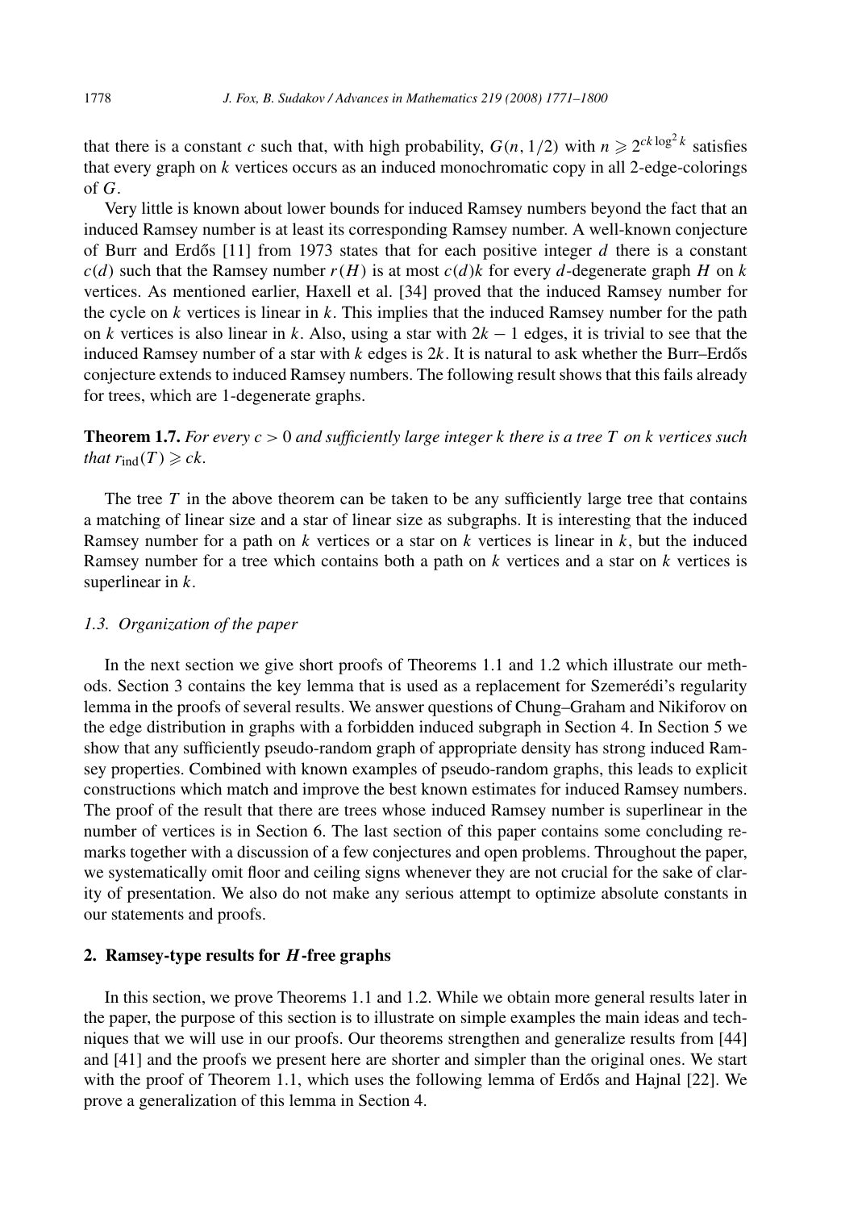that there is a constant $c$ such that, with high probability, $G(n, 1/2)$ with $n \geqslant 2^{ck \log^2 k}$ satisfies that every graph on $k$ vertices occurs as an induced monochromatic copy in all 2-edge-colorings of $G$.

Very little is known about lower bounds for induced Ramsey numbers beyond the fact that an induced Ramsey number is at least its corresponding Ramsey number. A well-known conjecture of Burr and Erdős [11] from 1973 states that for each positive integer $d$ there is a constant $c(d)$ such that the Ramsey number $r(H)$ is at most $c(d)k$ for every $d$-degenerate graph $H$ on $k$ vertices. As mentioned earlier, Haxell et al. [34] proved that the induced Ramsey number for the cycle on $k$ vertices is linear in $k$. This implies that the induced Ramsey number for the path on $k$ vertices is also linear in $k$. Also, using a star with $2k - 1$ edges, it is trivial to see that the induced Ramsey number of a star with $k$ edges is $2k$. It is natural to ask whether the Burr–Erdős conjecture extends to induced Ramsey numbers. The following result shows that this fails already for trees, which are 1-degenerate graphs.

**Theorem 1.7.** *For every $c > 0$ and sufficiently large integer $k$ there is a tree $T$ on $k$ vertices such that $r_{\text{ind}}(T) \geqslant ck$.*

The tree $T$ in the above theorem can be taken to be any sufficiently large tree that contains a matching of linear size and a star of linear size as subgraphs. It is interesting that the induced Ramsey number for a path on $k$ vertices or a star on $k$ vertices is linear in $k$, but the induced Ramsey number for a tree which contains both a path on $k$ vertices and a star on $k$ vertices is superlinear in $k$.

### *1.3. Organization of the paper*

In the next section we give short proofs of Theorems 1.1 and 1.2 which illustrate our methods. Section 3 contains the key lemma that is used as a replacement for Szemerédi's regularity lemma in the proofs of several results. We answer questions of Chung–Graham and Nikiforov on the edge distribution in graphs with a forbidden induced subgraph in Section 4. In Section 5 we show that any sufficiently pseudo-random graph of appropriate density has strong induced Ramsey properties. Combined with known examples of pseudo-random graphs, this leads to explicit constructions which match and improve the best known estimates for induced Ramsey numbers. The proof of the result that there are trees whose induced Ramsey number is superlinear in the number of vertices is in Section 6. The last section of this paper contains some concluding remarks together with a discussion of a few conjectures and open problems. Throughout the paper, we systematically omit floor and ceiling signs whenever they are not crucial for the sake of clarity of presentation. We also do not make any serious attempt to optimize absolute constants in our statements and proofs.

## 2. Ramsey-type results for $H$-free graphs

In this section, we prove Theorems 1.1 and 1.2. While we obtain more general results later in the paper, the purpose of this section is to illustrate on simple examples the main ideas and techniques that we will use in our proofs. Our theorems strengthen and generalize results from [44] and [41] and the proofs we present here are shorter and simpler than the original ones. We start with the proof of Theorem 1.1, which uses the following lemma of Erdős and Hajnal [22]. We prove a generalization of this lemma in Section 4.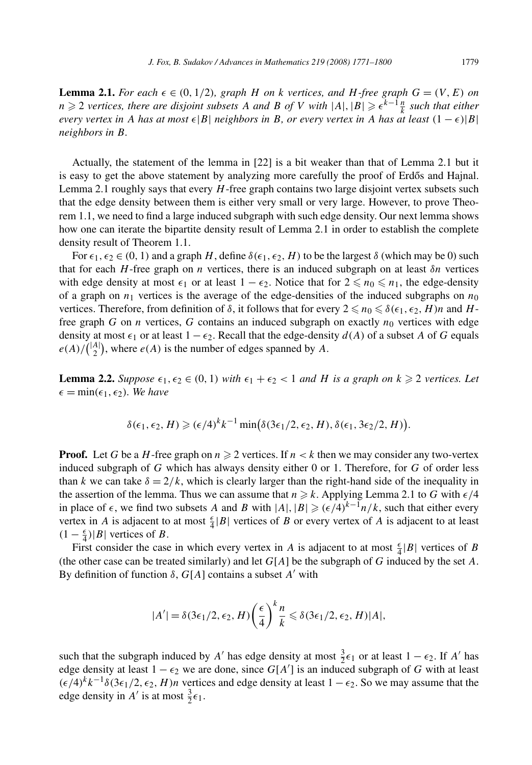**Lemma 2.1.** *For each $\epsilon \in (0, 1/2)$, graph $H$ on $k$ vertices, and $H$-free graph $G = (V, E)$ on $n \geqslant 2$ vertices, there are disjoint subsets $A$ and $B$ of $V$ with $|A|, |B| \geqslant \epsilon^{k-1}\frac{n}{k}$ such that either every vertex in $A$ has at most $\epsilon|B|$ neighbors in $B$, or every vertex in $A$ has at least $(1-\epsilon)|B|$ neighbors in $B$.*

Actually, the statement of the lemma in [22] is a bit weaker than that of Lemma 2.1 but it is easy to get the above statement by analyzing more carefully the proof of Erdős and Hajnal. Lemma 2.1 roughly says that every $H$-free graph contains two large disjoint vertex subsets such that the edge density between them is either very small or very large. However, to prove Theorem 1.1, we need to find a large induced subgraph with such edge density. Our next lemma shows how one can iterate the bipartite density result of Lemma 2.1 in order to establish the complete density result of Theorem 1.1.

For $\epsilon_1, \epsilon_2 \in (0, 1)$ and a graph $H$, define $\delta(\epsilon_1, \epsilon_2, H)$ to be the largest $\delta$ (which may be 0) such that for each $H$-free graph on $n$ vertices, there is an induced subgraph on at least $\delta n$ vertices with edge density at most $\epsilon_1$ or at least $1 - \epsilon_2$. Notice that for $2 \leqslant n_0 \leqslant n_1$, the edge-density of a graph on $n_1$ vertices is the average of the edge-densities of the induced subgraphs on $n_0$ vertices. Therefore, from definition of $\delta$, it follows that for every $2 \leqslant n_0 \leqslant \delta(\epsilon_1, \epsilon_2, H)n$ and $H$-free graph $G$ on $n$ vertices, $G$ contains an induced subgraph on exactly $n_0$ vertices with edge density at most $\epsilon_1$ or at least $1 - \epsilon_2$. Recall that the edge-density $d(A)$ of a subset $A$ of $G$ equals $e(A)/\binom{|A|}{2}$, where $e(A)$ is the number of edges spanned by $A$.

**Lemma 2.2.** *Suppose $\epsilon_1, \epsilon_2 \in (0, 1)$ with $\epsilon_1 + \epsilon_2 < 1$ and $H$ is a graph on $k \geqslant 2$ vertices. Let $\epsilon = \min(\epsilon_1, \epsilon_2)$. We have*

$$\delta(\epsilon_1, \epsilon_2, H) \geqslant (\epsilon/4)^k k^{-1} \min\bigl(\delta(3\epsilon_1/2, \epsilon_2, H), \delta(\epsilon_1, 3\epsilon_2/2, H)\bigr).$$

**Proof.** Let $G$ be a $H$-free graph on $n \geqslant 2$ vertices. If $n < k$ then we may consider any two-vertex induced subgraph of $G$ which has always density either 0 or 1. Therefore, for $G$ of order less than $k$ we can take $\delta = 2/k$, which is clearly larger than the right-hand side of the inequality in the assertion of the lemma. Thus we can assume that $n \geqslant k$. Applying Lemma 2.1 to $G$ with $\epsilon/4$ in place of $\epsilon$, we find two subsets $A$ and $B$ with $|A|, |B| \geqslant (\epsilon/4)^{k-1}n/k$, such that either every vertex in $A$ is adjacent to at most $\frac{\epsilon}{4}|B|$ vertices of $B$ or every vertex of $A$ is adjacent to at least $(1 - \frac{\epsilon}{4})|B|$ vertices of $B$.

First consider the case in which every vertex in $A$ is adjacent to at most $\frac{\epsilon}{4}|B|$ vertices of $B$ (the other case can be treated similarly) and let $G[A]$ be the subgraph of $G$ induced by the set $A$. By definition of function $\delta$, $G[A]$ contains a subset $A'$ with

$$|A'| = \delta(3\epsilon_1/2, \epsilon_2, H)\left(\frac{\epsilon}{4}\right)^k \frac{n}{k} \leqslant \delta(3\epsilon_1/2, \epsilon_2, H)|A|,$$

such that the subgraph induced by $A'$ has edge density at most $\frac{3}{2}\epsilon_1$ or at least $1 - \epsilon_2$. If $A'$ has edge density at least $1 - \epsilon_2$ we are done, since $G[A']$ is an induced subgraph of $G$ with at least $(\epsilon/4)^k k^{-1}\delta(3\epsilon_1/2, \epsilon_2, H)n$ vertices and edge density at least $1 - \epsilon_2$. So we may assume that the edge density in $A'$ is at most $\frac{3}{2}\epsilon_1$.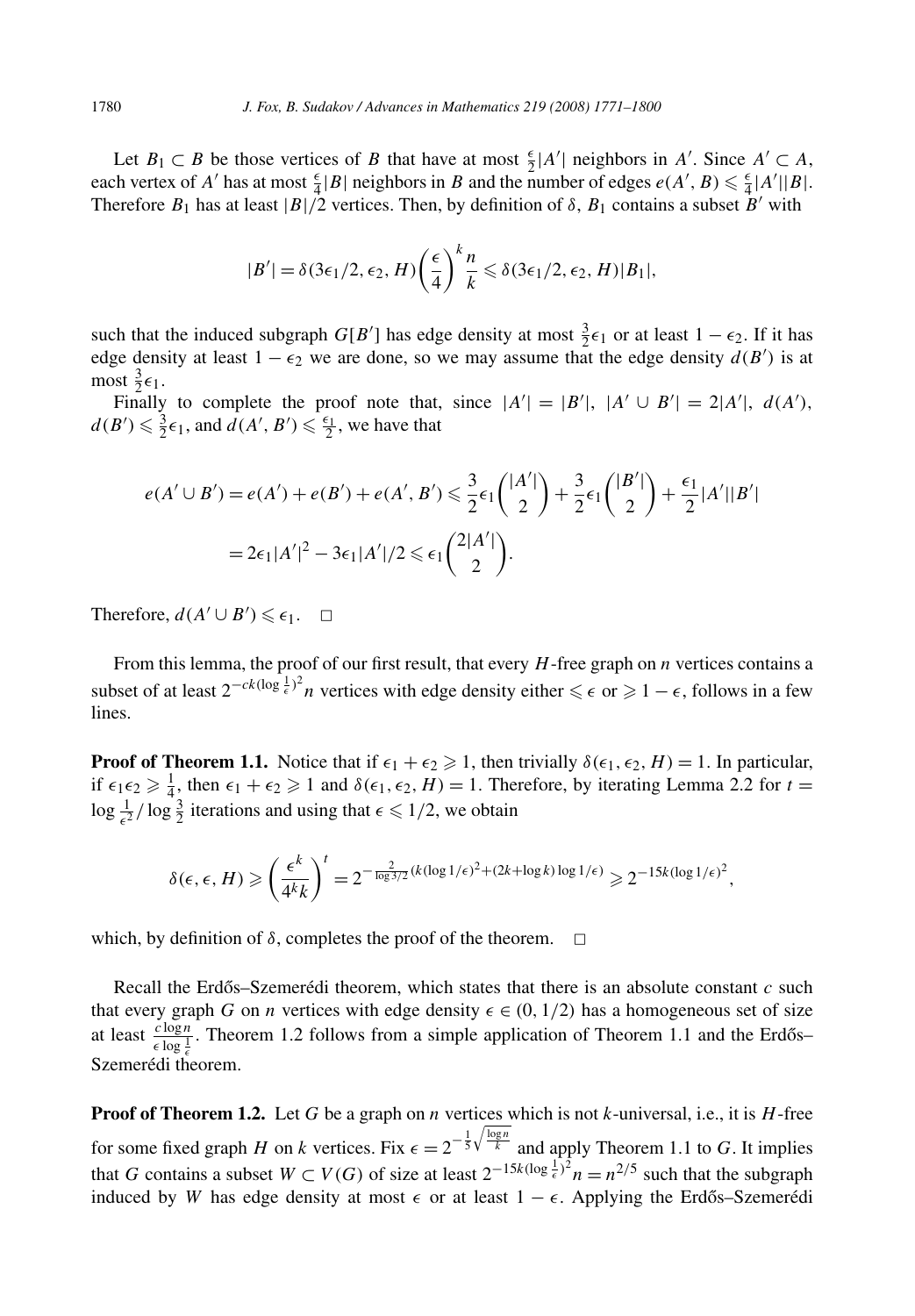Let $B_1 \subset B$ be those vertices of $B$ that have at most $\frac{\epsilon}{2}|A'|$ neighbors in $A'$. Since $A' \subset A$, each vertex of $A'$ has at most $\frac{\epsilon}{4}|B|$ neighbors in $B$ and the number of edges $e(A', B) \leqslant \frac{\epsilon}{4}|A'||B|$. Therefore $B_1$ has at least $|B|/2$ vertices. Then, by definition of $\delta$, $B_1$ contains a subset $B'$ with

$$|B'| = \delta(3\epsilon_1/2, \epsilon_2, H)\left(\frac{\epsilon}{4}\right)^k \frac{n}{k} \leqslant \delta(3\epsilon_1/2, \epsilon_2, H)|B_1|,$$

such that the induced subgraph $G[B']$ has edge density at most $\frac{3}{2}\epsilon_1$ or at least $1 - \epsilon_2$. If it has edge density at least $1 - \epsilon_2$ we are done, so we may assume that the edge density $d(B')$ is at most $\frac{3}{2}\epsilon_1$.

Finally to complete the proof note that, since $|A'| = |B'|$, $|A' \cup B'| = 2|A'|$, $d(A')$, $d(B') \leqslant \frac{3}{2}\epsilon_1$, and $d(A', B') \leqslant \frac{\epsilon_1}{2}$, we have that

$$\begin{aligned} e(A' \cup B') = e(A') + e(B') + e(A', B') &\leqslant \frac{3}{2}\epsilon_1\binom{|A'|}{2} + \frac{3}{2}\epsilon_1\binom{|B'|}{2} + \frac{\epsilon_1}{2}|A'||B'| \\ &= 2\epsilon_1|A'|^2 - 3\epsilon_1|A'|/2 \leqslant \epsilon_1\binom{2|A'|}{2}. \end{aligned}$$

Therefore, $d(A' \cup B') \leqslant \epsilon_1$. $\square$

From this lemma, the proof of our first result, that every $H$-free graph on $n$ vertices contains a subset of at least $2^{-ck(\log\frac{1}{\epsilon})^2}n$ vertices with edge density either $\leqslant \epsilon$ or $\geqslant 1 - \epsilon$, follows in a few lines.

**Proof of Theorem 1.1.** Notice that if $\epsilon_1 + \epsilon_2 \geqslant 1$, then trivially $\delta(\epsilon_1, \epsilon_2, H) = 1$. In particular, if $\epsilon_1\epsilon_2 \geqslant \frac{1}{4}$, then $\epsilon_1 + \epsilon_2 \geqslant 1$ and $\delta(\epsilon_1, \epsilon_2, H) = 1$. Therefore, by iterating Lemma 2.2 for $t = \log\frac{1}{\epsilon^2}/\log\frac{3}{2}$ iterations and using that $\epsilon \leqslant 1/2$, we obtain

$$\delta(\epsilon, \epsilon, H) \geqslant \left(\frac{\epsilon^k}{4^k k}\right)^t = 2^{-\frac{2}{\log 3/2}(k(\log 1/\epsilon)^2 + (2k + \log k)\log 1/\epsilon)} \geqslant 2^{-15k(\log 1/\epsilon)^2},$$

which, by definition of $\delta$, completes the proof of the theorem. $\square$

Recall the Erdős–Szemerédi theorem, which states that there is an absolute constant $c$ such that every graph $G$ on $n$ vertices with edge density $\epsilon \in (0, 1/2)$ has a homogeneous set of size at least $\frac{c\log n}{\epsilon\log\frac{1}{\epsilon}}$. Theorem 1.2 follows from a simple application of Theorem 1.1 and the Erdős–Szemerédi theorem.

**Proof of Theorem 1.2.** Let $G$ be a graph on $n$ vertices which is not $k$-universal, i.e., it is $H$-free for some fixed graph $H$ on $k$ vertices. Fix $\epsilon = 2^{-\frac{1}{5}\sqrt{\frac{\log n}{k}}}$ and apply Theorem 1.1 to $G$. It implies that $G$ contains a subset $W \subset V(G)$ of size at least $2^{-15k(\log\frac{1}{\epsilon})^2}n = n^{2/5}$ such that the subgraph induced by $W$ has edge density at most $\epsilon$ or at least $1 - \epsilon$. Applying the Erdős–Szemerédi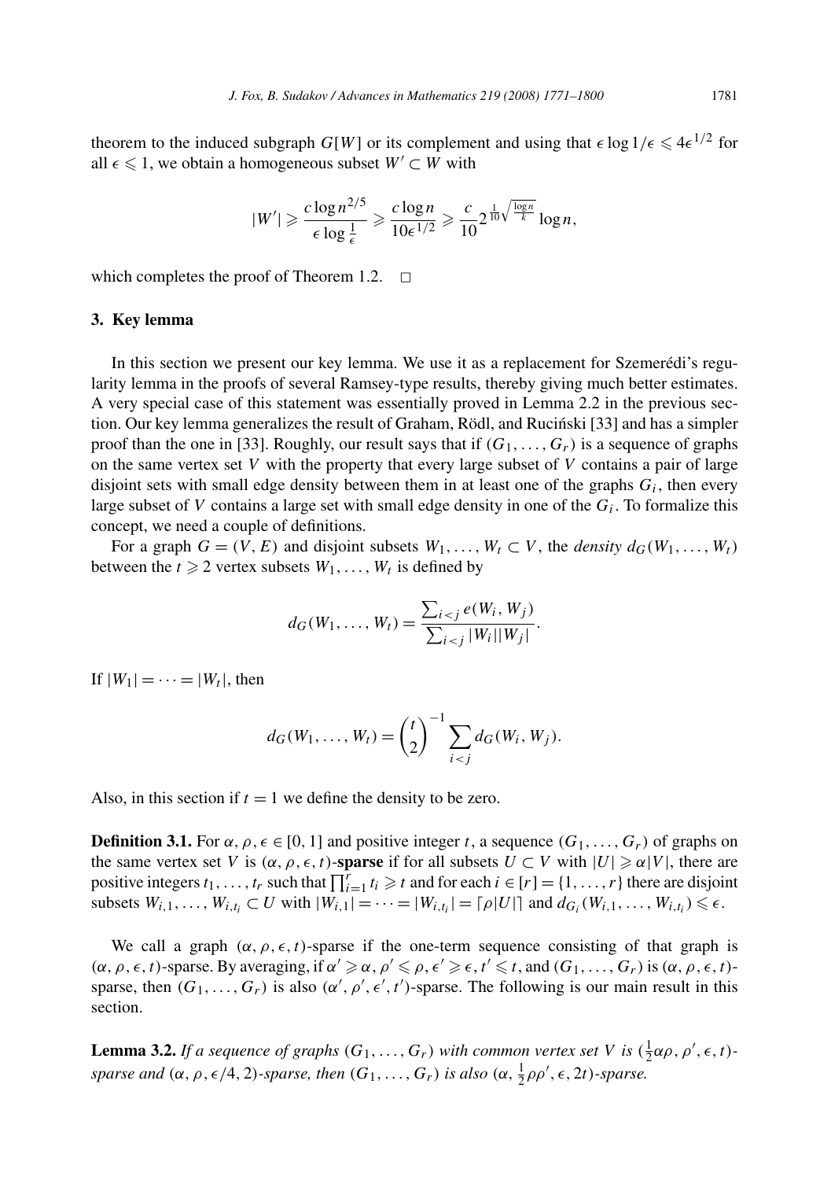theorem to the induced subgraph $G[W]$ or its complement and using that $\epsilon \log 1/\epsilon \leqslant 4\epsilon^{1/2}$ for all $\epsilon \leqslant 1$, we obtain a homogeneous subset $W' \subset W$ with

$$|W'| \geqslant \frac{c \log n^{2/5}}{\epsilon \log \frac{1}{\epsilon}} \geqslant \frac{c \log n}{10\epsilon^{1/2}} \geqslant \frac{c}{10} 2^{\frac{1}{10}\sqrt{\frac{\log n}{k}}} \log n,$$

which completes the proof of Theorem 1.2. $\square$

## 3. Key lemma

In this section we present our key lemma. We use it as a replacement for Szemerédi's regularity lemma in the proofs of several Ramsey-type results, thereby giving much better estimates. A very special case of this statement was essentially proved in Lemma 2.2 in the previous section. Our key lemma generalizes the result of Graham, Rödl, and Ruciński [33] and has a simpler proof than the one in [33]. Roughly, our result says that if $(G_1, \ldots, G_r)$ is a sequence of graphs on the same vertex set $V$ with the property that every large subset of $V$ contains a pair of large disjoint sets with small edge density between them in at least one of the graphs $G_i$, then every large subset of $V$ contains a large set with small edge density in one of the $G_i$. To formalize this concept, we need a couple of definitions.

For a graph $G = (V, E)$ and disjoint subsets $W_1, \ldots, W_t \subset V$, the *density* $d_G(W_1, \ldots, W_t)$ between the $t \geqslant 2$ vertex subsets $W_1, \ldots, W_t$ is defined by

$$d_G(W_1, \ldots, W_t) = \frac{\sum_{i<j} e(W_i, W_j)}{\sum_{i<j} |W_i||W_j|}.$$

If $|W_1| = \cdots = |W_t|$, then

$$d_G(W_1, \ldots, W_t) = \binom{t}{2}^{-1} \sum_{i<j} d_G(W_i, W_j).$$

Also, in this section if $t = 1$ we define the density to be zero.

**Definition 3.1.** For $\alpha, \rho, \epsilon \in [0, 1]$ and positive integer $t$, a sequence $(G_1, \ldots, G_r)$ of graphs on the same vertex set $V$ is $(\alpha, \rho, \epsilon, t)$-**sparse** if for all subsets $U \subset V$ with $|U| \geqslant \alpha|V|$, there are positive integers $t_1, \ldots, t_r$ such that $\prod_{i=1}^{r} t_i \geqslant t$ and for each $i \in [r] = \{1, \ldots, r\}$ there are disjoint subsets $W_{i,1}, \ldots, W_{i,t_i} \subset U$ with $|W_{i,1}| = \cdots = |W_{i,t_i}| = \lceil \rho|U| \rceil$ and $d_{G_i}(W_{i,1}, \ldots, W_{i,t_i}) \leqslant \epsilon$.

We call a graph $(\alpha, \rho, \epsilon, t)$-sparse if the one-term sequence consisting of that graph is $(\alpha, \rho, \epsilon, t)$-sparse. By averaging, if $\alpha' \geqslant \alpha$, $\rho' \leqslant \rho$, $\epsilon' \geqslant \epsilon$, $t' \leqslant t$, and $(G_1, \ldots, G_r)$ is $(\alpha, \rho, \epsilon, t)$-sparse, then $(G_1, \ldots, G_r)$ is also $(\alpha', \rho', \epsilon', t')$-sparse. The following is our main result in this section.

**Lemma 3.2.** *If a sequence of graphs $(G_1, \ldots, G_r)$ with common vertex set $V$ is $(\frac{1}{2}\alpha\rho, \rho', \epsilon, t)$-sparse and $(\alpha, \rho, \epsilon/4, 2)$-sparse, then $(G_1, \ldots, G_r)$ is also $(\alpha, \frac{1}{2}\rho\rho', \epsilon, 2t)$-sparse.*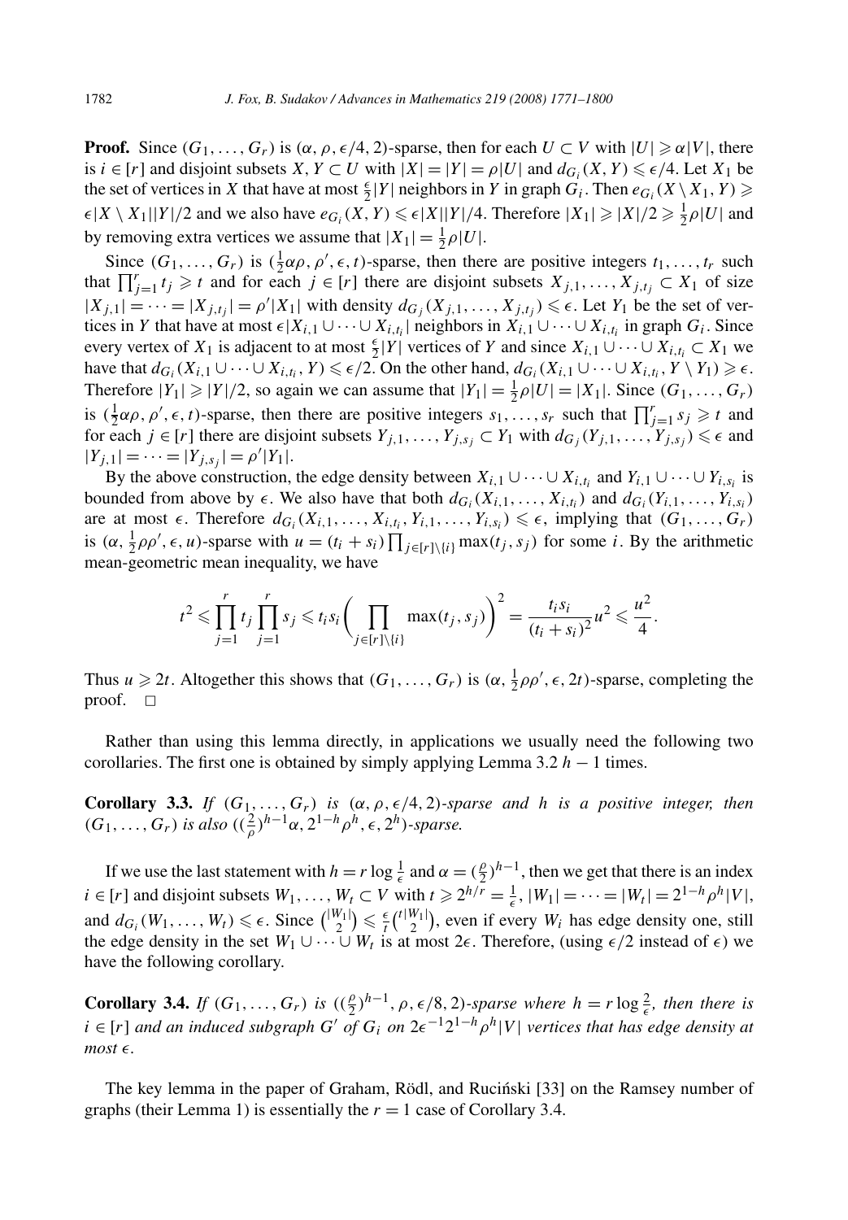**Proof.** Since $(G_1, \ldots, G_r)$ is $(\alpha, \rho, \epsilon/4, 2)$-sparse, then for each $U \subset V$ with $|U| \geqslant \alpha|V|$, there is $i \in [r]$ and disjoint subsets $X, Y \subset U$ with $|X| = |Y| = \rho|U|$ and $d_{G_i}(X, Y) \leqslant \epsilon/4$. Let $X_1$ be the set of vertices in $X$ that have at most $\frac{\epsilon}{2}|Y|$ neighbors in $Y$ in graph $G_i$. Then $e_{G_i}(X \setminus X_1, Y) \geqslant \epsilon|X \setminus X_1||Y|/2$ and we also have $e_{G_i}(X, Y) \leqslant \epsilon|X||Y|/4$. Therefore $|X_1| \geqslant |X|/2 \geqslant \frac{1}{2}\rho|U|$ and by removing extra vertices we assume that $|X_1| = \frac{1}{2}\rho|U|$.

Since $(G_1, \ldots, G_r)$ is $(\frac{1}{2}\alpha\rho, \rho', \epsilon, t)$-sparse, then there are positive integers $t_1, \ldots, t_r$ such that $\prod_{j=1}^{r} t_j \geqslant t$ and for each $j \in [r]$ there are disjoint subsets $X_{j,1}, \ldots, X_{j,t_j} \subset X_1$ of size $|X_{j,1}| = \cdots = |X_{j,t_j}| = \rho'|X_1|$ with density $d_{G_j}(X_{j,1}, \ldots, X_{j,t_j}) \leqslant \epsilon$. Let $Y_1$ be the set of vertices in $Y$ that have at most $\epsilon|X_{i,1} \cup \cdots \cup X_{i,t_i}|$ neighbors in $X_{i,1} \cup \cdots \cup X_{i,t_i}$ in graph $G_i$. Since every vertex of $X_1$ is adjacent to at most $\frac{\epsilon}{2}|Y|$ vertices of $Y$ and since $X_{i,1} \cup \cdots \cup X_{i,t_i} \subset X_1$ we have that $d_{G_i}(X_{i,1} \cup \cdots \cup X_{i,t_i}, Y) \leqslant \epsilon/2$. On the other hand, $d_{G_i}(X_{i,1} \cup \cdots \cup X_{i,t_i}, Y \setminus Y_1) \geqslant \epsilon$. Therefore $|Y_1| \geqslant |Y|/2$, so again we can assume that $|Y_1| = \frac{1}{2}\rho|U| = |X_1|$. Since $(G_1, \ldots, G_r)$ is $(\frac{1}{2}\alpha\rho, \rho', \epsilon, t)$-sparse, then there are positive integers $s_1, \ldots, s_r$ such that $\prod_{j=1}^{r} s_j \geqslant t$ and for each $j \in [r]$ there are disjoint subsets $Y_{j,1}, \ldots, Y_{j,s_j} \subset Y_1$ with $d_{G_j}(Y_{j,1}, \ldots, Y_{j,s_j}) \leqslant \epsilon$ and $|Y_{j,1}| = \cdots = |Y_{j,s_j}| = \rho'|Y_1|$.

By the above construction, the edge density between $X_{i,1} \cup \cdots \cup X_{i,t_i}$ and $Y_{i,1} \cup \cdots \cup Y_{i,s_i}$ is bounded from above by $\epsilon$. We also have that both $d_{G_i}(X_{i,1}, \ldots, X_{i,t_i})$ and $d_{G_i}(Y_{i,1}, \ldots, Y_{i,s_i})$ are at most $\epsilon$. Therefore $d_{G_i}(X_{i,1}, \ldots, X_{i,t_i}, Y_{i,1}, \ldots, Y_{i,s_i}) \leqslant \epsilon$, implying that $(G_1, \ldots, G_r)$ is $(\alpha, \frac{1}{2}\rho\rho', \epsilon, u)$-sparse with $u = (t_i + s_i)\prod_{j \in [r]\setminus\{i\}} \max(t_j, s_j)$ for some $i$. By the arithmetic mean-geometric mean inequality, we have

$$t^2 \leqslant \prod_{j=1}^{r} t_j \prod_{j=1}^{r} s_j \leqslant t_i s_i \left( \prod_{j \in [r]\setminus\{i\}} \max(t_j, s_j) \right)^2 = \frac{t_i s_i}{(t_i + s_i)^2} u^2 \leqslant \frac{u^2}{4}.$$

Thus $u \geqslant 2t$. Altogether this shows that $(G_1, \ldots, G_r)$ is $(\alpha, \frac{1}{2}\rho\rho', \epsilon, 2t)$-sparse, completing the proof. $\square$

Rather than using this lemma directly, in applications we usually need the following two corollaries. The first one is obtained by simply applying Lemma 3.2 $h - 1$ times.

**Corollary 3.3.** *If $(G_1, \ldots, G_r)$ is $(\alpha, \rho, \epsilon/4, 2)$-sparse and $h$ is a positive integer, then $(G_1, \ldots, G_r)$ is also $((\frac{2}{\rho})^{h-1}\alpha, 2^{1-h}\rho^h, \epsilon, 2^h)$-sparse.*

If we use the last statement with $h = r \log \frac{1}{\epsilon}$ and $\alpha = (\frac{\rho}{2})^{h-1}$, then we get that there is an index $i \in [r]$ and disjoint subsets $W_1, \ldots, W_t \subset V$ with $t \geqslant 2^{h/r} = \frac{1}{\epsilon}$, $|W_1| = \cdots = |W_t| = 2^{1-h}\rho^h|V|$, and $d_{G_i}(W_1, \ldots, W_t) \leqslant \epsilon$. Since $\binom{|W_1|}{2} \leqslant \frac{\epsilon}{t}\binom{t|W_1|}{2}$, even if every $W_i$ has edge density one, still the edge density in the set $W_1 \cup \cdots \cup W_t$ is at most $2\epsilon$. Therefore, (using $\epsilon/2$ instead of $\epsilon$) we have the following corollary.

**Corollary 3.4.** *If $(G_1, \ldots, G_r)$ is $((\frac{\rho}{2})^{h-1}, \rho, \epsilon/8, 2)$-sparse where $h = r \log \frac{2}{\epsilon}$, then there is $i \in [r]$ and an induced subgraph $G'$ of $G_i$ on $2\epsilon^{-1}2^{1-h}\rho^h|V|$ vertices that has edge density at most $\epsilon$.*

The key lemma in the paper of Graham, Rödl, and Ruciński [33] on the Ramsey number of graphs (their Lemma 1) is essentially the $r = 1$ case of Corollary 3.4.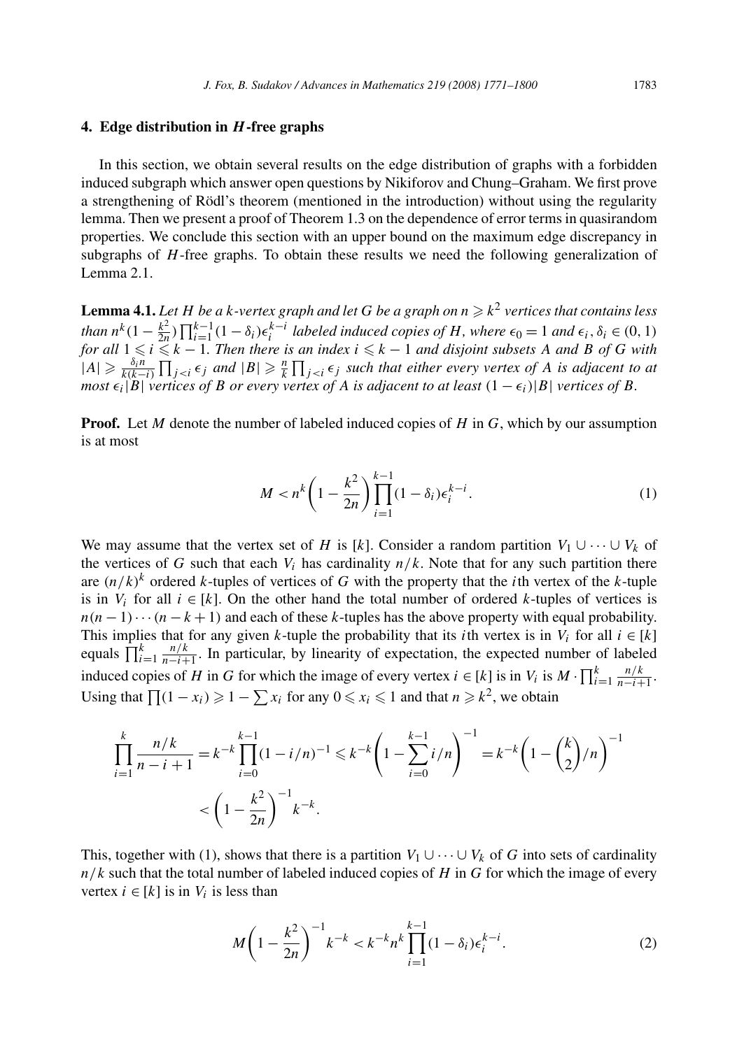## 4. Edge distribution in $H$-free graphs

In this section, we obtain several results on the edge distribution of graphs with a forbidden induced subgraph which answer open questions by Nikiforov and Chung–Graham. We first prove a strengthening of Rödl's theorem (mentioned in the introduction) without using the regularity lemma. Then we present a proof of Theorem 1.3 on the dependence of error terms in quasirandom properties. We conclude this section with an upper bound on the maximum edge discrepancy in subgraphs of $H$-free graphs. To obtain these results we need the following generalization of Lemma 2.1.

**Lemma 4.1.** *Let $H$ be a $k$-vertex graph and let $G$ be a graph on $n \geqslant k^2$ vertices that contains less than $n^k(1-\frac{k^2}{2n})\prod_{i=1}^{k-1}(1-\delta_i)\epsilon_i^{k-i}$ labeled induced copies of $H$, where $\epsilon_0 = 1$ and $\epsilon_i, \delta_i \in (0,1)$ for all $1 \leqslant i \leqslant k-1$. Then there is an index $i \leqslant k-1$ and disjoint subsets $A$ and $B$ of $G$ with $|A| \geqslant \frac{\delta_i n}{k(k-i)}\prod_{j<i}\epsilon_j$ and $|B| \geqslant \frac{n}{k}\prod_{j<i}\epsilon_j$ such that either every vertex of $A$ is adjacent to at most $\epsilon_i|B|$ vertices of $B$ or every vertex of $A$ is adjacent to at least $(1-\epsilon_i)|B|$ vertices of $B$.*

**Proof.** Let $M$ denote the number of labeled induced copies of $H$ in $G$, which by our assumption is at most

$$M < n^k\left(1-\frac{k^2}{2n}\right)\prod_{i=1}^{k-1}(1-\delta_i)\epsilon_i^{k-i}. \tag{1}$$

We may assume that the vertex set of $H$ is $[k]$. Consider a random partition $V_1 \cup \cdots \cup V_k$ of the vertices of $G$ such that each $V_i$ has cardinality $n/k$. Note that for any such partition there are $(n/k)^k$ ordered $k$-tuples of vertices of $G$ with the property that the $i$th vertex of the $k$-tuple is in $V_i$ for all $i \in [k]$. On the other hand the total number of ordered $k$-tuples of vertices is $n(n-1)\cdots(n-k+1)$ and each of these $k$-tuples has the above property with equal probability. This implies that for any given $k$-tuple the probability that its $i$th vertex is in $V_i$ for all $i \in [k]$ equals $\prod_{i=1}^{k}\frac{n/k}{n-i+1}$. In particular, by linearity of expectation, the expected number of labeled induced copies of $H$ in $G$ for which the image of every vertex $i \in [k]$ is in $V_i$ is $M \cdot \prod_{i=1}^{k}\frac{n/k}{n-i+1}$. Using that $\prod(1-x_i) \geqslant 1-\sum x_i$ for any $0 \leqslant x_i \leqslant 1$ and that $n \geqslant k^2$, we obtain

$$\prod_{i=1}^{k}\frac{n/k}{n-i+1} = k^{-k}\prod_{i=0}^{k-1}(1-i/n)^{-1} \leqslant k^{-k}\left(1-\sum_{i=0}^{k-1}i/n\right)^{-1} = k^{-k}\left(1-\binom{k}{2}\Big/n\right)^{-1}$$
$$< \left(1-\frac{k^2}{2n}\right)^{-1}k^{-k}.$$

This, together with (1), shows that there is a partition $V_1 \cup \cdots \cup V_k$ of $G$ into sets of cardinality $n/k$ such that the total number of labeled induced copies of $H$ in $G$ for which the image of every vertex $i \in [k]$ is in $V_i$ is less than

$$M\left(1-\frac{k^2}{2n}\right)^{-1}k^{-k} < k^{-k}n^k\prod_{i=1}^{k-1}(1-\delta_i)\epsilon_i^{k-i}. \tag{2}$$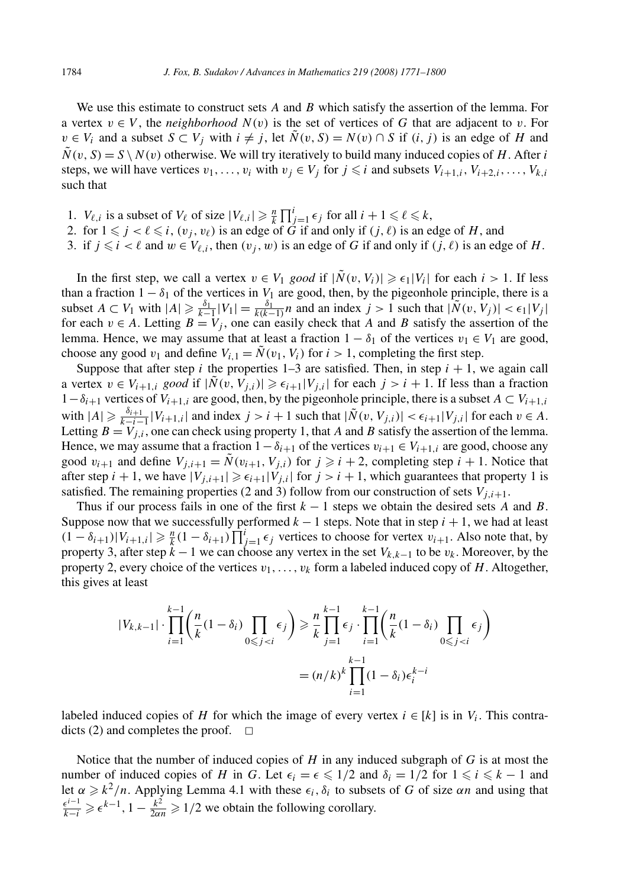We use this estimate to construct sets $A$ and $B$ which satisfy the assertion of the lemma. For a vertex $v \in V$, the *neighborhood* $N(v)$ is the set of vertices of $G$ that are adjacent to $v$. For $v \in V_i$ and a subset $S \subset V_j$ with $i \neq j$, let $\tilde{N}(v, S) = N(v) \cap S$ if $(i, j)$ is an edge of $H$ and $\tilde{N}(v, S) = S \setminus N(v)$ otherwise. We will try iteratively to build many induced copies of $H$. After $i$ steps, we will have vertices $v_1, \ldots, v_i$ with $v_j \in V_j$ for $j \leqslant i$ and subsets $V_{i+1,i}, V_{i+2,i}, \ldots, V_{k,i}$ such that

1. $V_{\ell,i}$ is a subset of $V_\ell$ of size $|V_{\ell,i}| \geqslant \frac{n}{k} \prod_{j=1}^{i} \epsilon_j$ for all $i + 1 \leqslant \ell \leqslant k$,
2. for $1 \leqslant j < \ell \leqslant i$, $(v_j, v_\ell)$ is an edge of $G$ if and only if $(j, \ell)$ is an edge of $H$, and
3. if $j \leqslant i < \ell$ and $w \in V_{\ell,i}$, then $(v_j, w)$ is an edge of $G$ if and only if $(j, \ell)$ is an edge of $H$.

In the first step, we call a vertex $v \in V_1$ *good* if $|\tilde{N}(v, V_i)| \geqslant \epsilon_1 |V_i|$ for each $i > 1$. If less than a fraction $1 - \delta_1$ of the vertices in $V_1$ are good, then, by the pigeonhole principle, there is a subset $A \subset V_1$ with $|A| \geqslant \frac{\delta_1}{k-1}|V_1| = \frac{\delta_1}{k(k-1)} n$ and an index $j > 1$ such that $|\tilde{N}(v, V_j)| < \epsilon_1 |V_j|$ for each $v \in A$. Letting $B = V_j$, one can easily check that $A$ and $B$ satisfy the assertion of the lemma. Hence, we may assume that at least a fraction $1 - \delta_1$ of the vertices $v_1 \in V_1$ are good, choose any good $v_1$ and define $V_{i,1} = \tilde{N}(v_1, V_i)$ for $i > 1$, completing the first step.

Suppose that after step $i$ the properties 1–3 are satisfied. Then, in step $i + 1$, we again call a vertex $v \in V_{i+1,i}$ *good* if $|\tilde{N}(v, V_{j,i})| \geqslant \epsilon_{i+1} |V_{j,i}|$ for each $j > i + 1$. If less than a fraction $1 - \delta_{i+1}$ vertices of $V_{i+1,i}$ are good, then, by the pigeonhole principle, there is a subset $A \subset V_{i+1,i}$ with $|A| \geqslant \frac{\delta_{i+1}}{k-i-1}|V_{i+1,i}|$ and index $j > i + 1$ such that $|\tilde{N}(v, V_{j,i})| < \epsilon_{i+1} |V_{j,i}|$ for each $v \in A$. Letting $B = V_{j,i}$, one can check using property 1, that $A$ and $B$ satisfy the assertion of the lemma. Hence, we may assume that a fraction $1 - \delta_{i+1}$ of the vertices $v_{i+1} \in V_{i+1,i}$ are good, choose any good $v_{i+1}$ and define $V_{j,i+1} = \tilde{N}(v_{i+1}, V_{j,i})$ for $j \geqslant i + 2$, completing step $i + 1$. Notice that after step $i + 1$, we have $|V_{j,i+1}| \geqslant \epsilon_{i+1} |V_{j,i}|$ for $j > i + 1$, which guarantees that property 1 is satisfied. The remaining properties (2 and 3) follow from our construction of sets $V_{j,i+1}$.

Thus if our process fails in one of the first $k - 1$ steps we obtain the desired sets $A$ and $B$. Suppose now that we successfully performed $k - 1$ steps. Note that in step $i + 1$, we had at least $(1 - \delta_{i+1})|V_{i+1,i}| \geqslant \frac{n}{k}(1 - \delta_{i+1}) \prod_{j=1}^{i} \epsilon_j$ vertices to choose for vertex $v_{i+1}$. Also note that, by property 3, after step $k - 1$ we can choose any vertex in the set $V_{k,k-1}$ to be $v_k$. Moreover, by the property 2, every choice of the vertices $v_1, \ldots, v_k$ form a labeled induced copy of $H$. Altogether, this gives at least

$$|V_{k,k-1}| \cdot \prod_{i=1}^{k-1} \left( \frac{n}{k}(1 - \delta_i) \prod_{0 \leqslant j < i} \epsilon_j \right) \geqslant \frac{n}{k} \prod_{j=1}^{k-1} \epsilon_j \cdot \prod_{i=1}^{k-1} \left( \frac{n}{k}(1 - \delta_i) \prod_{0 \leqslant j < i} \epsilon_j \right)$$

$$= (n/k)^k \prod_{i=1}^{k-1} (1 - \delta_i) \epsilon_i^{k-i}$$

labeled induced copies of $H$ for which the image of every vertex $i \in [k]$ is in $V_i$. This contradicts (2) and completes the proof. $\square$

Notice that the number of induced copies of $H$ in any induced subgraph of $G$ is at most the number of induced copies of $H$ in $G$. Let $\epsilon_i = \epsilon \leqslant 1/2$ and $\delta_i = 1/2$ for $1 \leqslant i \leqslant k - 1$ and let $\alpha \geqslant k^2/n$. Applying Lemma 4.1 with these $\epsilon_i, \delta_i$ to subsets of $G$ of size $\alpha n$ and using that $\frac{\epsilon^{i-1}}{k-i} \geqslant \epsilon^{k-1}$, $1 - \frac{k^2}{2\alpha n} \geqslant 1/2$ we obtain the following corollary.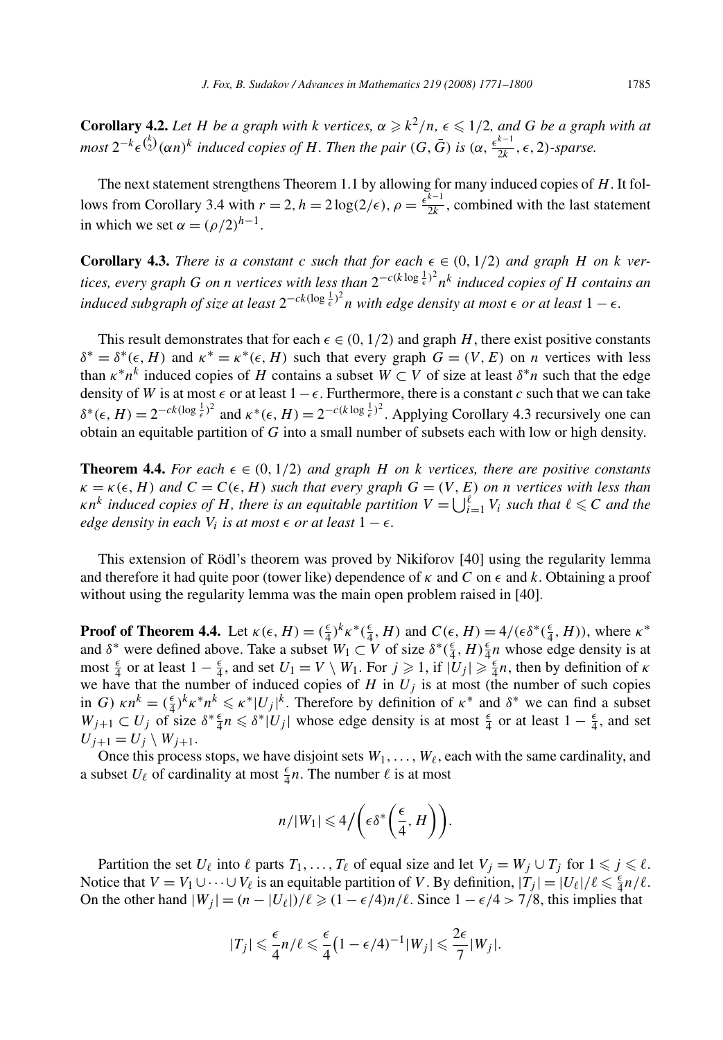**Corollary 4.2.** *Let $H$ be a graph with $k$ vertices, $\alpha \geqslant k^2/n$, $\epsilon \leqslant 1/2$, and $G$ be a graph with at most $2^{-k}\epsilon^{\binom{k}{2}}(\alpha n)^k$ induced copies of $H$. Then the pair $(G, \bar{G})$ is $(\alpha, \frac{\epsilon^{k-1}}{2k}, \epsilon, 2)$-sparse.*

The next statement strengthens Theorem 1.1 by allowing for many induced copies of $H$. It follows from Corollary 3.4 with $r = 2$, $h = 2\log(2/\epsilon)$, $\rho = \frac{\epsilon^{k-1}}{2k}$, combined with the last statement in which we set $\alpha = (\rho/2)^{h-1}$.

**Corollary 4.3.** *There is a constant $c$ such that for each $\epsilon \in (0, 1/2)$ and graph $H$ on $k$ vertices, every graph $G$ on $n$ vertices with less than $2^{-c(k\log\frac{1}{\epsilon})^2}n^k$ induced copies of $H$ contains an induced subgraph of size at least $2^{-ck(\log\frac{1}{\epsilon})^2}n$ with edge density at most $\epsilon$ or at least $1-\epsilon$.*

This result demonstrates that for each $\epsilon \in (0, 1/2)$ and graph $H$, there exist positive constants $\delta^* = \delta^*(\epsilon, H)$ and $\kappa^* = \kappa^*(\epsilon, H)$ such that every graph $G = (V, E)$ on $n$ vertices with less than $\kappa^* n^k$ induced copies of $H$ contains a subset $W \subset V$ of size at least $\delta^* n$ such that the edge density of $W$ is at most $\epsilon$ or at least $1-\epsilon$. Furthermore, there is a constant $c$ such that we can take $\delta^*(\epsilon, H) = 2^{-ck(\log\frac{1}{\epsilon})^2}$ and $\kappa^*(\epsilon, H) = 2^{-c(k\log\frac{1}{\epsilon})^2}$. Applying Corollary 4.3 recursively one can obtain an equitable partition of $G$ into a small number of subsets each with low or high density.

**Theorem 4.4.** *For each $\epsilon \in (0, 1/2)$ and graph $H$ on $k$ vertices, there are positive constants $\kappa = \kappa(\epsilon, H)$ and $C = C(\epsilon, H)$ such that every graph $G = (V, E)$ on $n$ vertices with less than $\kappa n^k$ induced copies of $H$, there is an equitable partition $V = \bigcup_{i=1}^{\ell} V_i$ such that $\ell \leqslant C$ and the edge density in each $V_i$ is at most $\epsilon$ or at least $1-\epsilon$.*

This extension of Rödl's theorem was proved by Nikiforov [40] using the regularity lemma and therefore it had quite poor (tower like) dependence of $\kappa$ and $C$ on $\epsilon$ and $k$. Obtaining a proof without using the regularity lemma was the main open problem raised in [40].

**Proof of Theorem 4.4.** Let $\kappa(\epsilon, H) = (\frac{\epsilon}{4})^k \kappa^*(\frac{\epsilon}{4}, H)$ and $C(\epsilon, H) = 4/(\epsilon\delta^*(\frac{\epsilon}{4}, H))$, where $\kappa^*$ and $\delta^*$ were defined above. Take a subset $W_1 \subset V$ of size $\delta^*(\frac{\epsilon}{4}, H)\frac{\epsilon}{4}n$ whose edge density is at most $\frac{\epsilon}{4}$ or at least $1 - \frac{\epsilon}{4}$, and set $U_1 = V \setminus W_1$. For $j \geqslant 1$, if $|U_j| \geqslant \frac{\epsilon}{4}n$, then by definition of $\kappa$ we have that the number of induced copies of $H$ in $U_j$ is at most (the number of such copies in $G$) $\kappa n^k = (\frac{\epsilon}{4})^k \kappa^* n^k \leqslant \kappa^* |U_j|^k$. Therefore by definition of $\kappa^*$ and $\delta^*$ we can find a subset $W_{j+1} \subset U_j$ of size $\delta^* \frac{\epsilon}{4} n \leqslant \delta^* |U_j|$ whose edge density is at most $\frac{\epsilon}{4}$ or at least $1 - \frac{\epsilon}{4}$, and set $U_{j+1} = U_j \setminus W_{j+1}$.

Once this process stops, we have disjoint sets $W_1, \ldots, W_\ell$, each with the same cardinality, and a subset $U_\ell$ of cardinality at most $\frac{\epsilon}{4}n$. The number $\ell$ is at most

$$n/|W_1| \leqslant 4\Big/\left(\epsilon\delta^*\left(\frac{\epsilon}{4}, H\right)\right).$$

Partition the set $U_\ell$ into $\ell$ parts $T_1, \ldots, T_\ell$ of equal size and let $V_j = W_j \cup T_j$ for $1 \leqslant j \leqslant \ell$. Notice that $V = V_1 \cup \cdots \cup V_\ell$ is an equitable partition of $V$. By definition, $|T_j| = |U_\ell|/\ell \leqslant \frac{\epsilon}{4}n/\ell$. On the other hand $|W_j| = (n - |U_\ell|)/\ell \geqslant (1 - \epsilon/4)n/\ell$. Since $1 - \epsilon/4 > 7/8$, this implies that

$$|T_j| \leqslant \frac{\epsilon}{4}n/\ell \leqslant \frac{\epsilon}{4}\big(1 - \epsilon/4\big)^{-1}|W_j| \leqslant \frac{2\epsilon}{7}|W_j|.$$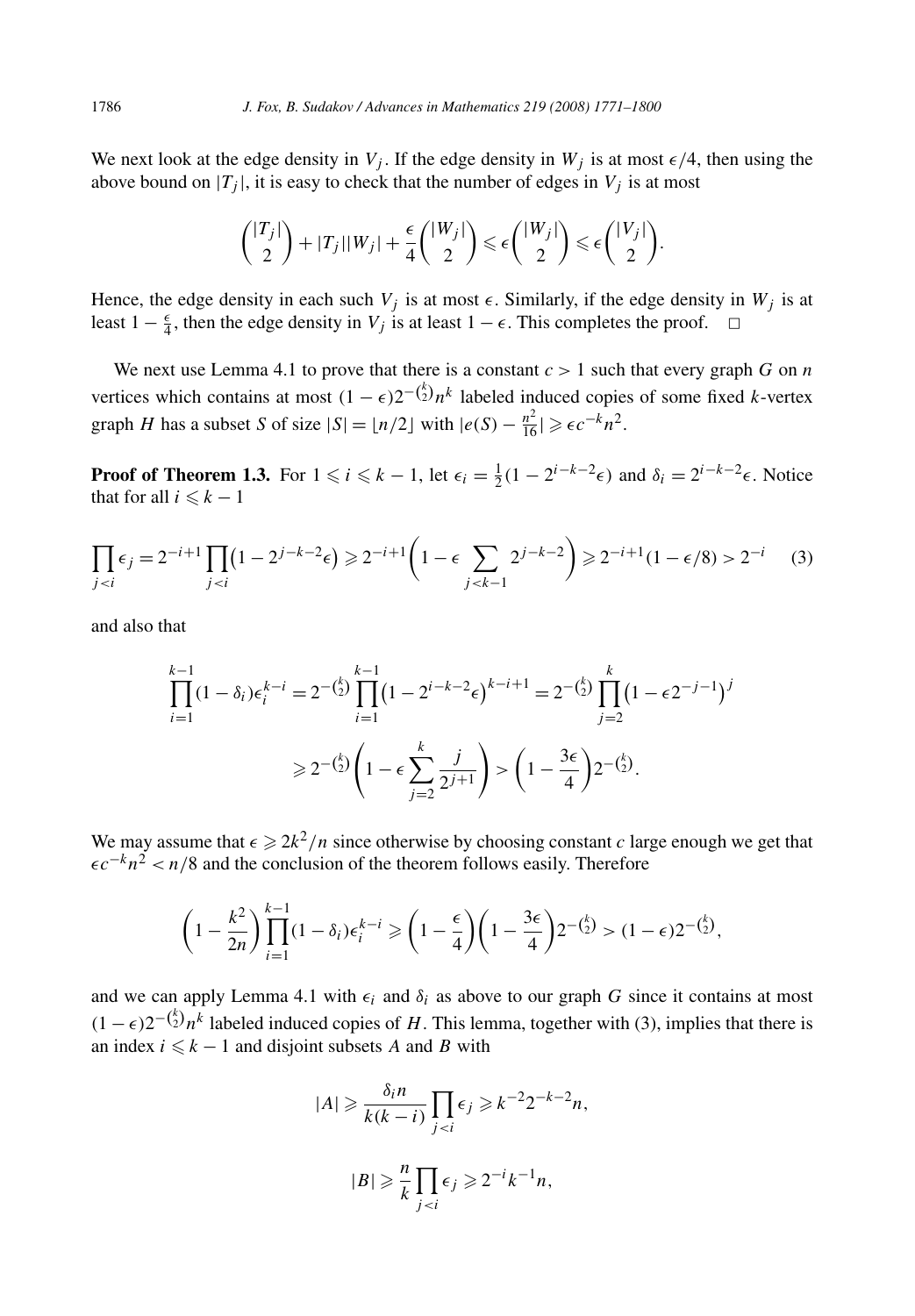We next look at the edge density in $V_j$. If the edge density in $W_j$ is at most $\epsilon/4$, then using the above bound on $|T_j|$, it is easy to check that the number of edges in $V_j$ is at most

$$\binom{|T_j|}{2} + |T_j||W_j| + \frac{\epsilon}{4}\binom{|W_j|}{2} \leqslant \epsilon\binom{|W_j|}{2} \leqslant \epsilon\binom{|V_j|}{2}.$$

Hence, the edge density in each such $V_j$ is at most $\epsilon$. Similarly, if the edge density in $W_j$ is at least $1 - \frac{\epsilon}{4}$, then the edge density in $V_j$ is at least $1 - \epsilon$. This completes the proof. $\square$

We next use Lemma 4.1 to prove that there is a constant $c > 1$ such that every graph $G$ on $n$ vertices which contains at most $(1-\epsilon)2^{-\binom{k}{2}}n^k$ labeled induced copies of some fixed $k$-vertex graph $H$ has a subset $S$ of size $|S| = \lfloor n/2 \rfloor$ with $|e(S) - \frac{n^2}{16}| \geqslant \epsilon c^{-k}n^2$.

**Proof of Theorem 1.3.** For $1 \leqslant i \leqslant k-1$, let $\epsilon_i = \frac{1}{2}(1 - 2^{i-k-2}\epsilon)$ and $\delta_i = 2^{i-k-2}\epsilon$. Notice that for all $i \leqslant k-1$

$$\prod_{j<i}\epsilon_j = 2^{-i+1}\prod_{j<i}\left(1 - 2^{j-k-2}\epsilon\right) \geqslant 2^{-i+1}\left(1 - \epsilon\sum_{j<k-1}2^{j-k-2}\right) \geqslant 2^{-i+1}(1-\epsilon/8) > 2^{-i} \tag{3}$$

and also that

$$\prod_{i=1}^{k-1}(1-\delta_i)\epsilon_i^{k-i} = 2^{-\binom{k}{2}}\prod_{i=1}^{k-1}\left(1 - 2^{i-k-2}\epsilon\right)^{k-i+1} = 2^{-\binom{k}{2}}\prod_{j=2}^{k}\left(1 - \epsilon 2^{-j-1}\right)^{j}$$

$$\geqslant 2^{-\binom{k}{2}}\left(1 - \epsilon\sum_{j=2}^{k}\frac{j}{2^{j+1}}\right) > \left(1 - \frac{3\epsilon}{4}\right)2^{-\binom{k}{2}}.$$

We may assume that $\epsilon \geqslant 2k^2/n$ since otherwise by choosing constant $c$ large enough we get that $\epsilon c^{-k}n^2 < n/8$ and the conclusion of the theorem follows easily. Therefore

$$\left(1 - \frac{k^2}{2n}\right)\prod_{i=1}^{k-1}(1-\delta_i)\epsilon_i^{k-i} \geqslant \left(1 - \frac{\epsilon}{4}\right)\left(1 - \frac{3\epsilon}{4}\right)2^{-\binom{k}{2}} > (1-\epsilon)2^{-\binom{k}{2}},$$

and we can apply Lemma 4.1 with $\epsilon_i$ and $\delta_i$ as above to our graph $G$ since it contains at most $(1-\epsilon)2^{-\binom{k}{2}}n^k$ labeled induced copies of $H$. This lemma, together with (3), implies that there is an index $i \leqslant k-1$ and disjoint subsets $A$ and $B$ with

$$|A| \geqslant \frac{\delta_i n}{k(k-i)}\prod_{j<i}\epsilon_j \geqslant k^{-2}2^{-k-2}n,$$

$$|B| \geqslant \frac{n}{k}\prod_{j<i}\epsilon_j \geqslant 2^{-i}k^{-1}n,$$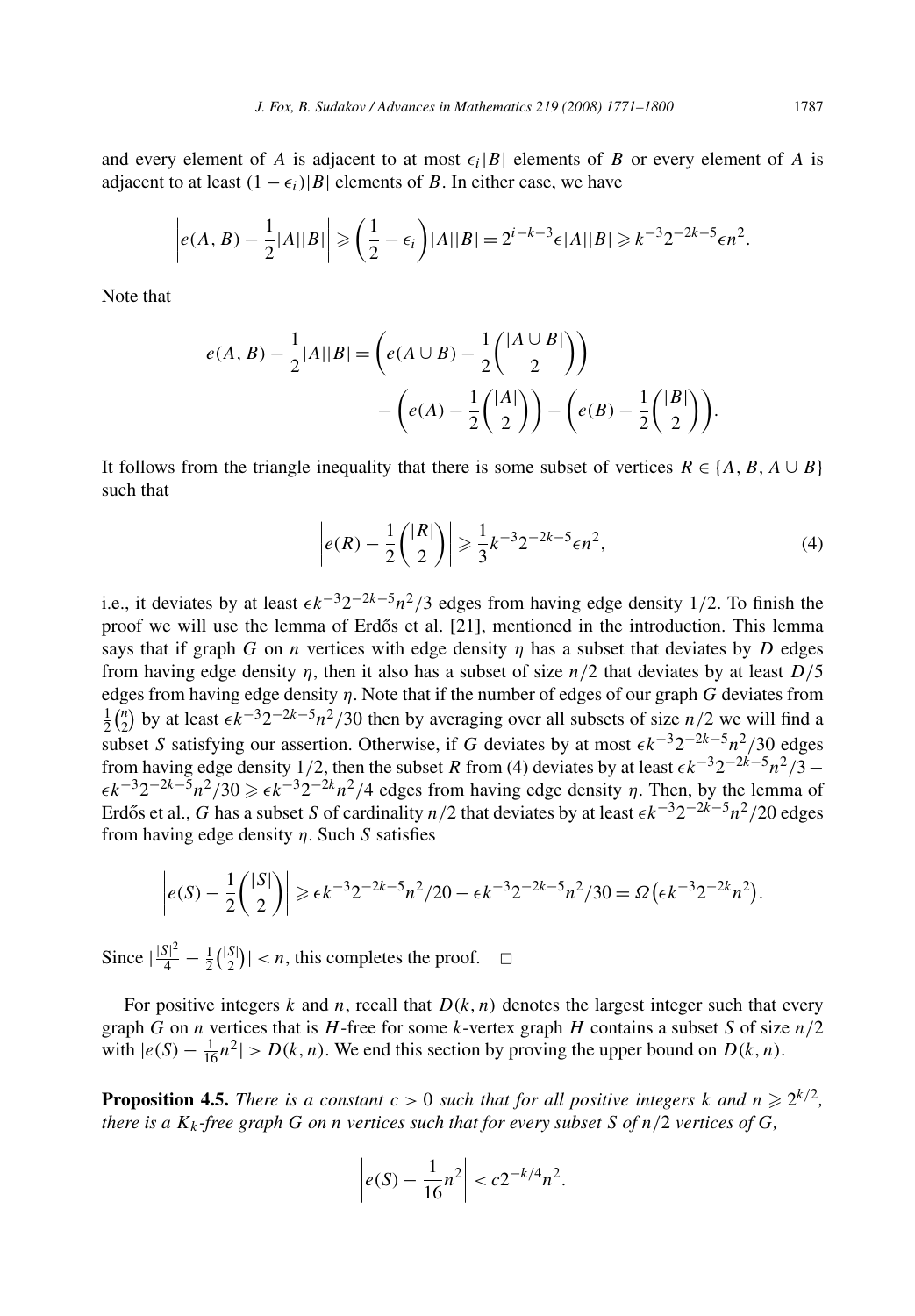and every element of $A$ is adjacent to at most $\epsilon_i|B|$ elements of $B$ or every element of $A$ is adjacent to at least $(1-\epsilon_i)|B|$ elements of $B$. In either case, we have

$$\left|e(A,B)-\frac{1}{2}|A||B|\right| \geqslant \left(\frac{1}{2}-\epsilon_i\right)|A||B| = 2^{i-k-3}\epsilon|A||B| \geqslant k^{-3}2^{-2k-5}\epsilon n^2.$$

Note that

$$e(A,B)-\frac{1}{2}|A||B| = \left(e(A\cup B)-\frac{1}{2}\binom{|A\cup B|}{2}\right) - \left(e(A)-\frac{1}{2}\binom{|A|}{2}\right) - \left(e(B)-\frac{1}{2}\binom{|B|}{2}\right).$$

It follows from the triangle inequality that there is some subset of vertices $R \in \{A, B, A\cup B\}$ such that

$$\left|e(R)-\frac{1}{2}\binom{|R|}{2}\right| \geqslant \frac{1}{3}k^{-3}2^{-2k-5}\epsilon n^2, \tag{4}$$

i.e., it deviates by at least $\epsilon k^{-3}2^{-2k-5}n^2/3$ edges from having edge density $1/2$. To finish the proof we will use the lemma of Erdős et al. [21], mentioned in the introduction. This lemma says that if graph $G$ on $n$ vertices with edge density $\eta$ has a subset that deviates by $D$ edges from having edge density $\eta$, then it also has a subset of size $n/2$ that deviates by at least $D/5$ edges from having edge density $\eta$. Note that if the number of edges of our graph $G$ deviates from $\frac{1}{2}\binom{n}{2}$ by at least $\epsilon k^{-3}2^{-2k-5}n^2/30$ then by averaging over all subsets of size $n/2$ we will find a subset $S$ satisfying our assertion. Otherwise, if $G$ deviates by at most $\epsilon k^{-3}2^{-2k-5}n^2/30$ edges from having edge density $1/2$, then the subset $R$ from (4) deviates by at least $\epsilon k^{-3}2^{-2k-5}n^2/3 - \epsilon k^{-3}2^{-2k-5}n^2/30 \geqslant \epsilon k^{-3}2^{-2k}n^2/4$ edges from having edge density $\eta$. Then, by the lemma of Erdős et al., $G$ has a subset $S$ of cardinality $n/2$ that deviates by at least $\epsilon k^{-3}2^{-2k-5}n^2/20$ edges from having edge density $\eta$. Such $S$ satisfies

$$\left|e(S)-\frac{1}{2}\binom{|S|}{2}\right| \geqslant \epsilon k^{-3}2^{-2k-5}n^2/20 - \epsilon k^{-3}2^{-2k-5}n^2/30 = \Omega\left(\epsilon k^{-3}2^{-2k}n^2\right).$$

Since $\left|\frac{|S|^2}{4}-\frac{1}{2}\binom{|S|}{2}\right| < n$, this completes the proof. $\square$

For positive integers $k$ and $n$, recall that $D(k,n)$ denotes the largest integer such that every graph $G$ on $n$ vertices that is $H$-free for some $k$-vertex graph $H$ contains a subset $S$ of size $n/2$ with $|e(S)-\frac{1}{16}n^2| > D(k,n)$. We end this section by proving the upper bound on $D(k,n)$.

**Proposition 4.5.** *There is a constant $c>0$ such that for all positive integers $k$ and $n \geqslant 2^{k/2}$, there is a $K_k$-free graph $G$ on $n$ vertices such that for every subset $S$ of $n/2$ vertices of $G$,*

$$\left|e(S)-\frac{1}{16}n^2\right| < c2^{-k/4}n^2.$$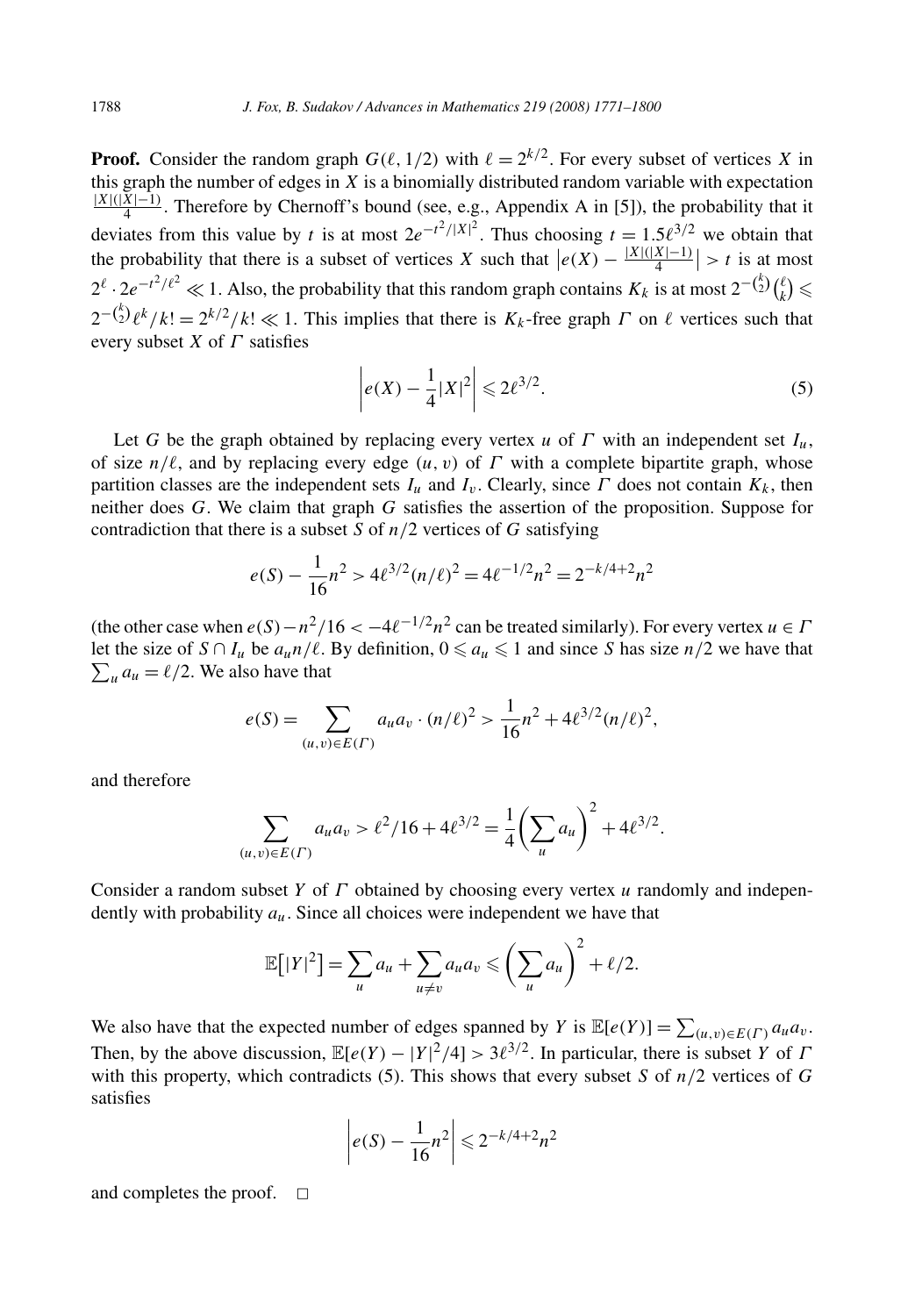**Proof.** Consider the random graph $G(\ell, 1/2)$ with $\ell = 2^{k/2}$. For every subset of vertices $X$ in this graph the number of edges in $X$ is a binomially distributed random variable with expectation $\frac{|X|(|X|-1)}{4}$. Therefore by Chernoff's bound (see, e.g., Appendix A in [5]), the probability that it deviates from this value by $t$ is at most $2e^{-t^2/|X|^2}$. Thus choosing $t = 1.5\ell^{3/2}$ we obtain that the probability that there is a subset of vertices $X$ such that $\left|e(X) - \frac{|X|(|X|-1)}{4}\right| > t$ is at most $2^\ell \cdot 2e^{-t^2/\ell^2} \ll 1$. Also, the probability that this random graph contains $K_k$ is at most $2^{-\binom{k}{2}}\binom{\ell}{k} \leqslant 2^{-\binom{k}{2}}\ell^k/k! = 2^{k/2}/k! \ll 1$. This implies that there is $K_k$-free graph $\Gamma$ on $\ell$ vertices such that every subset $X$ of $\Gamma$ satisfies

$$\left|e(X) - \frac{1}{4}|X|^2\right| \leqslant 2\ell^{3/2}. \tag{5}$$

Let $G$ be the graph obtained by replacing every vertex $u$ of $\Gamma$ with an independent set $I_u$, of size $n/\ell$, and by replacing every edge $(u, v)$ of $\Gamma$ with a complete bipartite graph, whose partition classes are the independent sets $I_u$ and $I_v$. Clearly, since $\Gamma$ does not contain $K_k$, then neither does $G$. We claim that graph $G$ satisfies the assertion of the proposition. Suppose for contradiction that there is a subset $S$ of $n/2$ vertices of $G$ satisfying

$$e(S) - \frac{1}{16}n^2 > 4\ell^{3/2}(n/\ell)^2 = 4\ell^{-1/2}n^2 = 2^{-k/4+2}n^2$$

(the other case when $e(S) - n^2/16 < -4\ell^{-1/2}n^2$ can be treated similarly). For every vertex $u \in \Gamma$ let the size of $S \cap I_u$ be $a_u n/\ell$. By definition, $0 \leqslant a_u \leqslant 1$ and since $S$ has size $n/2$ we have that $\sum_u a_u = \ell/2$. We also have that

$$e(S) = \sum_{(u,v)\in E(\Gamma)} a_u a_v \cdot (n/\ell)^2 > \frac{1}{16}n^2 + 4\ell^{3/2}(n/\ell)^2,$$

and therefore

$$\sum_{(u,v)\in E(\Gamma)} a_u a_v > \ell^2/16 + 4\ell^{3/2} = \frac{1}{4}\left(\sum_u a_u\right)^2 + 4\ell^{3/2}.$$

Consider a random subset $Y$ of $\Gamma$ obtained by choosing every vertex $u$ randomly and independently with probability $a_u$. Since all choices were independent we have that

$$\mathbb{E}\left[|Y|^2\right] = \sum_u a_u + \sum_{u\neq v} a_u a_v \leqslant \left(\sum_u a_u\right)^2 + \ell/2.$$

We also have that the expected number of edges spanned by $Y$ is $\mathbb{E}[e(Y)] = \sum_{(u,v)\in E(\Gamma)} a_u a_v$. Then, by the above discussion, $\mathbb{E}[e(Y) - |Y|^2/4] > 3\ell^{3/2}$. In particular, there is subset $Y$ of $\Gamma$ with this property, which contradicts (5). This shows that every subset $S$ of $n/2$ vertices of $G$ satisfies

$$\left|e(S) - \frac{1}{16}n^2\right| \leqslant 2^{-k/4+2}n^2$$

and completes the proof. $\square$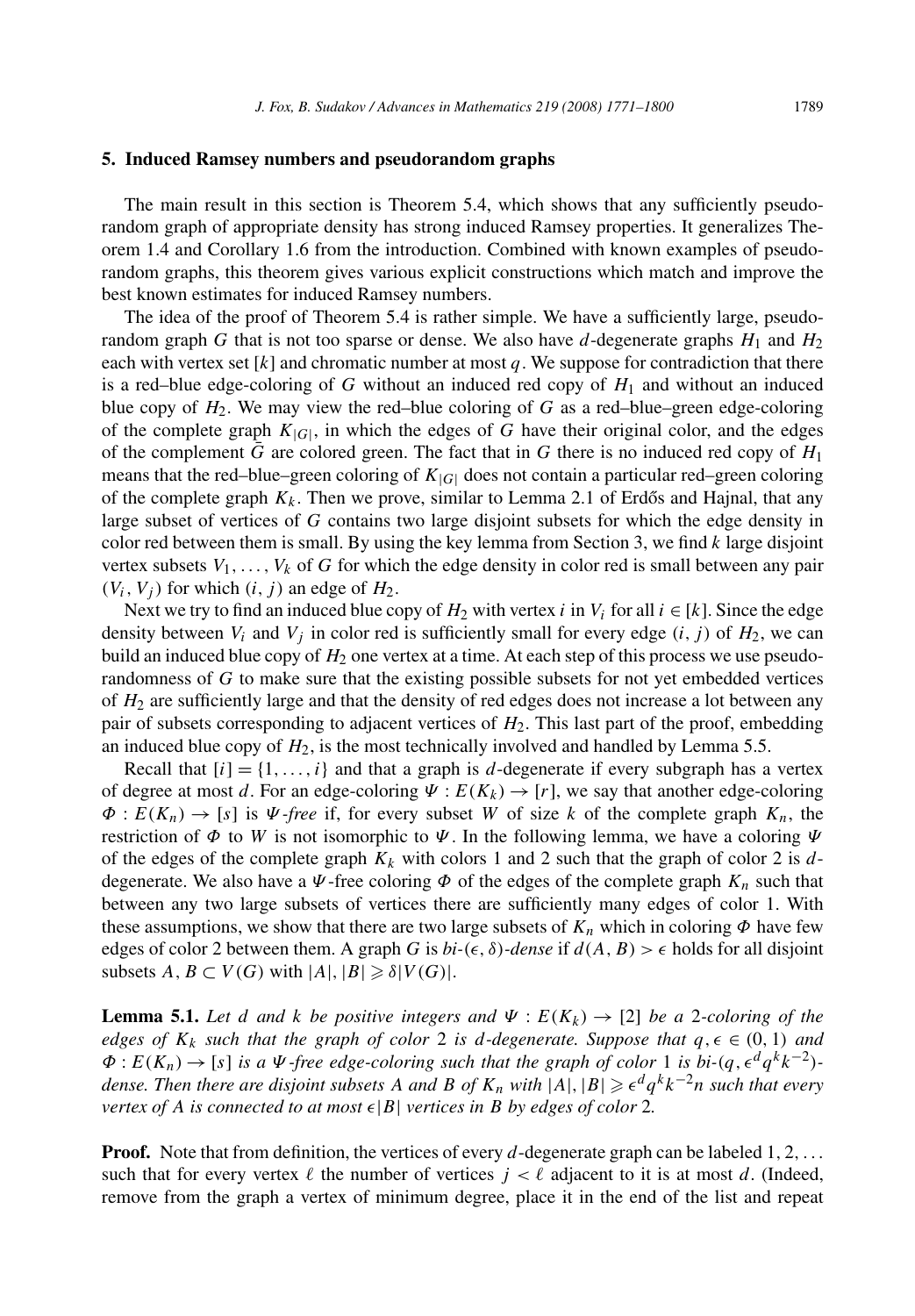## 5. Induced Ramsey numbers and pseudorandom graphs

The main result in this section is Theorem 5.4, which shows that any sufficiently pseudorandom graph of appropriate density has strong induced Ramsey properties. It generalizes Theorem 1.4 and Corollary 1.6 from the introduction. Combined with known examples of pseudorandom graphs, this theorem gives various explicit constructions which match and improve the best known estimates for induced Ramsey numbers.

The idea of the proof of Theorem 5.4 is rather simple. We have a sufficiently large, pseudorandom graph $G$ that is not too sparse or dense. We also have $d$-degenerate graphs $H_1$ and $H_2$ each with vertex set $[k]$ and chromatic number at most $q$. We suppose for contradiction that there is a red–blue edge-coloring of $G$ without an induced red copy of $H_1$ and without an induced blue copy of $H_2$. We may view the red–blue coloring of $G$ as a red–blue–green edge-coloring of the complete graph $K_{|G|}$, in which the edges of $G$ have their original color, and the edges of the complement $\bar{G}$ are colored green. The fact that in $G$ there is no induced red copy of $H_1$ means that the red–blue–green coloring of $K_{|G|}$ does not contain a particular red–green coloring of the complete graph $K_k$. Then we prove, similar to Lemma 2.1 of Erdős and Hajnal, that any large subset of vertices of $G$ contains two large disjoint subsets for which the edge density in color red between them is small. By using the key lemma from Section 3, we find $k$ large disjoint vertex subsets $V_1, \dots, V_k$ of $G$ for which the edge density in color red is small between any pair $(V_i, V_j)$ for which $(i, j)$ an edge of $H_2$.

Next we try to find an induced blue copy of $H_2$ with vertex $i$ in $V_i$ for all $i \in [k]$. Since the edge density between $V_i$ and $V_j$ in color red is sufficiently small for every edge $(i, j)$ of $H_2$, we can build an induced blue copy of $H_2$ one vertex at a time. At each step of this process we use pseudorandomness of $G$ to make sure that the existing possible subsets for not yet embedded vertices of $H_2$ are sufficiently large and that the density of red edges does not increase a lot between any pair of subsets corresponding to adjacent vertices of $H_2$. This last part of the proof, embedding an induced blue copy of $H_2$, is the most technically involved and handled by Lemma 5.5.

Recall that $[i] = \{1, \dots, i\}$ and that a graph is $d$-degenerate if every subgraph has a vertex of degree at most $d$. For an edge-coloring $\Psi : E(K_k) \to [r]$, we say that another edge-coloring $\Phi : E(K_n) \to [s]$ is *$\Psi$-free* if, for every subset $W$ of size $k$ of the complete graph $K_n$, the restriction of $\Phi$ to $W$ is not isomorphic to $\Psi$. In the following lemma, we have a coloring $\Psi$ of the edges of the complete graph $K_k$ with colors 1 and 2 such that the graph of color 2 is $d$-degenerate. We also have a $\Psi$-free coloring $\Phi$ of the edges of the complete graph $K_n$ such that between any two large subsets of vertices there are sufficiently many edges of color 1. With these assumptions, we show that there are two large subsets of $K_n$ which in coloring $\Phi$ have few edges of color 2 between them. A graph $G$ is *bi-$(\epsilon, \delta)$-dense* if $d(A, B) > \epsilon$ holds for all disjoint subsets $A, B \subset V(G)$ with $|A|, |B| \geqslant \delta|V(G)|$.

**Lemma 5.1.** *Let $d$ and $k$ be positive integers and $\Psi : E(K_k) \to [2]$ be a 2-coloring of the edges of $K_k$ such that the graph of color 2 is $d$-degenerate. Suppose that $q, \epsilon \in (0, 1)$ and $\Phi : E(K_n) \to [s]$ is a $\Psi$-free edge-coloring such that the graph of color 1 is bi-$(q, \epsilon^d q^k k^{-2})$-dense. Then there are disjoint subsets $A$ and $B$ of $K_n$ with $|A|, |B| \geqslant \epsilon^d q^k k^{-2} n$ such that every vertex of $A$ is connected to at most $\epsilon|B|$ vertices in $B$ by edges of color 2.*

**Proof.** Note that from definition, the vertices of every $d$-degenerate graph can be labeled $1, 2, \dots$ such that for every vertex $\ell$ the number of vertices $j < \ell$ adjacent to it is at most $d$. (Indeed, remove from the graph a vertex of minimum degree, place it in the end of the list and repeat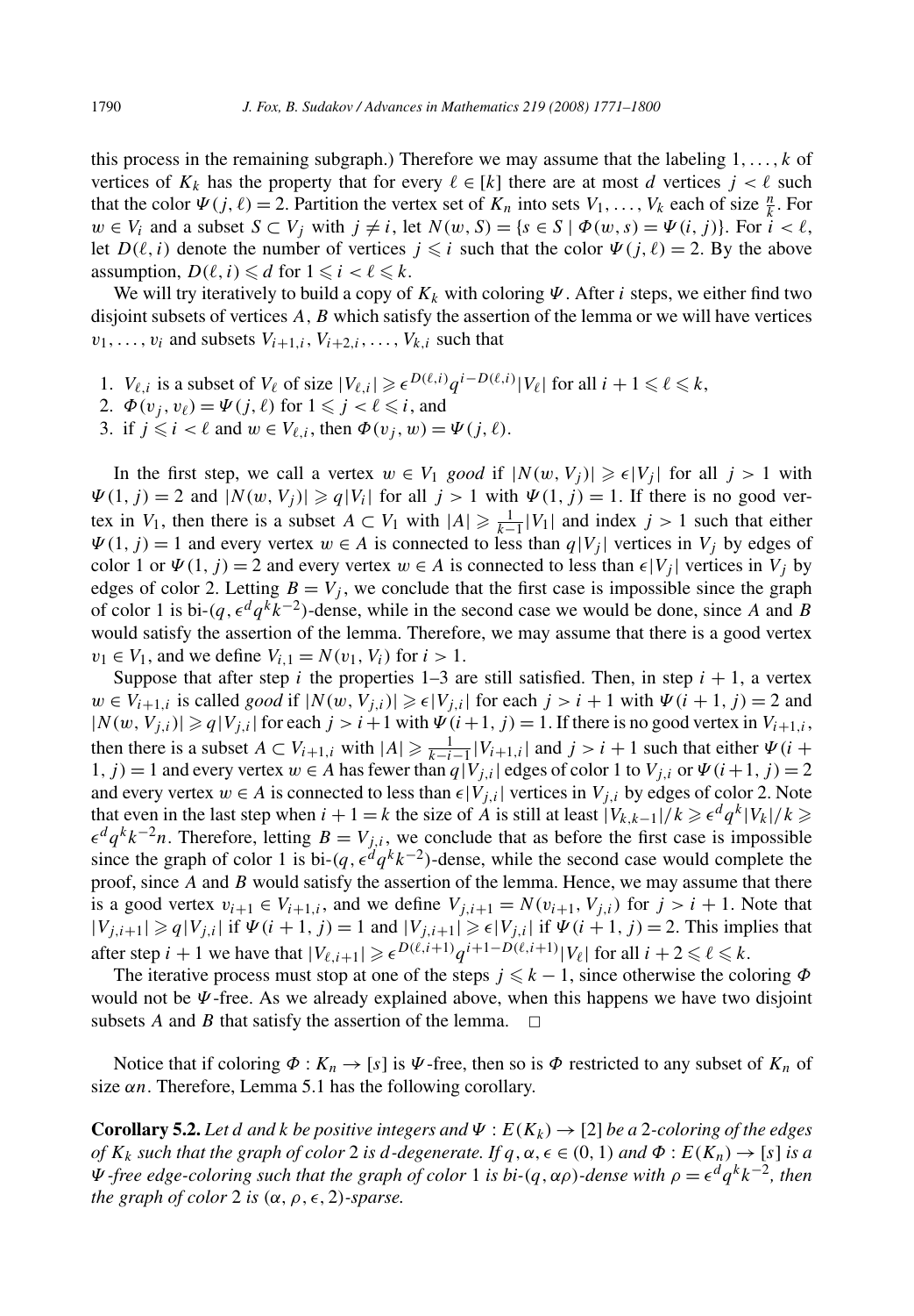this process in the remaining subgraph.) Therefore we may assume that the labeling $1,\dots,k$ of vertices of $K_k$ has the property that for every $\ell \in [k]$ there are at most $d$ vertices $j < \ell$ such that the color $\Psi(j,\ell) = 2$. Partition the vertex set of $K_n$ into sets $V_1,\dots,V_k$ each of size $\frac{n}{k}$. For $w \in V_i$ and a subset $S \subset V_j$ with $j \neq i$, let $N(w,S) = \{s \in S \mid \Phi(w,s) = \Psi(i,j)\}$. For $i < \ell$, let $D(\ell,i)$ denote the number of vertices $j \leqslant i$ such that the color $\Psi(j,\ell) = 2$. By the above assumption, $D(\ell,i) \leqslant d$ for $1 \leqslant i < \ell \leqslant k$.

We will try iteratively to build a copy of $K_k$ with coloring $\Psi$. After $i$ steps, we either find two disjoint subsets of vertices $A$, $B$ which satisfy the assertion of the lemma or we will have vertices $v_1,\dots,v_i$ and subsets $V_{i+1,i}, V_{i+2,i},\dots,V_{k,i}$ such that

1. $V_{\ell,i}$ is a subset of $V_\ell$ of size $|V_{\ell,i}| \geqslant \epsilon^{D(\ell,i)} q^{i-D(\ell,i)} |V_\ell|$ for all $i+1 \leqslant \ell \leqslant k$,
2. $\Phi(v_j,v_\ell) = \Psi(j,\ell)$ for $1 \leqslant j < \ell \leqslant i$, and
3. if $j \leqslant i < \ell$ and $w \in V_{\ell,i}$, then $\Phi(v_j,w) = \Psi(j,\ell)$.

In the first step, we call a vertex $w \in V_1$ *good* if $|N(w,V_j)| \geqslant \epsilon|V_j|$ for all $j > 1$ with $\Psi(1,j) = 2$ and $|N(w,V_j)| \geqslant q|V_i|$ for all $j > 1$ with $\Psi(1,j) = 1$. If there is no good vertex in $V_1$, then there is a subset $A \subset V_1$ with $|A| \geqslant \frac{1}{k-1}|V_1|$ and index $j > 1$ such that either $\Psi(1,j) = 1$ and every vertex $w \in A$ is connected to less than $q|V_j|$ vertices in $V_j$ by edges of color 1 or $\Psi(1,j) = 2$ and every vertex $w \in A$ is connected to less than $\epsilon|V_j|$ vertices in $V_j$ by edges of color 2. Letting $B = V_j$, we conclude that the first case is impossible since the graph of color 1 is bi-$(q, \epsilon^d q^k k^{-2})$-dense, while in the second case we would be done, since $A$ and $B$ would satisfy the assertion of the lemma. Therefore, we may assume that there is a good vertex $v_1 \in V_1$, and we define $V_{i,1} = N(v_1,V_i)$ for $i > 1$.

Suppose that after step $i$ the properties 1–3 are still satisfied. Then, in step $i+1$, a vertex $w \in V_{i+1,i}$ is called *good* if $|N(w,V_{j,i})| \geqslant \epsilon|V_{j,i}|$ for each $j > i+1$ with $\Psi(i+1,j) = 2$ and $|N(w,V_{j,i})| \geqslant q|V_{j,i}|$ for each $j > i+1$ with $\Psi(i+1,j) = 1$. If there is no good vertex in $V_{i+1,i}$, then there is a subset $A \subset V_{i+1,i}$ with $|A| \geqslant \frac{1}{k-i-1}|V_{i+1,i}|$ and $j > i+1$ such that either $\Psi(i+1,j) = 1$ and every vertex $w \in A$ has fewer than $q|V_{j,i}|$ edges of color 1 to $V_{j,i}$ or $\Psi(i+1,j) = 2$ and every vertex $w \in A$ is connected to less than $\epsilon|V_{j,i}|$ vertices in $V_{j,i}$ by edges of color 2. Note that even in the last step when $i+1 = k$ the size of $A$ is still at least $|V_{k,k-1}|/k \geqslant \epsilon^d q^k |V_k|/k \geqslant \epsilon^d q^k k^{-2} n$. Therefore, letting $B = V_{j,i}$, we conclude that as before the first case is impossible since the graph of color 1 is bi-$(q, \epsilon^d q^k k^{-2})$-dense, while the second case would complete the proof, since $A$ and $B$ would satisfy the assertion of the lemma. Hence, we may assume that there is a good vertex $v_{i+1} \in V_{i+1,i}$, and we define $V_{j,i+1} = N(v_{i+1}, V_{j,i})$ for $j > i+1$. Note that $|V_{j,i+1}| \geqslant q|V_{j,i}|$ if $\Psi(i+1,j) = 1$ and $|V_{j,i+1}| \geqslant \epsilon|V_{j,i}|$ if $\Psi(i+1,j) = 2$. This implies that after step $i+1$ we have that $|V_{\ell,i+1}| \geqslant \epsilon^{D(\ell,i+1)} q^{i+1-D(\ell,i+1)} |V_\ell|$ for all $i+2 \leqslant \ell \leqslant k$.

The iterative process must stop at one of the steps $j \leqslant k-1$, since otherwise the coloring $\Phi$ would not be $\Psi$-free. As we already explained above, when this happens we have two disjoint subsets $A$ and $B$ that satisfy the assertion of the lemma. $\square$

Notice that if coloring $\Phi : K_n \to [s]$ is $\Psi$-free, then so is $\Phi$ restricted to any subset of $K_n$ of size $\alpha n$. Therefore, Lemma 5.1 has the following corollary.

**Corollary 5.2.** *Let $d$ and $k$ be positive integers and $\Psi : E(K_k) \to [2]$ be a 2-coloring of the edges of $K_k$ such that the graph of color 2 is $d$-degenerate. If $q, \alpha, \epsilon \in (0,1)$ and $\Phi : E(K_n) \to [s]$ is a $\Psi$-free edge-coloring such that the graph of color 1 is bi-$(q, \alpha\rho)$-dense with $\rho = \epsilon^d q^k k^{-2}$, then the graph of color 2 is $(\alpha, \rho, \epsilon, 2)$-sparse.*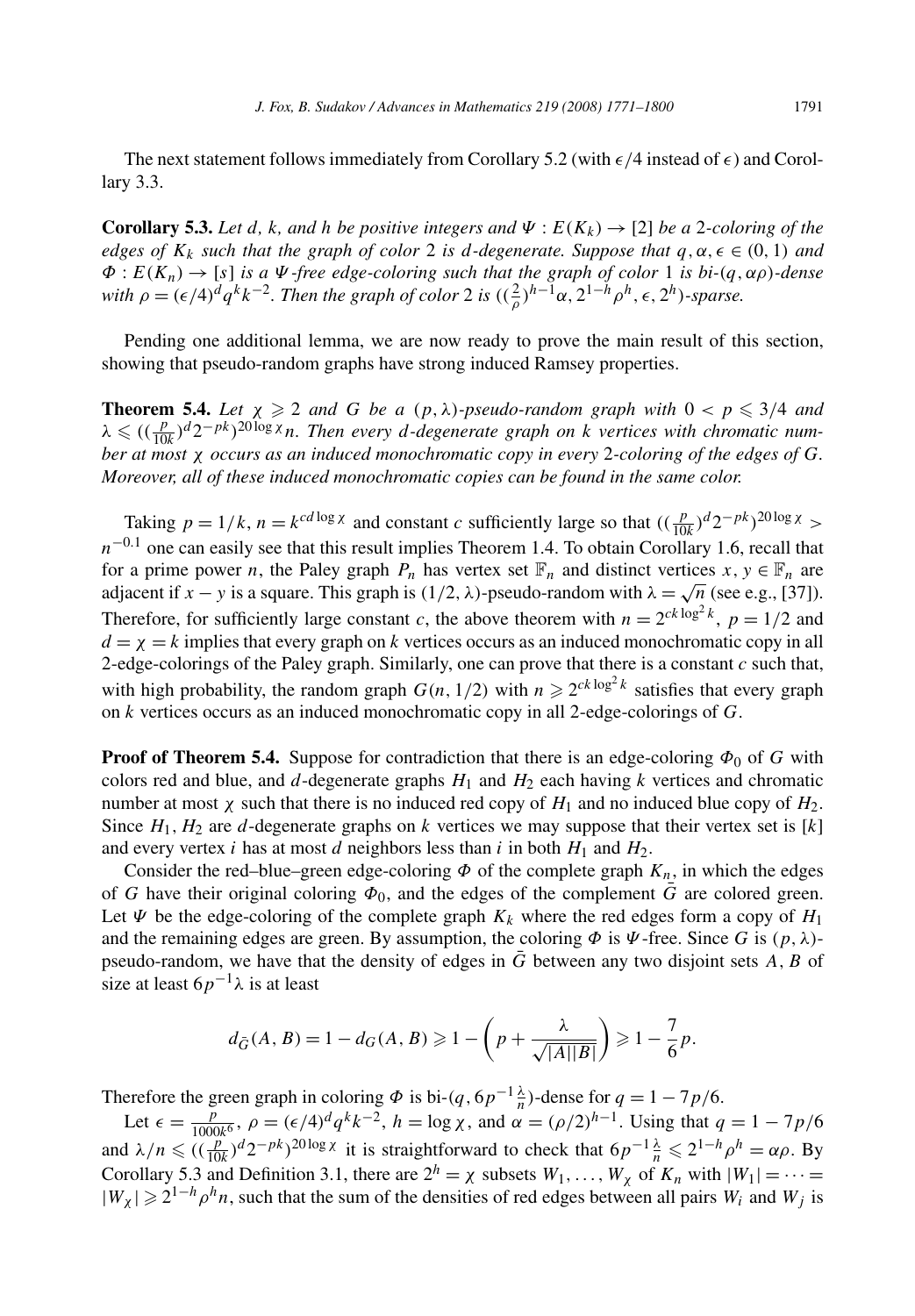The next statement follows immediately from Corollary 5.2 (with $\epsilon/4$ instead of $\epsilon$) and Corollary 3.3.

**Corollary 5.3.** *Let $d$, $k$, and $h$ be positive integers and $\Psi : E(K_k) \to [2]$ be a 2-coloring of the edges of $K_k$ such that the graph of color 2 is $d$-degenerate. Suppose that $q, \alpha, \epsilon \in (0, 1)$ and $\Phi : E(K_n) \to [s]$ is a $\Psi$-free edge-coloring such that the graph of color 1 is bi-$(q, \alpha\rho)$-dense with $\rho = (\epsilon/4)^d q^k k^{-2}$. Then the graph of color 2 is $((\frac{2}{\rho})^{h-1}\alpha, 2^{1-h}\rho^h, \epsilon, 2^h)$-sparse.*

Pending one additional lemma, we are now ready to prove the main result of this section, showing that pseudo-random graphs have strong induced Ramsey properties.

**Theorem 5.4.** *Let $\chi \geqslant 2$ and $G$ be a $(p, \lambda)$-pseudo-random graph with $0 < p \leqslant 3/4$ and $\lambda \leqslant ((\frac{p}{10k})^d 2^{-pk})^{20 \log \chi} n$. Then every $d$-degenerate graph on $k$ vertices with chromatic number at most $\chi$ occurs as an induced monochromatic copy in every 2-coloring of the edges of $G$. Moreover, all of these induced monochromatic copies can be found in the same color.*

Taking $p = 1/k$, $n = k^{cd \log \chi}$ and constant $c$ sufficiently large so that $((\frac{p}{10k})^d 2^{-pk})^{20 \log \chi} > n^{-0.1}$ one can easily see that this result implies Theorem 1.4. To obtain Corollary 1.6, recall that for a prime power $n$, the Paley graph $P_n$ has vertex set $\mathbb{F}_n$ and distinct vertices $x, y \in \mathbb{F}_n$ are adjacent if $x - y$ is a square. This graph is $(1/2, \lambda)$-pseudo-random with $\lambda = \sqrt{n}$ (see e.g., [37]). Therefore, for sufficiently large constant $c$, the above theorem with $n = 2^{ck \log^2 k}$, $p = 1/2$ and $d = \chi = k$ implies that every graph on $k$ vertices occurs as an induced monochromatic copy in all 2-edge-colorings of the Paley graph. Similarly, one can prove that there is a constant $c$ such that, with high probability, the random graph $G(n, 1/2)$ with $n \geqslant 2^{ck \log^2 k}$ satisfies that every graph on $k$ vertices occurs as an induced monochromatic copy in all 2-edge-colorings of $G$.

**Proof of Theorem 5.4.** Suppose for contradiction that there is an edge-coloring $\Phi_0$ of $G$ with colors red and blue, and $d$-degenerate graphs $H_1$ and $H_2$ each having $k$ vertices and chromatic number at most $\chi$ such that there is no induced red copy of $H_1$ and no induced blue copy of $H_2$. Since $H_1, H_2$ are $d$-degenerate graphs on $k$ vertices we may suppose that their vertex set is $[k]$ and every vertex $i$ has at most $d$ neighbors less than $i$ in both $H_1$ and $H_2$.

Consider the red–blue–green edge-coloring $\Phi$ of the complete graph $K_n$, in which the edges of $G$ have their original coloring $\Phi_0$, and the edges of the complement $\bar{G}$ are colored green. Let $\Psi$ be the edge-coloring of the complete graph $K_k$ where the red edges form a copy of $H_1$ and the remaining edges are green. By assumption, the coloring $\Phi$ is $\Psi$-free. Since $G$ is $(p, \lambda)$-pseudo-random, we have that the density of edges in $\bar{G}$ between any two disjoint sets $A, B$ of size at least $6p^{-1}\lambda$ is at least

$$d_{\bar{G}}(A, B) = 1 - d_G(A, B) \geqslant 1 - \left(p + \frac{\lambda}{\sqrt{|A||B|}}\right) \geqslant 1 - \frac{7}{6}p.$$

Therefore the green graph in coloring $\Phi$ is bi-$(q, 6p^{-1}\frac{\lambda}{n})$-dense for $q = 1 - 7p/6$.

Let $\epsilon = \frac{p}{1000k^6}$, $\rho = (\epsilon/4)^d q^k k^{-2}$, $h = \log \chi$, and $\alpha = (\rho/2)^{h-1}$. Using that $q = 1 - 7p/6$ and $\lambda/n \leqslant ((\frac{p}{10k})^d 2^{-pk})^{20 \log \chi}$ it is straightforward to check that $6p^{-1}\frac{\lambda}{n} \leqslant 2^{1-h}\rho^h = \alpha\rho$. By Corollary 5.3 and Definition 3.1, there are $2^h = \chi$ subsets $W_1, \ldots, W_\chi$ of $K_n$ with $|W_1| = \cdots = |W_\chi| \geqslant 2^{1-h}\rho^h n$, such that the sum of the densities of red edges between all pairs $W_i$ and $W_j$ is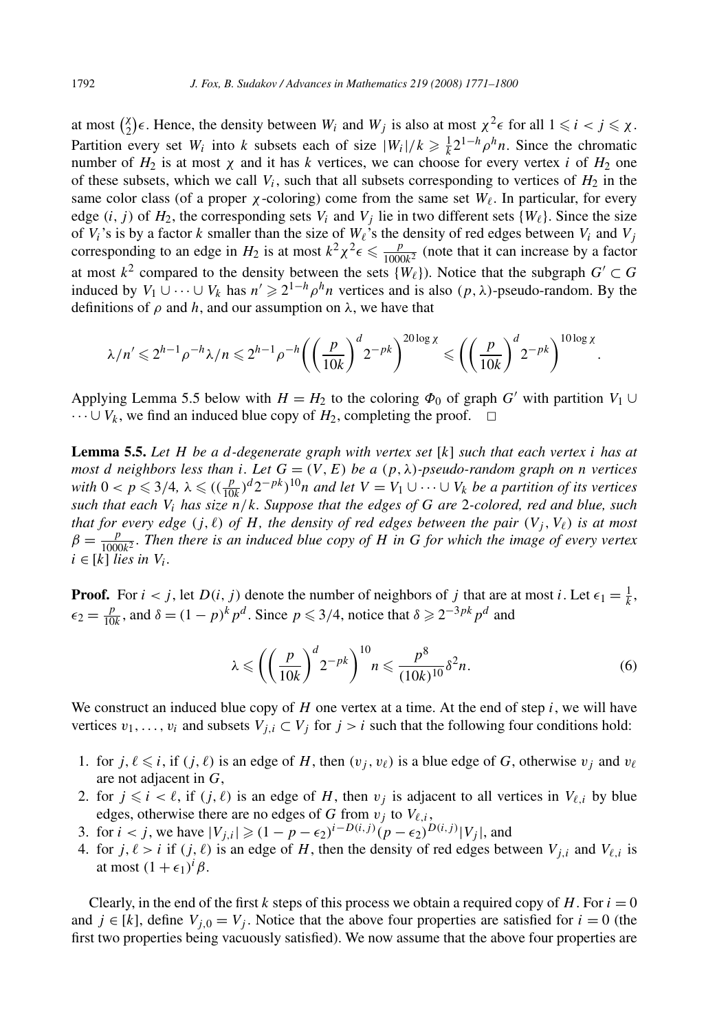at most $\binom{\chi}{2}\epsilon$. Hence, the density between $W_i$ and $W_j$ is also at most $\chi^2\epsilon$ for all $1 \leqslant i < j \leqslant \chi$. Partition every set $W_i$ into $k$ subsets each of size $|W_i|/k \geqslant \frac{1}{k}2^{1-h}\rho^h n$. Since the chromatic number of $H_2$ is at most $\chi$ and it has $k$ vertices, we can choose for every vertex $i$ of $H_2$ one of these subsets, which we call $V_i$, such that all subsets corresponding to vertices of $H_2$ in the same color class (of a proper $\chi$-coloring) come from the same set $W_\ell$. In particular, for every edge $(i, j)$ of $H_2$, the corresponding sets $V_i$ and $V_j$ lie in two different sets $\{W_\ell\}$. Since the size of $V_i$'s is by a factor $k$ smaller than the size of $W_\ell$'s the density of red edges between $V_i$ and $V_j$ corresponding to an edge in $H_2$ is at most $k^2\chi^2\epsilon \leqslant \frac{p}{1000k^2}$ (note that it can increase by a factor at most $k^2$ compared to the density between the sets $\{W_\ell\}$). Notice that the subgraph $G' \subset G$ induced by $V_1 \cup \cdots \cup V_k$ has $n' \geqslant 2^{1-h}\rho^h n$ vertices and is also $(p, \lambda)$-pseudo-random. By the definitions of $\rho$ and $h$, and our assumption on $\lambda$, we have that

$$\lambda/n' \leqslant 2^{h-1}\rho^{-h}\lambda/n \leqslant 2^{h-1}\rho^{-h}\left(\left(\frac{p}{10k}\right)^d 2^{-pk}\right)^{20\log\chi} \leqslant \left(\left(\frac{p}{10k}\right)^d 2^{-pk}\right)^{10\log\chi}.$$

Applying Lemma 5.5 below with $H = H_2$ to the coloring $\Phi_0$ of graph $G'$ with partition $V_1 \cup \cdots \cup V_k$, we find an induced blue copy of $H_2$, completing the proof. $\square$

**Lemma 5.5.** *Let $H$ be a $d$-degenerate graph with vertex set $[k]$ such that each vertex $i$ has at most $d$ neighbors less than $i$. Let $G = (V, E)$ be a $(p, \lambda)$-pseudo-random graph on $n$ vertices with $0 < p \leqslant 3/4$, $\lambda \leqslant ((\frac{p}{10k})^d 2^{-pk})^{10} n$ and let $V = V_1 \cup \cdots \cup V_k$ be a partition of its vertices such that each $V_i$ has size $n/k$. Suppose that the edges of $G$ are 2-colored, red and blue, such that for every edge $(j, \ell)$ of $H$, the density of red edges between the pair $(V_j, V_\ell)$ is at most $\beta = \frac{p}{1000k^2}$. Then there is an induced blue copy of $H$ in $G$ for which the image of every vertex $i \in [k]$ lies in $V_i$.*

**Proof.** For $i < j$, let $D(i, j)$ denote the number of neighbors of $j$ that are at most $i$. Let $\epsilon_1 = \frac{1}{k}$, $\epsilon_2 = \frac{p}{10k}$, and $\delta = (1-p)^k p^d$. Since $p \leqslant 3/4$, notice that $\delta \geqslant 2^{-3pk}p^d$ and

$$\lambda \leqslant \left(\left(\frac{p}{10k}\right)^d 2^{-pk}\right)^{10} n \leqslant \frac{p^8}{(10k)^{10}}\delta^2 n. \tag{6}$$

We construct an induced blue copy of $H$ one vertex at a time. At the end of step $i$, we will have vertices $v_1, \ldots, v_i$ and subsets $V_{j,i} \subset V_j$ for $j > i$ such that the following four conditions hold:

1. for $j, \ell \leqslant i$, if $(j, \ell)$ is an edge of $H$, then $(v_j, v_\ell)$ is a blue edge of $G$, otherwise $v_j$ and $v_\ell$ are not adjacent in $G$,
2. for $j \leqslant i < \ell$, if $(j, \ell)$ is an edge of $H$, then $v_j$ is adjacent to all vertices in $V_{\ell,i}$ by blue edges, otherwise there are no edges of $G$ from $v_j$ to $V_{\ell,i}$,
3. for $i < j$, we have $|V_{j,i}| \geqslant (1-p-\epsilon_2)^{i-D(i,j)}(p-\epsilon_2)^{D(i,j)}|V_j|$, and
4. for $j, \ell > i$ if $(j, \ell)$ is an edge of $H$, then the density of red edges between $V_{j,i}$ and $V_{\ell,i}$ is at most $(1+\epsilon_1)^i\beta$.

Clearly, in the end of the first $k$ steps of this process we obtain a required copy of $H$. For $i = 0$ and $j \in [k]$, define $V_{j,0} = V_j$. Notice that the above four properties are satisfied for $i = 0$ (the first two properties being vacuously satisfied). We now assume that the above four properties are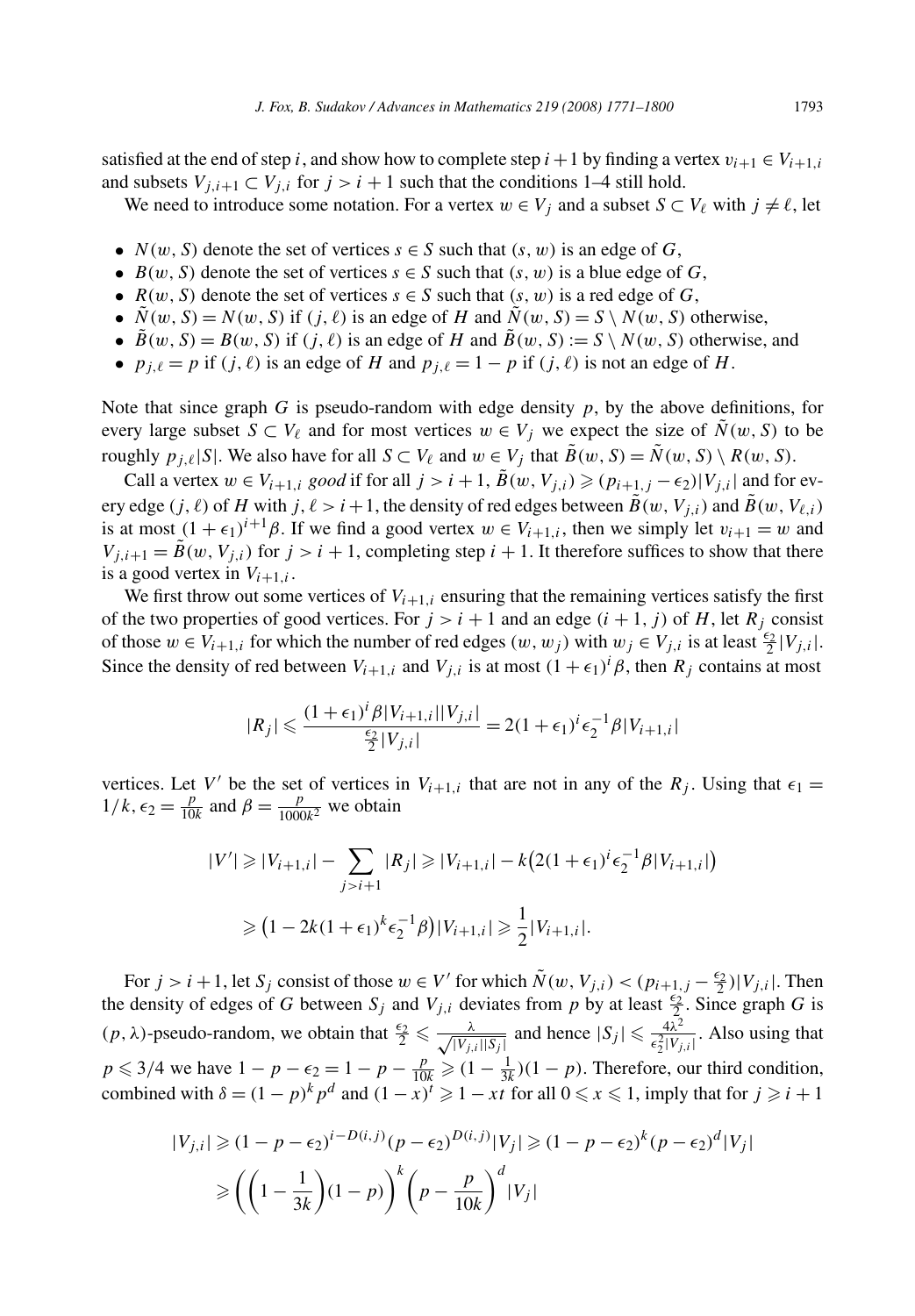satisfied at the end of step $i$, and show how to complete step $i+1$ by finding a vertex $v_{i+1} \in V_{i+1,i}$ and subsets $V_{j,i+1} \subset V_{j,i}$ for $j > i+1$ such that the conditions 1–4 still hold.

We need to introduce some notation. For a vertex $w \in V_j$ and a subset $S \subset V_\ell$ with $j \neq \ell$, let

- $N(w, S)$ denote the set of vertices $s \in S$ such that $(s, w)$ is an edge of $G$,
- $B(w, S)$ denote the set of vertices $s \in S$ such that $(s, w)$ is a blue edge of $G$,
- $R(w, S)$ denote the set of vertices $s \in S$ such that $(s, w)$ is a red edge of $G$,
- $\tilde{N}(w, S) = N(w, S)$ if $(j, \ell)$ is an edge of $H$ and $\tilde{N}(w, S) = S \setminus N(w, S)$ otherwise,
- $\tilde{B}(w, S) = B(w, S)$ if $(j, \ell)$ is an edge of $H$ and $\tilde{B}(w, S) := S \setminus N(w, S)$ otherwise, and
- $p_{j,\ell} = p$ if $(j, \ell)$ is an edge of $H$ and $p_{j,\ell} = 1 - p$ if $(j, \ell)$ is not an edge of $H$.

Note that since graph $G$ is pseudo-random with edge density $p$, by the above definitions, for every large subset $S \subset V_\ell$ and for most vertices $w \in V_j$ we expect the size of $\tilde{N}(w, S)$ to be roughly $p_{j,\ell}|S|$. We also have for all $S \subset V_\ell$ and $w \in V_j$ that $\tilde{B}(w, S) = \tilde{N}(w, S) \setminus R(w, S)$.

Call a vertex $w \in V_{i+1,i}$ *good* if for all $j > i+1$, $\tilde{B}(w, V_{j,i}) \geqslant (p_{i+1,j} - \epsilon_2)|V_{j,i}|$ and for every edge $(j, \ell)$ of $H$ with $j, \ell > i+1$, the density of red edges between $\tilde{B}(w, V_{j,i})$ and $\tilde{B}(w, V_{\ell,i})$ is at most $(1+\epsilon_1)^{i+1}\beta$. If we find a good vertex $w \in V_{i+1,i}$, then we simply let $v_{i+1} = w$ and $V_{j,i+1} = \tilde{B}(w, V_{j,i})$ for $j > i+1$, completing step $i+1$. It therefore suffices to show that there is a good vertex in $V_{i+1,i}$.

We first throw out some vertices of $V_{i+1,i}$ ensuring that the remaining vertices satisfy the first of the two properties of good vertices. For $j > i+1$ and an edge $(i+1, j)$ of $H$, let $R_j$ consist of those $w \in V_{i+1,i}$ for which the number of red edges $(w, w_j)$ with $w_j \in V_{j,i}$ is at least $\frac{\epsilon_2}{2}|V_{j,i}|$. Since the density of red between $V_{i+1,i}$ and $V_{j,i}$ is at most $(1+\epsilon_1)^i\beta$, then $R_j$ contains at most

$$|R_j| \leqslant \frac{(1+\epsilon_1)^i\beta|V_{i+1,i}||V_{j,i}|}{\frac{\epsilon_2}{2}|V_{j,i}|} = 2(1+\epsilon_1)^i\epsilon_2^{-1}\beta|V_{i+1,i}|$$

vertices. Let $V'$ be the set of vertices in $V_{i+1,i}$ that are not in any of the $R_j$. Using that $\epsilon_1 = 1/k$, $\epsilon_2 = \frac{p}{10k}$ and $\beta = \frac{p}{1000k^2}$ we obtain

$$\begin{aligned}
|V'| &\geqslant |V_{i+1,i}| - \sum_{j>i+1} |R_j| \geqslant |V_{i+1,i}| - k\big(2(1+\epsilon_1)^i\epsilon_2^{-1}\beta|V_{i+1,i}|\big) \\
&\geqslant \big(1 - 2k(1+\epsilon_1)^k\epsilon_2^{-1}\beta\big)|V_{i+1,i}| \geqslant \frac{1}{2}|V_{i+1,i}|.
\end{aligned}$$

For $j > i+1$, let $S_j$ consist of those $w \in V'$ for which $\tilde{N}(w, V_{j,i}) < (p_{i+1,j} - \frac{\epsilon_2}{2})|V_{j,i}|$. Then the density of edges of $G$ between $S_j$ and $V_{j,i}$ deviates from $p$ by at least $\frac{\epsilon_2}{2}$. Since graph $G$ is $(p, \lambda)$-pseudo-random, we obtain that $\frac{\epsilon_2}{2} \leqslant \frac{\lambda}{\sqrt{|V_{j,i}||S_j|}}$ and hence $|S_j| \leqslant \frac{4\lambda^2}{\epsilon_2^2|V_{j,i}|}$. Also using that $p \leqslant 3/4$ we have $1 - p - \epsilon_2 = 1 - p - \frac{p}{10k} \geqslant (1 - \frac{1}{3k})(1-p)$. Therefore, our third condition, combined with $\delta = (1-p)^k p^d$ and $(1-x)^t \geqslant 1 - xt$ for all $0 \leqslant x \leqslant 1$, imply that for $j \geqslant i+1$

$$\begin{aligned}
|V_{j,i}| &\geqslant (1-p-\epsilon_2)^{i-D(i,j)}(p-\epsilon_2)^{D(i,j)}|V_j| \geqslant (1-p-\epsilon_2)^k(p-\epsilon_2)^d|V_j| \\
&\geqslant \left(\left(1 - \frac{1}{3k}\right)(1-p)\right)^k \left(p - \frac{p}{10k}\right)^d |V_j|
\end{aligned}$$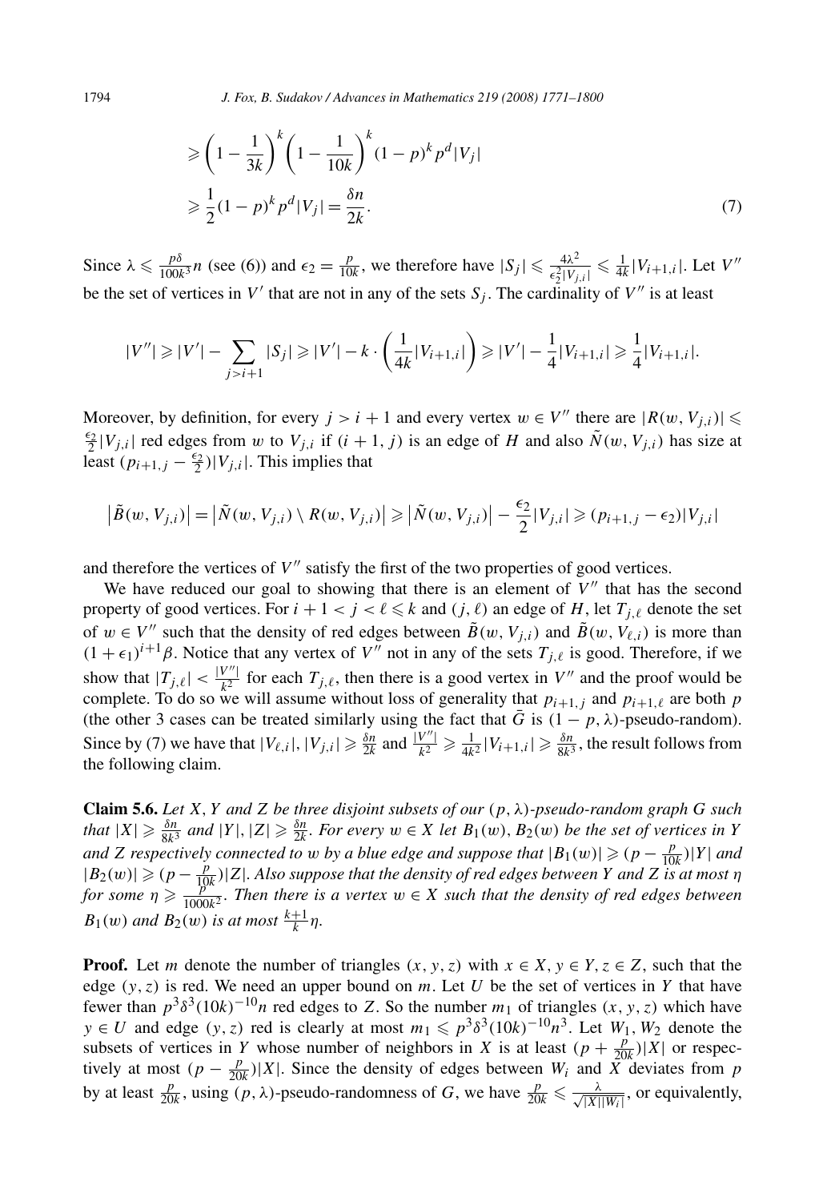$$\geqslant \left(1-\frac{1}{3k}\right)^k \left(1-\frac{1}{10k}\right)^k (1-p)^k p^d |V_j|$$

$$\geqslant \frac{1}{2}(1-p)^k p^d |V_j| = \frac{\delta n}{2k}. \tag{7}$$

Since $\lambda \leqslant \frac{p\delta}{100k^3}n$ (see (6)) and $\epsilon_2 = \frac{p}{10k}$, we therefore have $|S_j| \leqslant \frac{4\lambda^2}{\epsilon_2^2 |V_{j,i}|} \leqslant \frac{1}{4k}|V_{i+1,i}|$. Let $V''$ be the set of vertices in $V'$ that are not in any of the sets $S_j$. The cardinality of $V''$ is at least

$$|V''| \geqslant |V'| - \sum_{j>i+1} |S_j| \geqslant |V'| - k \cdot \left(\frac{1}{4k}|V_{i+1,i}|\right) \geqslant |V'| - \frac{1}{4}|V_{i+1,i}| \geqslant \frac{1}{4}|V_{i+1,i}|.$$

Moreover, by definition, for every $j > i+1$ and every vertex $w \in V''$ there are $|R(w, V_{j,i})| \leqslant \frac{\epsilon_2}{2}|V_{j,i}|$ red edges from $w$ to $V_{j,i}$ if $(i+1, j)$ is an edge of $H$ and also $\tilde{N}(w, V_{j,i})$ has size at least $(p_{i+1,j} - \frac{\epsilon_2}{2})|V_{j,i}|$. This implies that

$$\left|\tilde{B}(w, V_{j,i})\right| = \left|\tilde{N}(w, V_{j,i}) \setminus R(w, V_{j,i})\right| \geqslant \left|\tilde{N}(w, V_{j,i})\right| - \frac{\epsilon_2}{2}|V_{j,i}| \geqslant (p_{i+1,j} - \epsilon_2)|V_{j,i}|$$

and therefore the vertices of $V''$ satisfy the first of the two properties of good vertices.

We have reduced our goal to showing that there is an element of $V''$ that has the second property of good vertices. For $i+1 < j < \ell \leqslant k$ and $(j, \ell)$ an edge of $H$, let $T_{j,\ell}$ denote the set of $w \in V''$ such that the density of red edges between $\tilde{B}(w, V_{j,i})$ and $\tilde{B}(w, V_{\ell,i})$ is more than $(1+\epsilon_1)^{i+1}\beta$. Notice that any vertex of $V''$ not in any of the sets $T_{j,\ell}$ is good. Therefore, if we show that $|T_{j,\ell}| < \frac{|V''|}{k^2}$ for each $T_{j,\ell}$, then there is a good vertex in $V''$ and the proof would be complete. To do so we will assume without loss of generality that $p_{i+1,j}$ and $p_{i+1,\ell}$ are both $p$ (the other 3 cases can be treated similarly using the fact that $\bar{G}$ is $(1-p, \lambda)$-pseudo-random). Since by (7) we have that $|V_{\ell,i}|, |V_{j,i}| \geqslant \frac{\delta n}{2k}$ and $\frac{|V''|}{k^2} \geqslant \frac{1}{4k^2}|V_{i+1,i}| \geqslant \frac{\delta n}{8k^3}$, the result follows from the following claim.

**Claim 5.6.** *Let $X$, $Y$ and $Z$ be three disjoint subsets of our $(p,\lambda)$-pseudo-random graph $G$ such that $|X| \geqslant \frac{\delta n}{8k^3}$ and $|Y|, |Z| \geqslant \frac{\delta n}{2k}$. For every $w \in X$ let $B_1(w)$, $B_2(w)$ be the set of vertices in $Y$ and $Z$ respectively connected to $w$ by a blue edge and suppose that $|B_1(w)| \geqslant (p - \frac{p}{10k})|Y|$ and $|B_2(w)| \geqslant (p - \frac{p}{10k})|Z|$. Also suppose that the density of red edges between $Y$ and $Z$ is at most $\eta$ for some $\eta \geqslant \frac{p}{1000k^2}$. Then there is a vertex $w \in X$ such that the density of red edges between $B_1(w)$ and $B_2(w)$ is at most $\frac{k+1}{k}\eta$.*

**Proof.** Let $m$ denote the number of triangles $(x, y, z)$ with $x \in X$, $y \in Y$, $z \in Z$, such that the edge $(y, z)$ is red. We need an upper bound on $m$. Let $U$ be the set of vertices in $Y$ that have fewer than $p^3\delta^3(10k)^{-10}n$ red edges to $Z$. So the number $m_1$ of triangles $(x, y, z)$ which have $y \in U$ and edge $(y, z)$ red is clearly at most $m_1 \leqslant p^3\delta^3(10k)^{-10}n^3$. Let $W_1$, $W_2$ denote the subsets of vertices in $Y$ whose number of neighbors in $X$ is at least $(p + \frac{p}{20k})|X|$ or respectively at most $(p - \frac{p}{20k})|X|$. Since the density of edges between $W_i$ and $X$ deviates from $p$ by at least $\frac{p}{20k}$, using $(p,\lambda)$-pseudo-randomness of $G$, we have $\frac{p}{20k} \leqslant \frac{\lambda}{\sqrt{|X||W_i|}}$, or equivalently,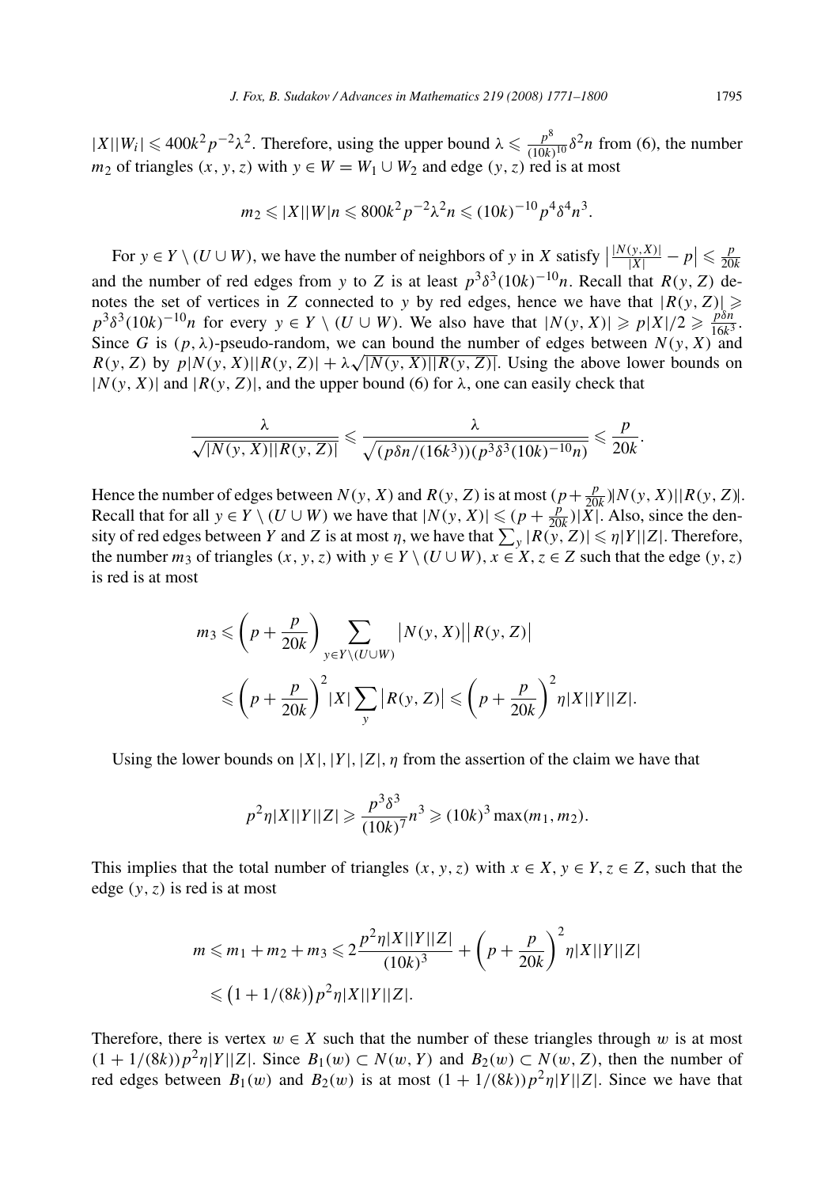$|X||W_i| \leqslant 400k^2p^{-2}\lambda^2$. Therefore, using the upper bound $\lambda \leqslant \frac{p^8}{(10k)^{10}}\delta^2 n$ from (6), the number $m_2$ of triangles $(x, y, z)$ with $y \in W = W_1 \cup W_2$ and edge $(y, z)$ red is at most

$$m_2 \leqslant |X||W|n \leqslant 800k^2p^{-2}\lambda^2 n \leqslant (10k)^{-10}p^4\delta^4 n^3.$$

For $y \in Y \setminus (U \cup W)$, we have the number of neighbors of $y$ in $X$ satisfy $\left|\frac{|N(y,X)|}{|X|} - p\right| \leqslant \frac{p}{20k}$ and the number of red edges from $y$ to $Z$ is at least $p^3\delta^3(10k)^{-10}n$. Recall that $R(y, Z)$ denotes the set of vertices in $Z$ connected to $y$ by red edges, hence we have that $|R(y, Z)| \geqslant p^3\delta^3(10k)^{-10}n$ for every $y \in Y \setminus (U \cup W)$. We also have that $|N(y, X)| \geqslant p|X|/2 \geqslant \frac{p\delta n}{16k^3}$. Since $G$ is $(p, \lambda)$-pseudo-random, we can bound the number of edges between $N(y, X)$ and $R(y, Z)$ by $p|N(y, X)||R(y, Z)| + \lambda\sqrt{|N(y, X)||R(y, Z)|}$. Using the above lower bounds on $|N(y, X)|$ and $|R(y, Z)|$, and the upper bound (6) for $\lambda$, one can easily check that

$$\frac{\lambda}{\sqrt{|N(y, X)||R(y, Z)|}} \leqslant \frac{\lambda}{\sqrt{(p\delta n/(16k^3))(p^3\delta^3(10k)^{-10}n)}} \leqslant \frac{p}{20k}.$$

Hence the number of edges between $N(y, X)$ and $R(y, Z)$ is at most $(p + \frac{p}{20k})|N(y, X)||R(y, Z)|$. Recall that for all $y \in Y \setminus (U \cup W)$ we have that $|N(y, X)| \leqslant (p + \frac{p}{20k})|X|$. Also, since the density of red edges between $Y$ and $Z$ is at most $\eta$, we have that $\sum_y |R(y, Z)| \leqslant \eta|Y||Z|$. Therefore, the number $m_3$ of triangles $(x, y, z)$ with $y \in Y \setminus (U \cup W)$, $x \in X$, $z \in Z$ such that the edge $(y, z)$ is red is at most

$$\begin{aligned} m_3 &\leqslant \left(p + \frac{p}{20k}\right) \sum_{y \in Y \setminus (U \cup W)} \big|N(y, X)\big|\big|R(y, Z)\big| \\ &\leqslant \left(p + \frac{p}{20k}\right)^2 |X| \sum_y \big|R(y, Z)\big| \leqslant \left(p + \frac{p}{20k}\right)^2 \eta|X||Y||Z|. \end{aligned}$$

Using the lower bounds on $|X|, |Y|, |Z|, \eta$ from the assertion of the claim we have that

$$p^2\eta|X||Y||Z| \geqslant \frac{p^3\delta^3}{(10k)^7}n^3 \geqslant (10k)^3 \max(m_1, m_2).$$

This implies that the total number of triangles $(x, y, z)$ with $x \in X, y \in Y, z \in Z$, such that the edge $(y, z)$ is red is at most

$$\begin{aligned} m &\leqslant m_1 + m_2 + m_3 \leqslant 2\frac{p^2\eta|X||Y||Z|}{(10k)^3} + \left(p + \frac{p}{20k}\right)^2 \eta|X||Y||Z| \\ &\leqslant \big(1 + 1/(8k)\big)p^2\eta|X||Y||Z|. \end{aligned}$$

Therefore, there is vertex $w \in X$ such that the number of these triangles through $w$ is at most $(1 + 1/(8k))p^2\eta|Y||Z|$. Since $B_1(w) \subset N(w, Y)$ and $B_2(w) \subset N(w, Z)$, then the number of red edges between $B_1(w)$ and $B_2(w)$ is at most $(1 + 1/(8k))p^2\eta|Y||Z|$. Since we have that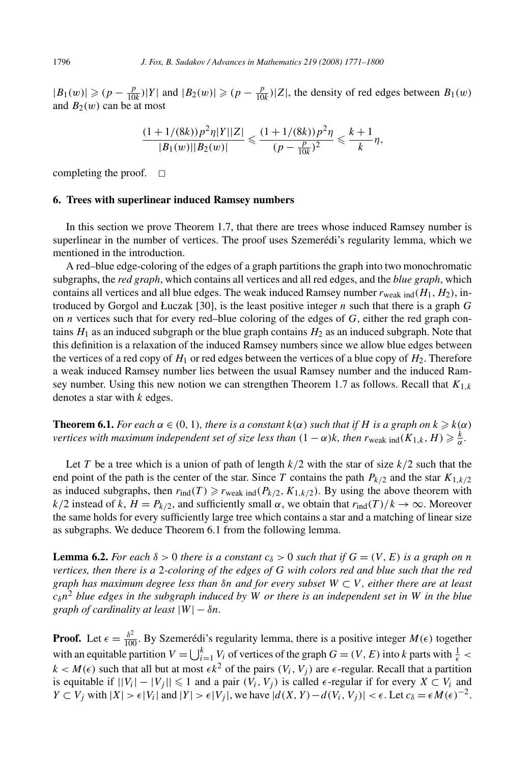$|B_1(w)| \geqslant (p - \frac{p}{10k})|Y|$ and $|B_2(w)| \geqslant (p - \frac{p}{10k})|Z|$, the density of red edges between $B_1(w)$ and $B_2(w)$ can be at most

$$\frac{(1+1/(8k))p^2\eta|Y||Z|}{|B_1(w)||B_2(w)|} \leqslant \frac{(1+1/(8k))p^2\eta}{(p-\frac{p}{10k})^2} \leqslant \frac{k+1}{k}\eta,$$

completing the proof. $\square$

## 6. Trees with superlinear induced Ramsey numbers

In this section we prove Theorem 1.7, that there are trees whose induced Ramsey number is superlinear in the number of vertices. The proof uses Szemerédi's regularity lemma, which we mentioned in the introduction.

A red–blue edge-coloring of the edges of a graph partitions the graph into two monochromatic subgraphs, the *red graph*, which contains all vertices and all red edges, and the *blue graph*, which contains all vertices and all blue edges. The weak induced Ramsey number $r_{\text{weak ind}}(H_1, H_2)$, introduced by Gorgol and Łuczak [30], is the least positive integer $n$ such that there is a graph $G$ on $n$ vertices such that for every red–blue coloring of the edges of $G$, either the red graph contains $H_1$ as an induced subgraph or the blue graph contains $H_2$ as an induced subgraph. Note that this definition is a relaxation of the induced Ramsey numbers since we allow blue edges between the vertices of a red copy of $H_1$ or red edges between the vertices of a blue copy of $H_2$. Therefore a weak induced Ramsey number lies between the usual Ramsey number and the induced Ramsey number. Using this new notion we can strengthen Theorem 1.7 as follows. Recall that $K_{1,k}$ denotes a star with $k$ edges.

**Theorem 6.1.** *For each $\alpha \in (0,1)$, there is a constant $k(\alpha)$ such that if $H$ is a graph on $k \geqslant k(\alpha)$ vertices with maximum independent set of size less than $(1-\alpha)k$, then $r_{\text{weak ind}}(K_{1,k}, H) \geqslant \frac{k}{\alpha}$.*

Let $T$ be a tree which is a union of path of length $k/2$ with the star of size $k/2$ such that the end point of the path is the center of the star. Since $T$ contains the path $P_{k/2}$ and the star $K_{1,k/2}$ as induced subgraphs, then $r_{\text{ind}}(T) \geqslant r_{\text{weak ind}}(P_{k/2}, K_{1,k/2})$. By using the above theorem with $k/2$ instead of $k$, $H = P_{k/2}$, and sufficiently small $\alpha$, we obtain that $r_{\text{ind}}(T)/k \to \infty$. Moreover the same holds for every sufficiently large tree which contains a star and a matching of linear size as subgraphs. We deduce Theorem 6.1 from the following lemma.

**Lemma 6.2.** *For each $\delta > 0$ there is a constant $c_\delta > 0$ such that if $G = (V, E)$ is a graph on $n$ vertices, then there is a 2-coloring of the edges of $G$ with colors red and blue such that the red graph has maximum degree less than $\delta n$ and for every subset $W \subset V$, either there are at least $c_\delta n^2$ blue edges in the subgraph induced by $W$ or there is an independent set in $W$ in the blue graph of cardinality at least $|W| - \delta n$.*

**Proof.** Let $\epsilon = \frac{\delta^2}{100}$. By Szemerédi's regularity lemma, there is a positive integer $M(\epsilon)$ together with an equitable partition $V = \bigcup_{i=1}^{k} V_i$ of vertices of the graph $G = (V, E)$ into $k$ parts with $\frac{1}{\epsilon} < k < M(\epsilon)$ such that all but at most $\epsilon k^2$ of the pairs $(V_i, V_j)$ are $\epsilon$-regular. Recall that a partition is equitable if $||V_i| - |V_j|| \leqslant 1$ and a pair $(V_i, V_j)$ is called $\epsilon$-regular if for every $X \subset V_i$ and $Y \subset V_j$ with $|X| > \epsilon|V_i|$ and $|Y| > \epsilon|V_j|$, we have $|d(X, Y) - d(V_i, V_j)| < \epsilon$. Let $c_\delta = \epsilon M(\epsilon)^{-2}$.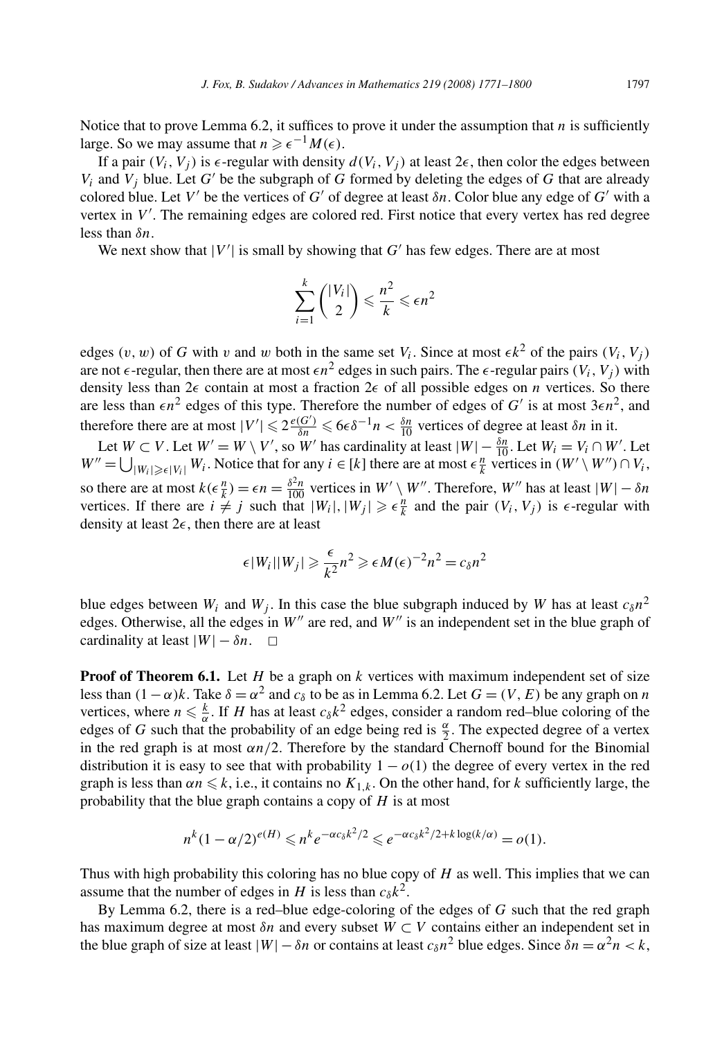Notice that to prove Lemma 6.2, it suffices to prove it under the assumption that $n$ is sufficiently large. So we may assume that $n \geqslant \epsilon^{-1} M(\epsilon)$.

If a pair $(V_i, V_j)$ is $\epsilon$-regular with density $d(V_i, V_j)$ at least $2\epsilon$, then color the edges between $V_i$ and $V_j$ blue. Let $G'$ be the subgraph of $G$ formed by deleting the edges of $G$ that are already colored blue. Let $V'$ be the vertices of $G'$ of degree at least $\delta n$. Color blue any edge of $G'$ with a vertex in $V'$. The remaining edges are colored red. First notice that every vertex has red degree less than $\delta n$.

We next show that $|V'|$ is small by showing that $G'$ has few edges. There are at most

$$\sum_{i=1}^{k} \binom{|V_i|}{2} \leqslant \frac{n^2}{k} \leqslant \epsilon n^2$$

edges $(v, w)$ of $G$ with $v$ and $w$ both in the same set $V_i$. Since at most $\epsilon k^2$ of the pairs $(V_i, V_j)$ are not $\epsilon$-regular, then there are at most $\epsilon n^2$ edges in such pairs. The $\epsilon$-regular pairs $(V_i, V_j)$ with density less than $2\epsilon$ contain at most a fraction $2\epsilon$ of all possible edges on $n$ vertices. So there are less than $\epsilon n^2$ edges of this type. Therefore the number of edges of $G'$ is at most $3\epsilon n^2$, and therefore there are at most $|V'| \leqslant 2\frac{e(G')}{\delta n} \leqslant 6\epsilon\delta^{-1} n < \frac{\delta n}{10}$ vertices of degree at least $\delta n$ in it.

Let $W \subset V$. Let $W' = W \setminus V'$, so $W'$ has cardinality at least $|W| - \frac{\delta n}{10}$. Let $W_i = V_i \cap W'$. Let $W'' = \bigcup_{|W_i| \geqslant \epsilon |V_i|} W_i$. Notice that for any $i \in [k]$ there are at most $\epsilon \frac{n}{k}$ vertices in $(W' \setminus W'') \cap V_i$, so there are at most $k(\epsilon \frac{n}{k}) = \epsilon n = \frac{\delta^2 n}{100}$ vertices in $W' \setminus W''$. Therefore, $W''$ has at least $|W| - \delta n$ vertices. If there are $i \neq j$ such that $|W_i|, |W_j| \geqslant \epsilon \frac{n}{k}$ and the pair $(V_i, V_j)$ is $\epsilon$-regular with density at least $2\epsilon$, then there are at least

$$\epsilon |W_i||W_j| \geqslant \frac{\epsilon}{k^2} n^2 \geqslant \epsilon M(\epsilon)^{-2} n^2 = c_\delta n^2$$

blue edges between $W_i$ and $W_j$. In this case the blue subgraph induced by $W$ has at least $c_\delta n^2$ edges. Otherwise, all the edges in $W''$ are red, and $W''$ is an independent set in the blue graph of cardinality at least $|W| - \delta n$. $\square$

**Proof of Theorem 6.1.** Let $H$ be a graph on $k$ vertices with maximum independent set of size less than $(1-\alpha)k$. Take $\delta = \alpha^2$ and $c_\delta$ to be as in Lemma 6.2. Let $G = (V, E)$ be any graph on $n$ vertices, where $n \leqslant \frac{k}{\alpha}$. If $H$ has at least $c_\delta k^2$ edges, consider a random red–blue coloring of the edges of $G$ such that the probability of an edge being red is $\frac{\alpha}{2}$. The expected degree of a vertex in the red graph is at most $\alpha n/2$. Therefore by the standard Chernoff bound for the Binomial distribution it is easy to see that with probability $1 - o(1)$ the degree of every vertex in the red graph is less than $\alpha n \leqslant k$, i.e., it contains no $K_{1,k}$. On the other hand, for $k$ sufficiently large, the probability that the blue graph contains a copy of $H$ is at most

$$n^k (1 - \alpha/2)^{e(H)} \leqslant n^k e^{-\alpha c_\delta k^2/2} \leqslant e^{-\alpha c_\delta k^2/2 + k \log(k/\alpha)} = o(1).$$

Thus with high probability this coloring has no blue copy of $H$ as well. This implies that we can assume that the number of edges in $H$ is less than $c_\delta k^2$.

By Lemma 6.2, there is a red–blue edge-coloring of the edges of $G$ such that the red graph has maximum degree at most $\delta n$ and every subset $W \subset V$ contains either an independent set in the blue graph of size at least $|W| - \delta n$ or contains at least $c_\delta n^2$ blue edges. Since $\delta n = \alpha^2 n < k$,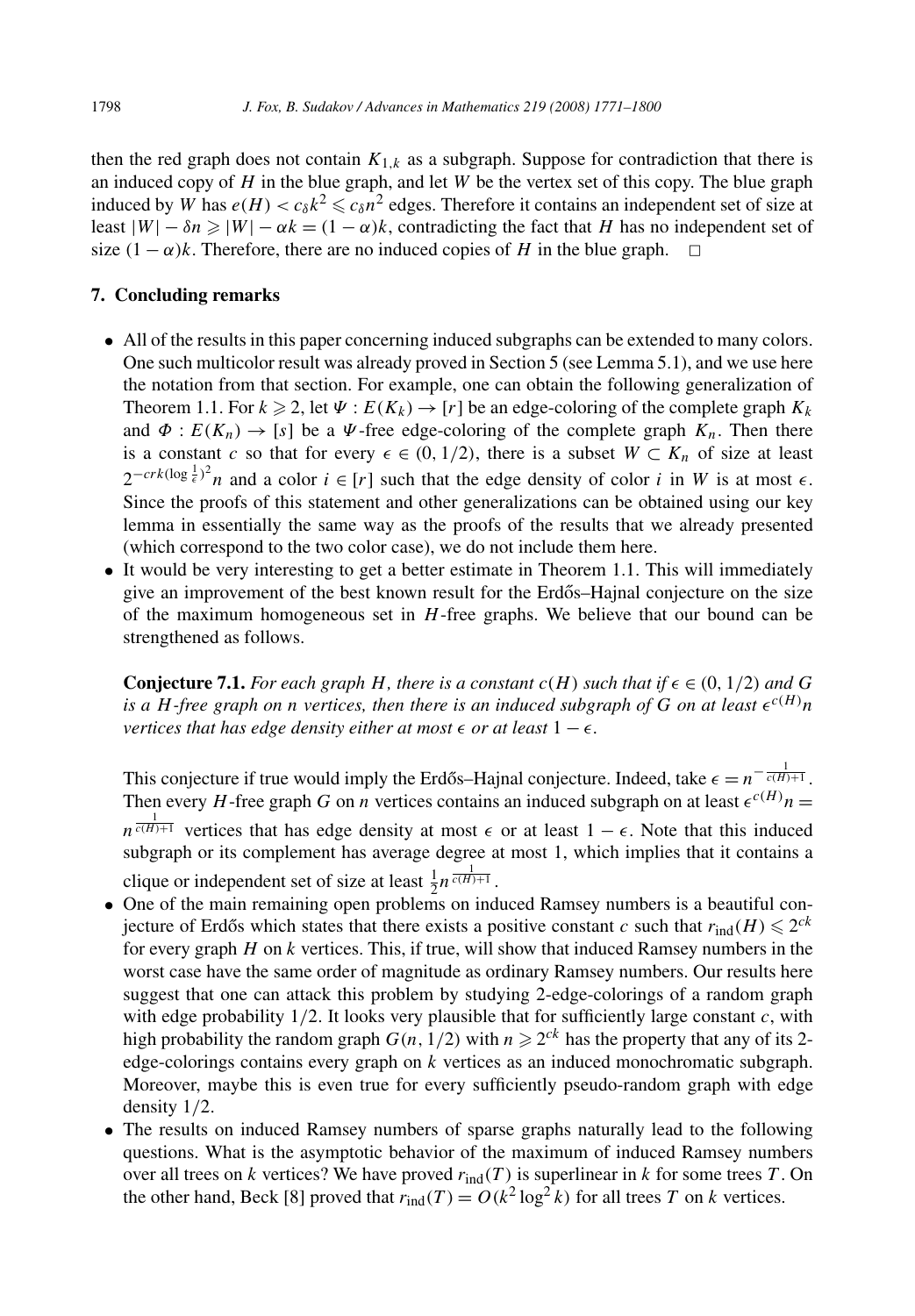then the red graph does not contain $K_{1,k}$ as a subgraph. Suppose for contradiction that there is an induced copy of $H$ in the blue graph, and let $W$ be the vertex set of this copy. The blue graph induced by $W$ has $e(H) < c_\delta k^2 \leqslant c_\delta n^2$ edges. Therefore it contains an independent set of size at least $|W| - \delta n \geqslant |W| - \alpha k = (1-\alpha)k$, contradicting the fact that $H$ has no independent set of size $(1-\alpha)k$. Therefore, there are no induced copies of $H$ in the blue graph. $\square$

## 7. Concluding remarks

- All of the results in this paper concerning induced subgraphs can be extended to many colors. One such multicolor result was already proved in Section 5 (see Lemma 5.1), and we use here the notation from that section. For example, one can obtain the following generalization of Theorem 1.1. For $k \geqslant 2$, let $\Psi : E(K_k) \to [r]$ be an edge-coloring of the complete graph $K_k$ and $\Phi : E(K_n) \to [s]$ be a $\Psi$-free edge-coloring of the complete graph $K_n$. Then there is a constant $c$ so that for every $\epsilon \in (0, 1/2)$, there is a subset $W \subset K_n$ of size at least $2^{-crk(\log \frac{1}{\epsilon})^2} n$ and a color $i \in [r]$ such that the edge density of color $i$ in $W$ is at most $\epsilon$. Since the proofs of this statement and other generalizations can be obtained using our key lemma in essentially the same way as the proofs of the results that we already presented (which correspond to the two color case), we do not include them here.
- It would be very interesting to get a better estimate in Theorem 1.1. This will immediately give an improvement of the best known result for the Erdős–Hajnal conjecture on the size of the maximum homogeneous set in $H$-free graphs. We believe that our bound can be strengthened as follows.

  **Conjecture 7.1.** *For each graph $H$, there is a constant $c(H)$ such that if $\epsilon \in (0, 1/2)$ and $G$ is a $H$-free graph on $n$ vertices, then there is an induced subgraph of $G$ on at least $\epsilon^{c(H)} n$ vertices that has edge density either at most $\epsilon$ or at least $1 - \epsilon$.*

  This conjecture if true would imply the Erdős–Hajnal conjecture. Indeed, take $\epsilon = n^{-\frac{1}{c(H)+1}}$. Then every $H$-free graph $G$ on $n$ vertices contains an induced subgraph on at least $\epsilon^{c(H)} n = n^{\frac{1}{c(H)+1}}$ vertices that has edge density at most $\epsilon$ or at least $1 - \epsilon$. Note that this induced subgraph or its complement has average degree at most 1, which implies that it contains a clique or independent set of size at least $\frac{1}{2} n^{\frac{1}{c(H)+1}}$.
- One of the main remaining open problems on induced Ramsey numbers is a beautiful conjecture of Erdős which states that there exists a positive constant $c$ such that $r_{\text{ind}}(H) \leqslant 2^{ck}$ for every graph $H$ on $k$ vertices. This, if true, will show that induced Ramsey numbers in the worst case have the same order of magnitude as ordinary Ramsey numbers. Our results here suggest that one can attack this problem by studying 2-edge-colorings of a random graph with edge probability 1/2. It looks very plausible that for sufficiently large constant $c$, with high probability the random graph $G(n, 1/2)$ with $n \geqslant 2^{ck}$ has the property that any of its 2-edge-colorings contains every graph on $k$ vertices as an induced monochromatic subgraph. Moreover, maybe this is even true for every sufficiently pseudo-random graph with edge density 1/2.
- The results on induced Ramsey numbers of sparse graphs naturally lead to the following questions. What is the asymptotic behavior of the maximum of induced Ramsey numbers over all trees on $k$ vertices? We have proved $r_{\text{ind}}(T)$ is superlinear in $k$ for some trees $T$. On the other hand, Beck [8] proved that $r_{\text{ind}}(T) = O(k^2 \log^2 k)$ for all trees $T$ on $k$ vertices.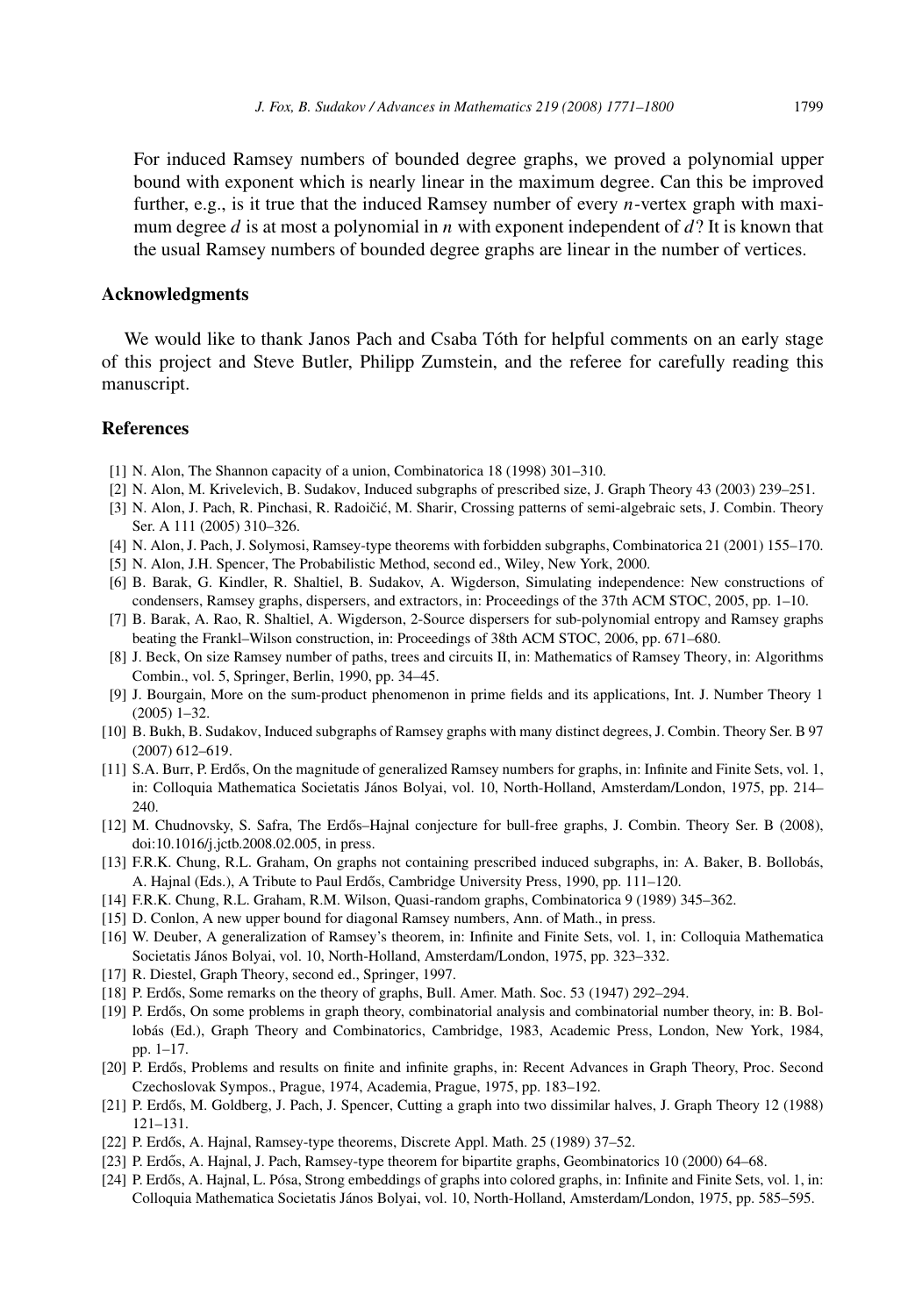For induced Ramsey numbers of bounded degree graphs, we proved a polynomial upper bound with exponent which is nearly linear in the maximum degree. Can this be improved further, e.g., is it true that the induced Ramsey number of every $n$-vertex graph with maximum degree $d$ is at most a polynomial in $n$ with exponent independent of $d$? It is known that the usual Ramsey numbers of bounded degree graphs are linear in the number of vertices.

## Acknowledgments

We would like to thank Janos Pach and Csaba Tóth for helpful comments on an early stage of this project and Steve Butler, Philipp Zumstein, and the referee for carefully reading this manuscript.

## References

[1] N. Alon, The Shannon capacity of a union, Combinatorica 18 (1998) 301–310.

[2] N. Alon, M. Krivelevich, B. Sudakov, Induced subgraphs of prescribed size, J. Graph Theory 43 (2003) 239–251.

[3] N. Alon, J. Pach, R. Pinchasi, R. Radoičić, M. Sharir, Crossing patterns of semi-algebraic sets, J. Combin. Theory Ser. A 111 (2005) 310–326.

[4] N. Alon, J. Pach, J. Solymosi, Ramsey-type theorems with forbidden subgraphs, Combinatorica 21 (2001) 155–170.

[5] N. Alon, J.H. Spencer, The Probabilistic Method, second ed., Wiley, New York, 2000.

[6] B. Barak, G. Kindler, R. Shaltiel, B. Sudakov, A. Wigderson, Simulating independence: New constructions of condensers, Ramsey graphs, dispersers, and extractors, in: Proceedings of the 37th ACM STOC, 2005, pp. 1–10.

[7] B. Barak, A. Rao, R. Shaltiel, A. Wigderson, 2-Source dispersers for sub-polynomial entropy and Ramsey graphs beating the Frankl–Wilson construction, in: Proceedings of 38th ACM STOC, 2006, pp. 671–680.

[8] J. Beck, On size Ramsey number of paths, trees and circuits II, in: Mathematics of Ramsey Theory, in: Algorithms Combin., vol. 5, Springer, Berlin, 1990, pp. 34–45.

[9] J. Bourgain, More on the sum-product phenomenon in prime fields and its applications, Int. J. Number Theory 1 (2005) 1–32.

[10] B. Bukh, B. Sudakov, Induced subgraphs of Ramsey graphs with many distinct degrees, J. Combin. Theory Ser. B 97 (2007) 612–619.

[11] S.A. Burr, P. Erdős, On the magnitude of generalized Ramsey numbers for graphs, in: Infinite and Finite Sets, vol. 1, in: Colloquia Mathematica Societatis János Bolyai, vol. 10, North-Holland, Amsterdam/London, 1975, pp. 214–240.

[12] M. Chudnovsky, S. Safra, The Erdős–Hajnal conjecture for bull-free graphs, J. Combin. Theory Ser. B (2008), doi:10.1016/j.jctb.2008.02.005, in press.

[13] F.R.K. Chung, R.L. Graham, On graphs not containing prescribed induced subgraphs, in: A. Baker, B. Bollobás, A. Hajnal (Eds.), A Tribute to Paul Erdős, Cambridge University Press, 1990, pp. 111–120.

[14] F.R.K. Chung, R.L. Graham, R.M. Wilson, Quasi-random graphs, Combinatorica 9 (1989) 345–362.

[15] D. Conlon, A new upper bound for diagonal Ramsey numbers, Ann. of Math., in press.

[16] W. Deuber, A generalization of Ramsey's theorem, in: Infinite and Finite Sets, vol. 1, in: Colloquia Mathematica Societatis János Bolyai, vol. 10, North-Holland, Amsterdam/London, 1975, pp. 323–332.

[17] R. Diestel, Graph Theory, second ed., Springer, 1997.

[18] P. Erdős, Some remarks on the theory of graphs, Bull. Amer. Math. Soc. 53 (1947) 292–294.

[19] P. Erdős, On some problems in graph theory, combinatorial analysis and combinatorial number theory, in: B. Bollobás (Ed.), Graph Theory and Combinatorics, Cambridge, 1983, Academic Press, London, New York, 1984, pp. 1–17.

[20] P. Erdős, Problems and results on finite and infinite graphs, in: Recent Advances in Graph Theory, Proc. Second Czechoslovak Sympos., Prague, 1974, Academia, Prague, 1975, pp. 183–192.

[21] P. Erdős, M. Goldberg, J. Pach, J. Spencer, Cutting a graph into two dissimilar halves, J. Graph Theory 12 (1988) 121–131.

[22] P. Erdős, A. Hajnal, Ramsey-type theorems, Discrete Appl. Math. 25 (1989) 37–52.

[23] P. Erdős, A. Hajnal, J. Pach, Ramsey-type theorem for bipartite graphs, Geombinatorics 10 (2000) 64–68.

[24] P. Erdős, A. Hajnal, L. Pósa, Strong embeddings of graphs into colored graphs, in: Infinite and Finite Sets, vol. 1, in: Colloquia Mathematica Societatis János Bolyai, vol. 10, North-Holland, Amsterdam/London, 1975, pp. 585–595.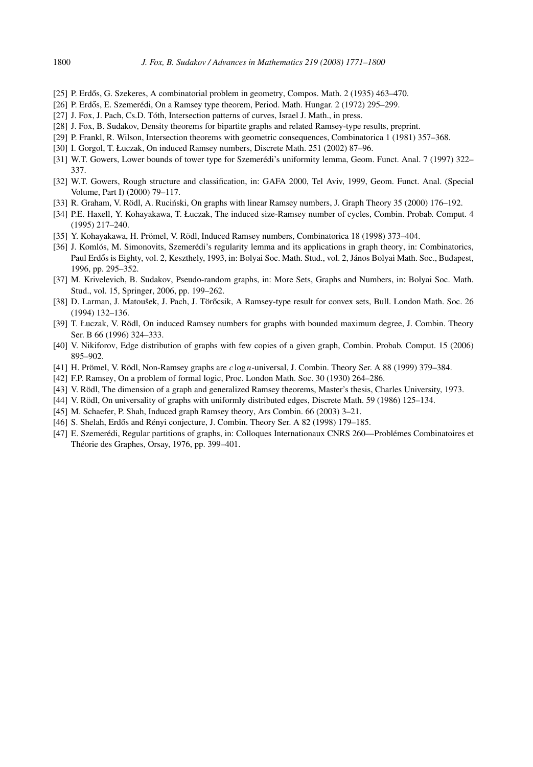[25] P. Erdős, G. Szekeres, A combinatorial problem in geometry, Compos. Math. 2 (1935) 463–470.

[26] P. Erdős, E. Szemerédi, On a Ramsey type theorem, Period. Math. Hungar. 2 (1972) 295–299.

[27] J. Fox, J. Pach, Cs.D. Tóth, Intersection patterns of curves, Israel J. Math., in press.

[28] J. Fox, B. Sudakov, Density theorems for bipartite graphs and related Ramsey-type results, preprint.

[29] P. Frankl, R. Wilson, Intersection theorems with geometric consequences, Combinatorica 1 (1981) 357–368.

[30] I. Gorgol, T. Łuczak, On induced Ramsey numbers, Discrete Math. 251 (2002) 87–96.

[31] W.T. Gowers, Lower bounds of tower type for Szemerédi's uniformity lemma, Geom. Funct. Anal. 7 (1997) 322–337.

[32] W.T. Gowers, Rough structure and classification, in: GAFA 2000, Tel Aviv, 1999, Geom. Funct. Anal. (Special Volume, Part I) (2000) 79–117.

[33] R. Graham, V. Rödl, A. Ruciński, On graphs with linear Ramsey numbers, J. Graph Theory 35 (2000) 176–192.

[34] P.E. Haxell, Y. Kohayakawa, T. Łuczak, The induced size-Ramsey number of cycles, Combin. Probab. Comput. 4 (1995) 217–240.

[35] Y. Kohayakawa, H. Prömel, V. Rödl, Induced Ramsey numbers, Combinatorica 18 (1998) 373–404.

[36] J. Komlós, M. Simonovits, Szemerédi's regularity lemma and its applications in graph theory, in: Combinatorics, Paul Erdős is Eighty, vol. 2, Keszthely, 1993, in: Bolyai Soc. Math. Stud., vol. 2, János Bolyai Math. Soc., Budapest, 1996, pp. 295–352.

[37] M. Krivelevich, B. Sudakov, Pseudo-random graphs, in: More Sets, Graphs and Numbers, in: Bolyai Soc. Math. Stud., vol. 15, Springer, 2006, pp. 199–262.

[38] D. Larman, J. Matoušek, J. Pach, J. Törőcsik, A Ramsey-type result for convex sets, Bull. London Math. Soc. 26 (1994) 132–136.

[39] T. Łuczak, V. Rödl, On induced Ramsey numbers for graphs with bounded maximum degree, J. Combin. Theory Ser. B 66 (1996) 324–333.

[40] V. Nikiforov, Edge distribution of graphs with few copies of a given graph, Combin. Probab. Comput. 15 (2006) 895–902.

[41] H. Prömel, V. Rödl, Non-Ramsey graphs are $c \log n$-universal, J. Combin. Theory Ser. A 88 (1999) 379–384.

[42] F.P. Ramsey, On a problem of formal logic, Proc. London Math. Soc. 30 (1930) 264–286.

[43] V. Rödl, The dimension of a graph and generalized Ramsey theorems, Master's thesis, Charles University, 1973.

[44] V. Rödl, On universality of graphs with uniformly distributed edges, Discrete Math. 59 (1986) 125–134.

[45] M. Schaefer, P. Shah, Induced graph Ramsey theory, Ars Combin. 66 (2003) 3–21.

[46] S. Shelah, Erdős and Rényi conjecture, J. Combin. Theory Ser. A 82 (1998) 179–185.

[47] E. Szemerédi, Regular partitions of graphs, in: Colloques Internationaux CNRS 260—Problémes Combinatoires et Théorie des Graphes, Orsay, 1976, pp. 399–401.